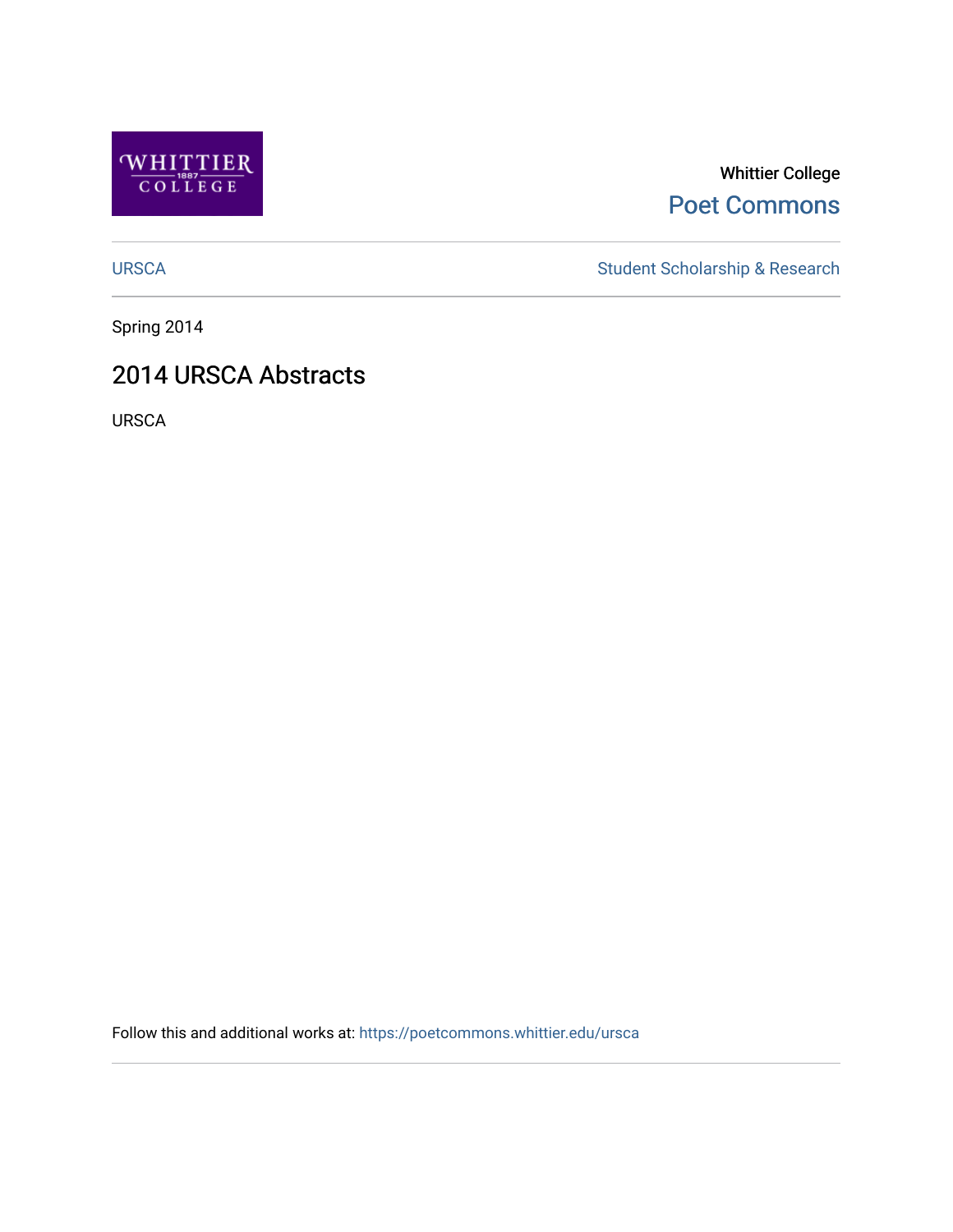Whittier College

Poet Commons

URSCA

Student Scholarship & Research

Spring 2014

# 2014 URSCA Abstracts

URSCA

Follow this and additional works at: https://poetcommons.whittier.edu/ursca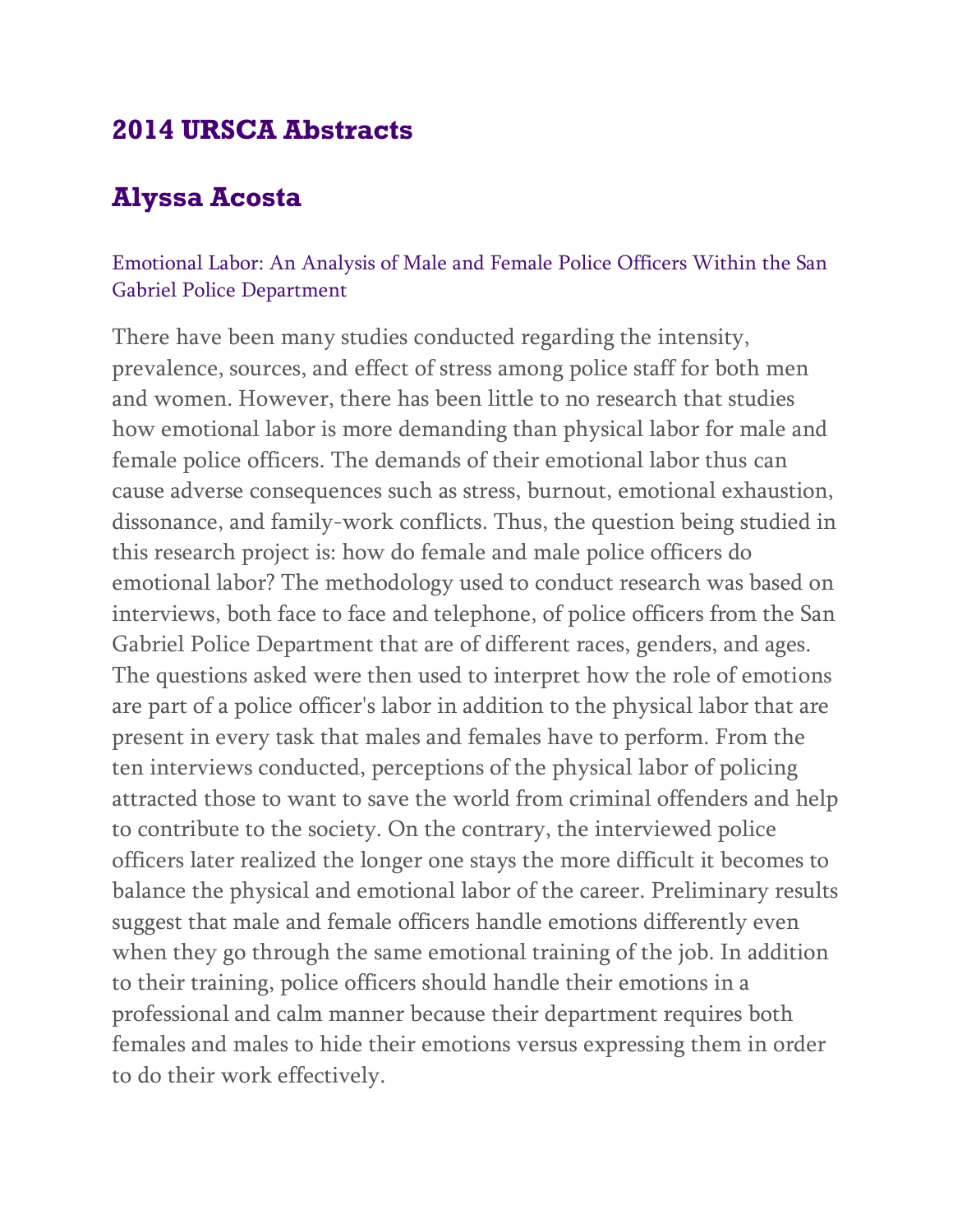## 2014 URSCA Abstracts

## Alyssa Acosta

### Emotional Labor: An Analysis of Male and Female Police Officers Within the San Gabriel Police Department

There have been many studies conducted regarding the intensity, prevalence, sources, and effect of stress among police staff for both men and women. However, there has been little to no research that studies how emotional labor is more demanding than physical labor for male and female police officers. The demands of their emotional labor thus can cause adverse consequences such as stress, burnout, emotional exhaustion, dissonance, and family-work conflicts. Thus, the question being studied in this research project is: how do female and male police officers do emotional labor? The methodology used to conduct research was based on interviews, both face to face and telephone, of police officers from the San Gabriel Police Department that are of different races, genders, and ages. The questions asked were then used to interpret how the role of emotions are part of a police officer's labor in addition to the physical labor that are present in every task that males and females have to perform. From the ten interviews conducted, perceptions of the physical labor of policing attracted those to want to save the world from criminal offenders and help to contribute to the society. On the contrary, the interviewed police officers later realized the longer one stays the more difficult it becomes to balance the physical and emotional labor of the career. Preliminary results suggest that male and female officers handle emotions differently even when they go through the same emotional training of the job. In addition to their training, police officers should handle their emotions in a professional and calm manner because their department requires both females and males to hide their emotions versus expressing them in order to do their work effectively.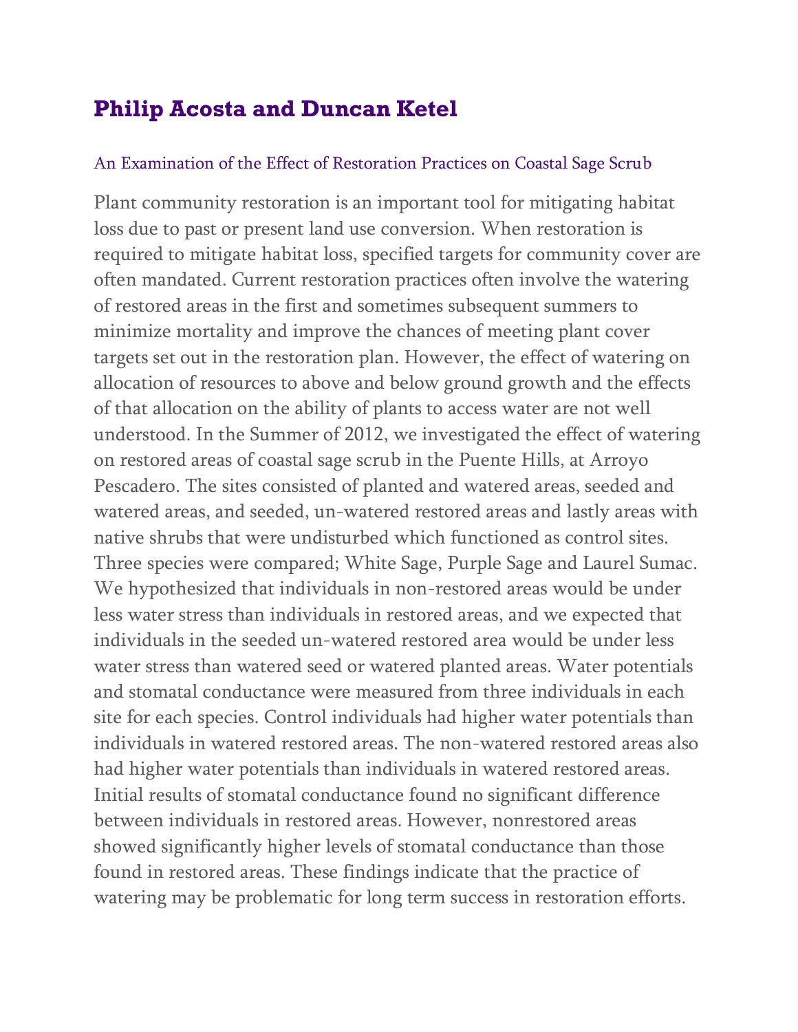## Philip Acosta and Duncan Ketel

### An Examination of the Effect of Restoration Practices on Coastal Sage Scrub

Plant community restoration is an important tool for mitigating habitat loss due to past or present land use conversion. When restoration is required to mitigate habitat loss, specified targets for community cover are often mandated. Current restoration practices often involve the watering of restored areas in the first and sometimes subsequent summers to minimize mortality and improve the chances of meeting plant cover targets set out in the restoration plan. However, the effect of watering on allocation of resources to above and below ground growth and the effects of that allocation on the ability of plants to access water are not well understood. In the Summer of 2012, we investigated the effect of watering on restored areas of coastal sage scrub in the Puente Hills, at Arroyo Pescadero. The sites consisted of planted and watered areas, seeded and watered areas, and seeded, un-watered restored areas and lastly areas with native shrubs that were undisturbed which functioned as control sites. Three species were compared; White Sage, Purple Sage and Laurel Sumac. We hypothesized that individuals in non-restored areas would be under less water stress than individuals in restored areas, and we expected that individuals in the seeded un-watered restored area would be under less water stress than watered seed or watered planted areas. Water potentials and stomatal conductance were measured from three individuals in each site for each species. Control individuals had higher water potentials than individuals in watered restored areas. The non-watered restored areas also had higher water potentials than individuals in watered restored areas. Initial results of stomatal conductance found no significant difference between individuals in restored areas. However, nonrestored areas showed significantly higher levels of stomatal conductance than those found in restored areas. These findings indicate that the practice of watering may be problematic for long term success in restoration efforts.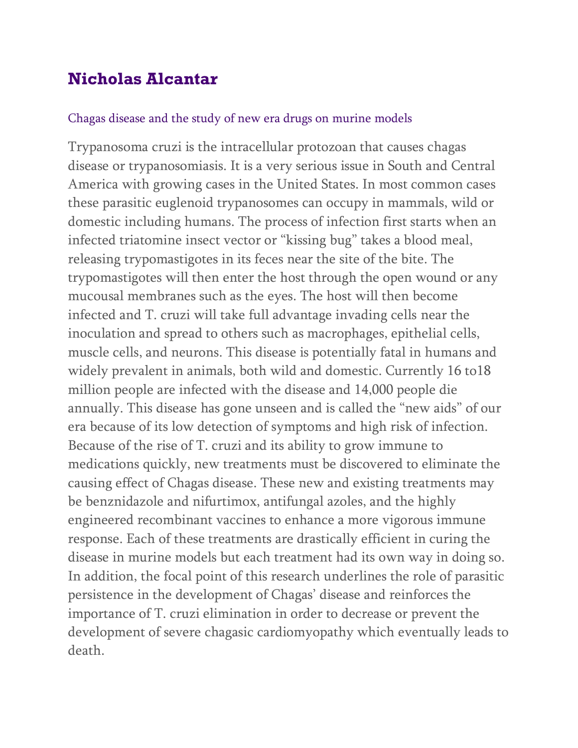## Nicholas Alcantar

### Chagas disease and the study of new era drugs on murine models

Trypanosoma cruzi is the intracellular protozoan that causes chagas disease or trypanosomiasis. It is a very serious issue in South and Central America with growing cases in the United States. In most common cases these parasitic euglenoid trypanosomes can occupy in mammals, wild or domestic including humans. The process of infection first starts when an infected triatomine insect vector or "kissing bug" takes a blood meal, releasing trypomastigotes in its feces near the site of the bite. The trypomastigotes will then enter the host through the open wound or any mucousal membranes such as the eyes. The host will then become infected and T. cruzi will take full advantage invading cells near the inoculation and spread to others such as macrophages, epithelial cells, muscle cells, and neurons. This disease is potentially fatal in humans and widely prevalent in animals, both wild and domestic. Currently 16 to18 million people are infected with the disease and 14,000 people die annually. This disease has gone unseen and is called the "new aids" of our era because of its low detection of symptoms and high risk of infection. Because of the rise of T. cruzi and its ability to grow immune to medications quickly, new treatments must be discovered to eliminate the causing effect of Chagas disease. These new and existing treatments may be benznidazole and nifurtimox, antifungal azoles, and the highly engineered recombinant vaccines to enhance a more vigorous immune response. Each of these treatments are drastically efficient in curing the disease in murine models but each treatment had its own way in doing so. In addition, the focal point of this research underlines the role of parasitic persistence in the development of Chagas' disease and reinforces the importance of T. cruzi elimination in order to decrease or prevent the development of severe chagasic cardiomyopathy which eventually leads to death.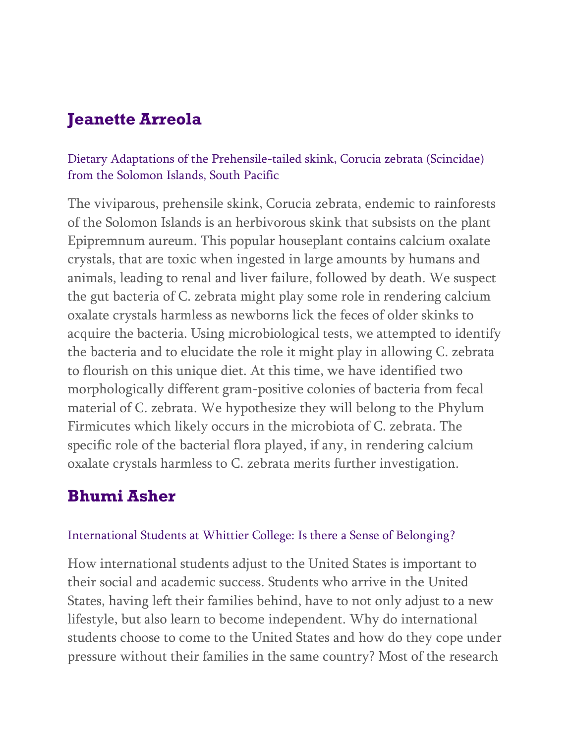## Jeanette Arreola

Dietary Adaptations of the Prehensile-tailed skink, Corucia zebrata (Scincidae) from the Solomon Islands, South Pacific

The viviparous, prehensile skink, Corucia zebrata, endemic to rainforests of the Solomon Islands is an herbivorous skink that subsists on the plant Epipremnum aureum. This popular houseplant contains calcium oxalate crystals, that are toxic when ingested in large amounts by humans and animals, leading to renal and liver failure, followed by death. We suspect the gut bacteria of C. zebrata might play some role in rendering calcium oxalate crystals harmless as newborns lick the feces of older skinks to acquire the bacteria. Using microbiological tests, we attempted to identify the bacteria and to elucidate the role it might play in allowing C. zebrata to flourish on this unique diet. At this time, we have identified two morphologically different gram-positive colonies of bacteria from fecal material of C. zebrata. We hypothesize they will belong to the Phylum Firmicutes which likely occurs in the microbiota of C. zebrata. The specific role of the bacterial flora played, if any, in rendering calcium oxalate crystals harmless to C. zebrata merits further investigation.

## Bhumi Asher

International Students at Whittier College: Is there a Sense of Belonging?

How international students adjust to the United States is important to their social and academic success. Students who arrive in the United States, having left their families behind, have to not only adjust to a new lifestyle, but also learn to become independent. Why do international students choose to come to the United States and how do they cope under pressure without their families in the same country? Most of the research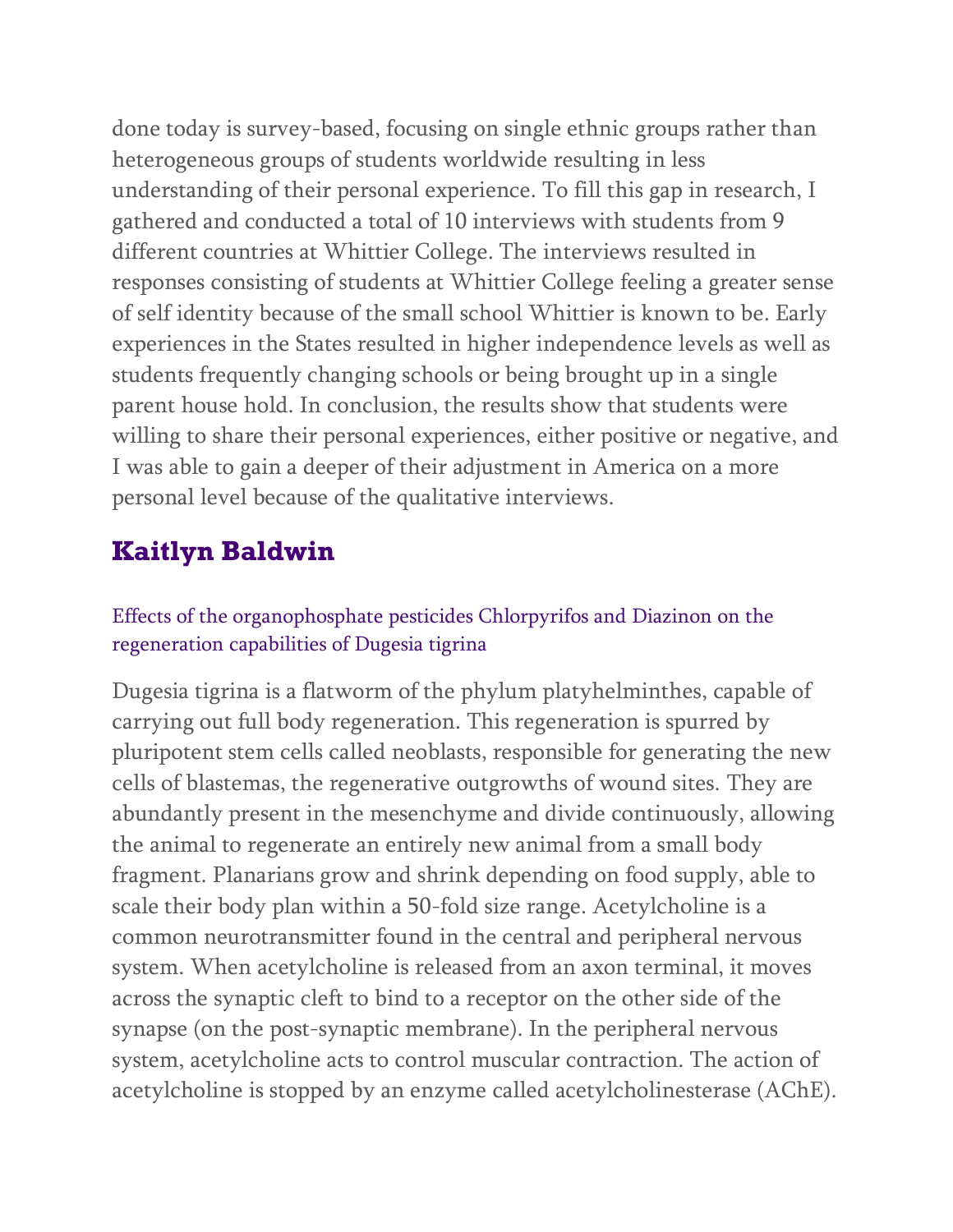done today is survey-based, focusing on single ethnic groups rather than heterogeneous groups of students worldwide resulting in less understanding of their personal experience. To fill this gap in research, I gathered and conducted a total of 10 interviews with students from 9 different countries at Whittier College. The interviews resulted in responses consisting of students at Whittier College feeling a greater sense of self identity because of the small school Whittier is known to be. Early experiences in the States resulted in higher independence levels as well as students frequently changing schools or being brought up in a single parent house hold. In conclusion, the results show that students were willing to share their personal experiences, either positive or negative, and I was able to gain a deeper of their adjustment in America on a more personal level because of the qualitative interviews.

## Kaitlyn Baldwin

### Effects of the organophosphate pesticides Chlorpyrifos and Diazinon on the regeneration capabilities of Dugesia tigrina

Dugesia tigrina is a flatworm of the phylum platyhelminthes, capable of carrying out full body regeneration. This regeneration is spurred by pluripotent stem cells called neoblasts, responsible for generating the new cells of blastemas, the regenerative outgrowths of wound sites. They are abundantly present in the mesenchyme and divide continuously, allowing the animal to regenerate an entirely new animal from a small body fragment. Planarians grow and shrink depending on food supply, able to scale their body plan within a 50-fold size range. Acetylcholine is a common neurotransmitter found in the central and peripheral nervous system. When acetylcholine is released from an axon terminal, it moves across the synaptic cleft to bind to a receptor on the other side of the synapse (on the post-synaptic membrane). In the peripheral nervous system, acetylcholine acts to control muscular contraction. The action of acetylcholine is stopped by an enzyme called acetylcholinesterase (AChE).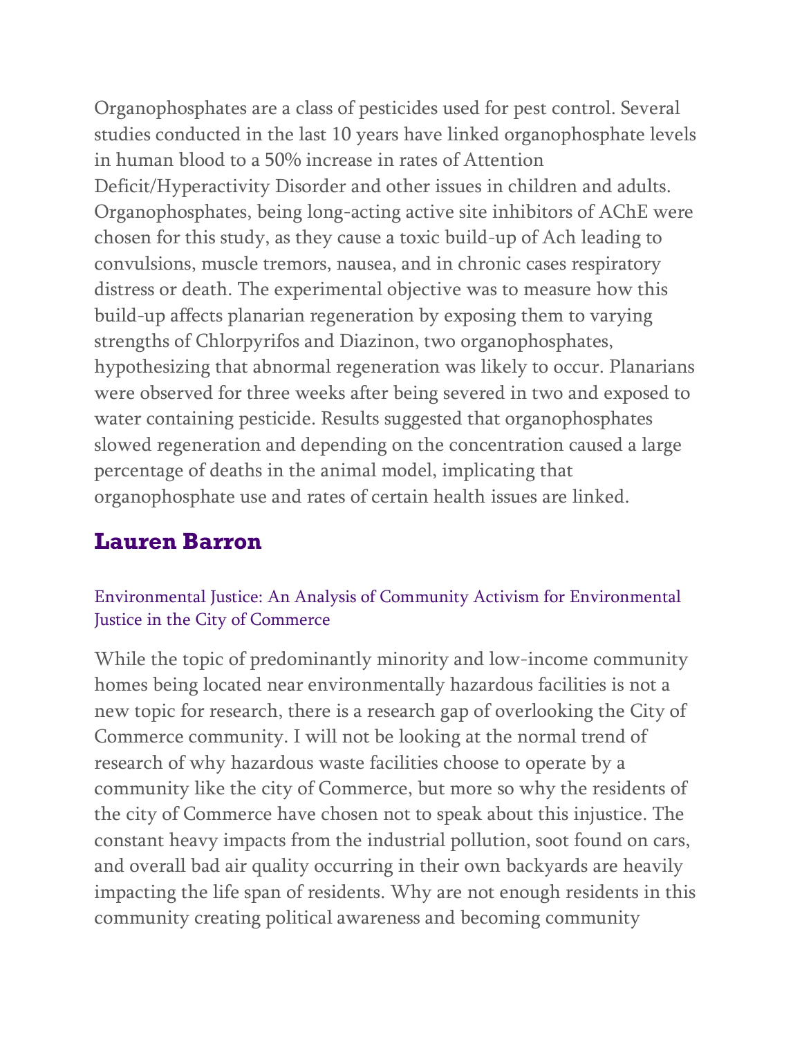Organophosphates are a class of pesticides used for pest control. Several studies conducted in the last 10 years have linked organophosphate levels in human blood to a 50% increase in rates of Attention Deficit/Hyperactivity Disorder and other issues in children and adults. Organophosphates, being long-acting active site inhibitors of AChE were chosen for this study, as they cause a toxic build-up of Ach leading to convulsions, muscle tremors, nausea, and in chronic cases respiratory distress or death. The experimental objective was to measure how this build-up affects planarian regeneration by exposing them to varying strengths of Chlorpyrifos and Diazinon, two organophosphates, hypothesizing that abnormal regeneration was likely to occur. Planarians were observed for three weeks after being severed in two and exposed to water containing pesticide. Results suggested that organophosphates slowed regeneration and depending on the concentration caused a large percentage of deaths in the animal model, implicating that organophosphate use and rates of certain health issues are linked.

## Lauren Barron

### Environmental Justice: An Analysis of Community Activism for Environmental Justice in the City of Commerce

While the topic of predominantly minority and low-income community homes being located near environmentally hazardous facilities is not a new topic for research, there is a research gap of overlooking the City of Commerce community. I will not be looking at the normal trend of research of why hazardous waste facilities choose to operate by a community like the city of Commerce, but more so why the residents of the city of Commerce have chosen not to speak about this injustice. The constant heavy impacts from the industrial pollution, soot found on cars, and overall bad air quality occurring in their own backyards are heavily impacting the life span of residents. Why are not enough residents in this community creating political awareness and becoming community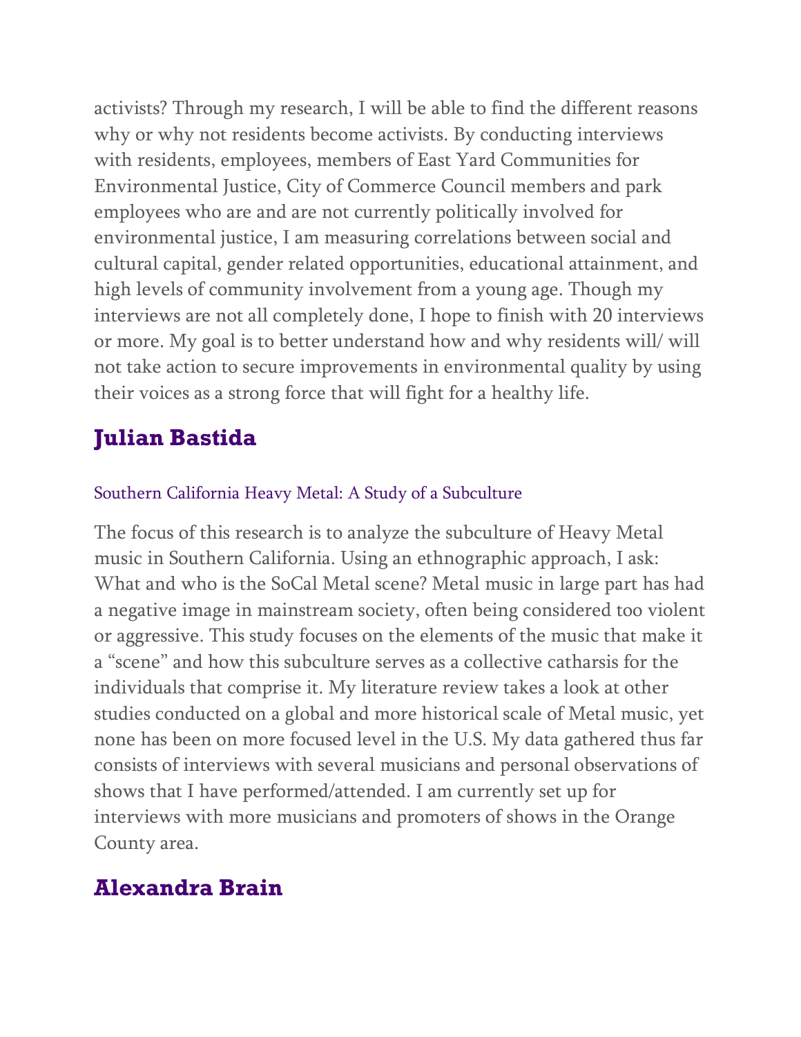activists? Through my research, I will be able to find the different reasons why or why not residents become activists. By conducting interviews with residents, employees, members of East Yard Communities for Environmental Justice, City of Commerce Council members and park employees who are and are not currently politically involved for environmental justice, I am measuring correlations between social and cultural capital, gender related opportunities, educational attainment, and high levels of community involvement from a young age. Though my interviews are not all completely done, I hope to finish with 20 interviews or more. My goal is to better understand how and why residents will/ will not take action to secure improvements in environmental quality by using their voices as a strong force that will fight for a healthy life.

## Julian Bastida

### Southern California Heavy Metal: A Study of a Subculture

The focus of this research is to analyze the subculture of Heavy Metal music in Southern California. Using an ethnographic approach, I ask: What and who is the SoCal Metal scene? Metal music in large part has had a negative image in mainstream society, often being considered too violent or aggressive. This study focuses on the elements of the music that make it a "scene" and how this subculture serves as a collective catharsis for the individuals that comprise it. My literature review takes a look at other studies conducted on a global and more historical scale of Metal music, yet none has been on more focused level in the U.S. My data gathered thus far consists of interviews with several musicians and personal observations of shows that I have performed/attended. I am currently set up for interviews with more musicians and promoters of shows in the Orange County area.

## Alexandra Brain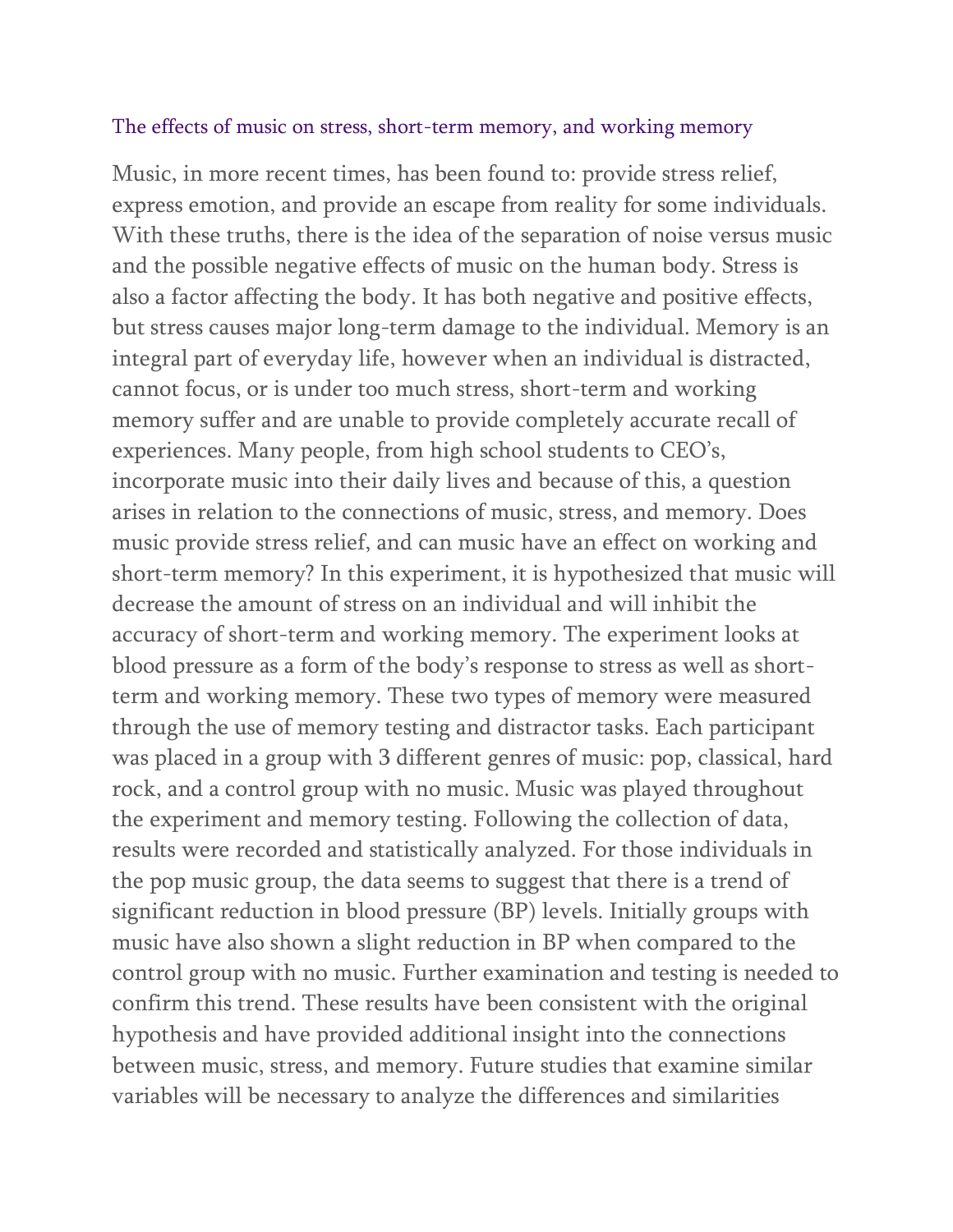### The effects of music on stress, short-term memory, and working memory

Music, in more recent times, has been found to: provide stress relief, express emotion, and provide an escape from reality for some individuals. With these truths, there is the idea of the separation of noise versus music and the possible negative effects of music on the human body. Stress is also a factor affecting the body. It has both negative and positive effects, but stress causes major long-term damage to the individual. Memory is an integral part of everyday life, however when an individual is distracted, cannot focus, or is under too much stress, short-term and working memory suffer and are unable to provide completely accurate recall of experiences. Many people, from high school students to CEO's, incorporate music into their daily lives and because of this, a question arises in relation to the connections of music, stress, and memory. Does music provide stress relief, and can music have an effect on working and short-term memory? In this experiment, it is hypothesized that music will decrease the amount of stress on an individual and will inhibit the accuracy of short-term and working memory. The experiment looks at blood pressure as a form of the body's response to stress as well as short-term and working memory. These two types of memory were measured through the use of memory testing and distractor tasks. Each participant was placed in a group with 3 different genres of music: pop, classical, hard rock, and a control group with no music. Music was played throughout the experiment and memory testing. Following the collection of data, results were recorded and statistically analyzed. For those individuals in the pop music group, the data seems to suggest that there is a trend of significant reduction in blood pressure (BP) levels. Initially groups with music have also shown a slight reduction in BP when compared to the control group with no music. Further examination and testing is needed to confirm this trend. These results have been consistent with the original hypothesis and have provided additional insight into the connections between music, stress, and memory. Future studies that examine similar variables will be necessary to analyze the differences and similarities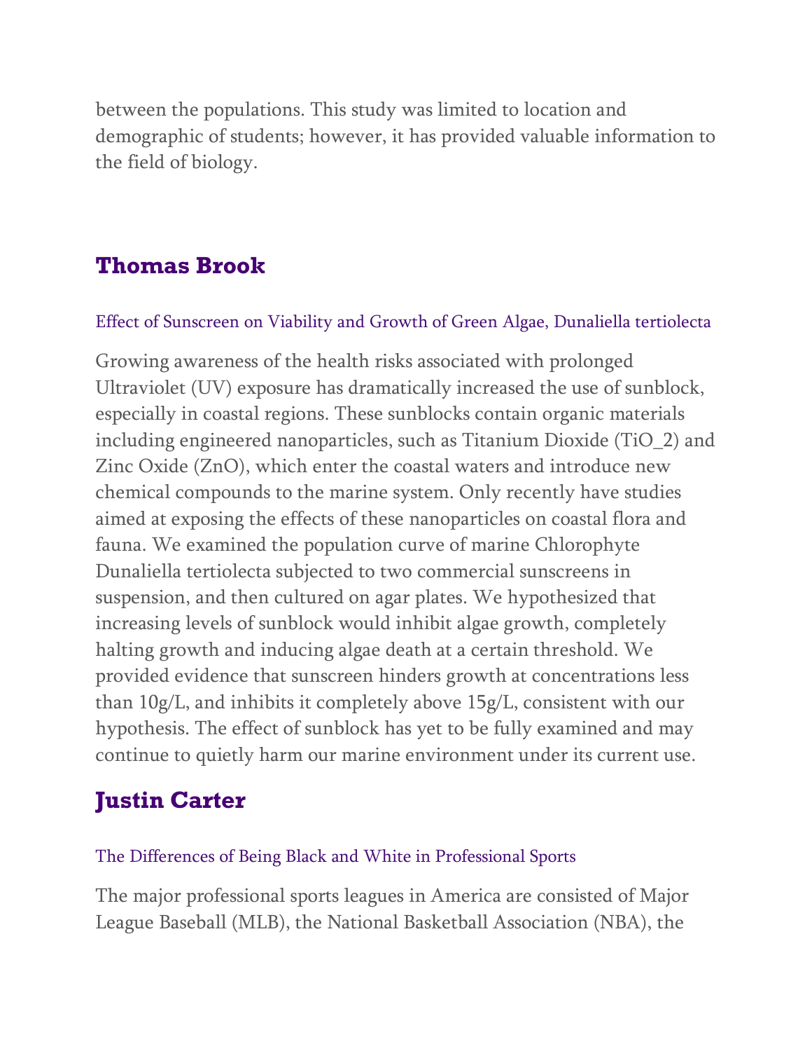between the populations. This study was limited to location and demographic of students; however, it has provided valuable information to the field of biology.

## Thomas Brook

### Effect of Sunscreen on Viability and Growth of Green Algae, Dunaliella tertiolecta

Growing awareness of the health risks associated with prolonged Ultraviolet (UV) exposure has dramatically increased the use of sunblock, especially in coastal regions. These sunblocks contain organic materials including engineered nanoparticles, such as Titanium Dioxide ($TiO_2$) and Zinc Oxide (ZnO), which enter the coastal waters and introduce new chemical compounds to the marine system. Only recently have studies aimed at exposing the effects of these nanoparticles on coastal flora and fauna. We examined the population curve of marine Chlorophyte Dunaliella tertiolecta subjected to two commercial sunscreens in suspension, and then cultured on agar plates. We hypothesized that increasing levels of sunblock would inhibit algae growth, completely halting growth and inducing algae death at a certain threshold. We provided evidence that sunscreen hinders growth at concentrations less than 10g/L, and inhibits it completely above 15g/L, consistent with our hypothesis. The effect of sunblock has yet to be fully examined and may continue to quietly harm our marine environment under its current use.

## Justin Carter

### The Differences of Being Black and White in Professional Sports

The major professional sports leagues in America are consisted of Major League Baseball (MLB), the National Basketball Association (NBA), the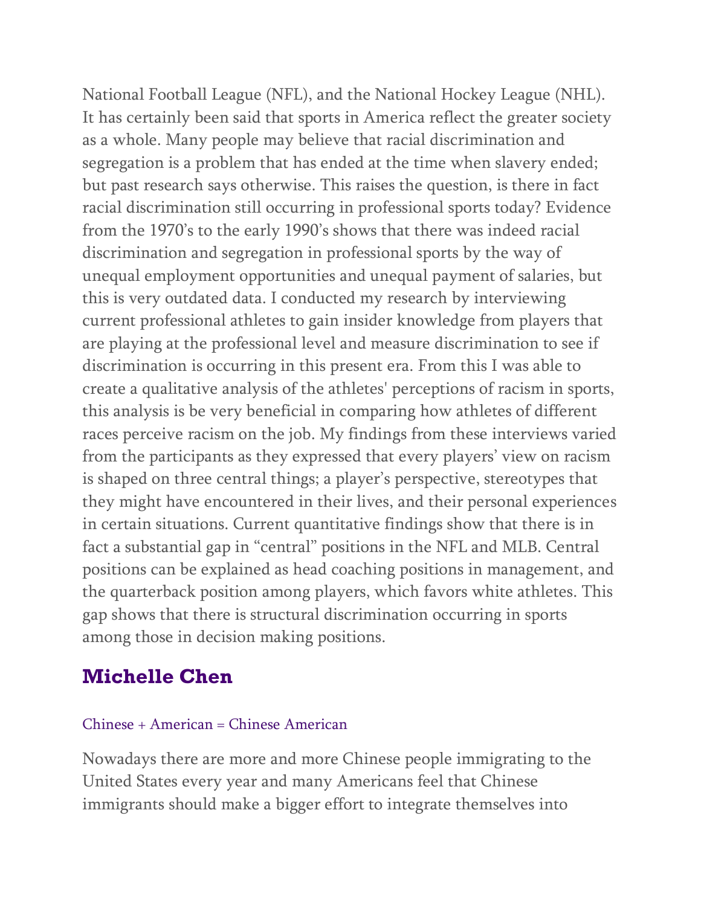National Football League (NFL), and the National Hockey League (NHL). It has certainly been said that sports in America reflect the greater society as a whole. Many people may believe that racial discrimination and segregation is a problem that has ended at the time when slavery ended; but past research says otherwise. This raises the question, is there in fact racial discrimination still occurring in professional sports today? Evidence from the 1970's to the early 1990's shows that there was indeed racial discrimination and segregation in professional sports by the way of unequal employment opportunities and unequal payment of salaries, but this is very outdated data. I conducted my research by interviewing current professional athletes to gain insider knowledge from players that are playing at the professional level and measure discrimination to see if discrimination is occurring in this present era. From this I was able to create a qualitative analysis of the athletes' perceptions of racism in sports, this analysis is be very beneficial in comparing how athletes of different races perceive racism on the job. My findings from these interviews varied from the participants as they expressed that every players' view on racism is shaped on three central things; a player's perspective, stereotypes that they might have encountered in their lives, and their personal experiences in certain situations. Current quantitative findings show that there is in fact a substantial gap in "central" positions in the NFL and MLB. Central positions can be explained as head coaching positions in management, and the quarterback position among players, which favors white athletes. This gap shows that there is structural discrimination occurring in sports among those in decision making positions.

## Michelle Chen

Chinese + American = Chinese American

Nowadays there are more and more Chinese people immigrating to the United States every year and many Americans feel that Chinese immigrants should make a bigger effort to integrate themselves into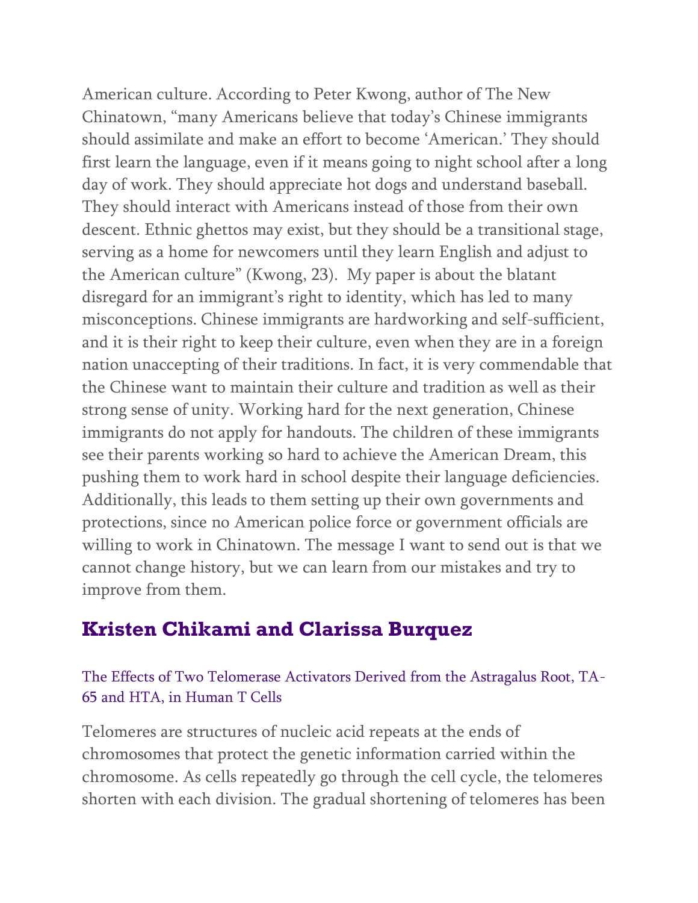American culture. According to Peter Kwong, author of The New Chinatown, "many Americans believe that today's Chinese immigrants should assimilate and make an effort to become 'American.' They should first learn the language, even if it means going to night school after a long day of work. They should appreciate hot dogs and understand baseball. They should interact with Americans instead of those from their own descent. Ethnic ghettos may exist, but they should be a transitional stage, serving as a home for newcomers until they learn English and adjust to the American culture" (Kwong, 23). My paper is about the blatant disregard for an immigrant's right to identity, which has led to many misconceptions. Chinese immigrants are hardworking and self-sufficient, and it is their right to keep their culture, even when they are in a foreign nation unaccepting of their traditions. In fact, it is very commendable that the Chinese want to maintain their culture and tradition as well as their strong sense of unity. Working hard for the next generation, Chinese immigrants do not apply for handouts. The children of these immigrants see their parents working so hard to achieve the American Dream, this pushing them to work hard in school despite their language deficiencies. Additionally, this leads to them setting up their own governments and protections, since no American police force or government officials are willing to work in Chinatown. The message I want to send out is that we cannot change history, but we can learn from our mistakes and try to improve from them.

## Kristen Chikami and Clarissa Burquez

### The Effects of Two Telomerase Activators Derived from the Astragalus Root, TA-65 and HTA, in Human T Cells

Telomeres are structures of nucleic acid repeats at the ends of chromosomes that protect the genetic information carried within the chromosome. As cells repeatedly go through the cell cycle, the telomeres shorten with each division. The gradual shortening of telomeres has been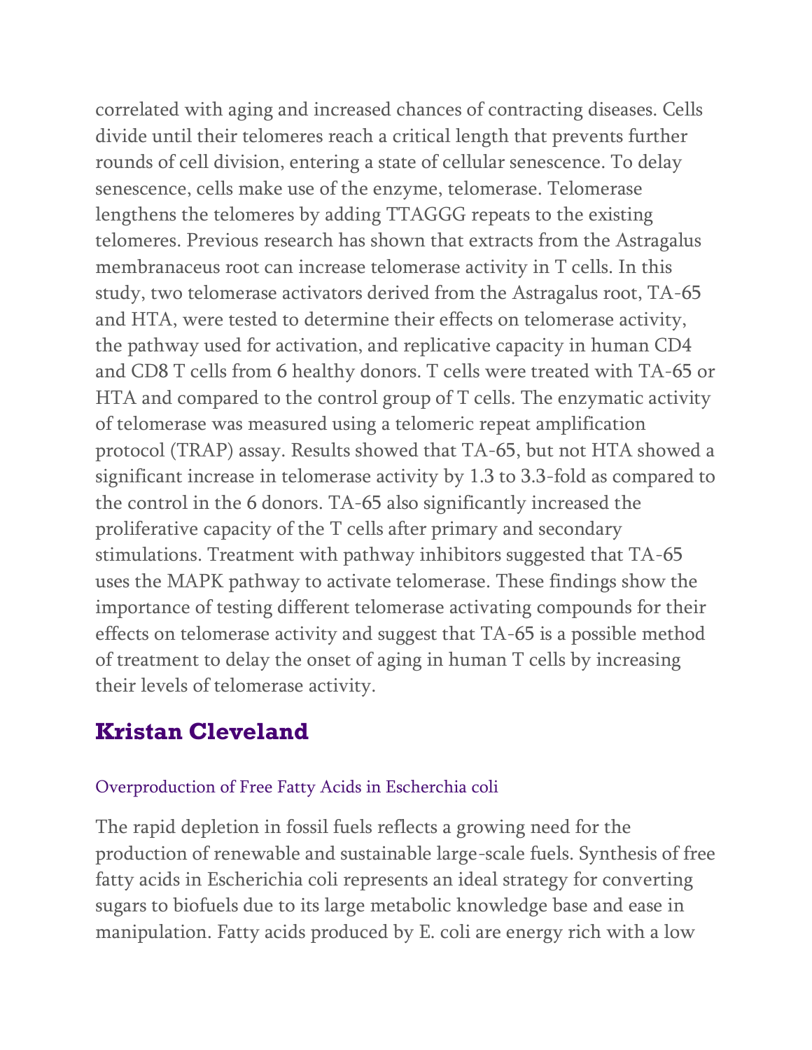correlated with aging and increased chances of contracting diseases. Cells divide until their telomeres reach a critical length that prevents further rounds of cell division, entering a state of cellular senescence. To delay senescence, cells make use of the enzyme, telomerase. Telomerase lengthens the telomeres by adding TTAGGG repeats to the existing telomeres. Previous research has shown that extracts from the Astragalus membranaceus root can increase telomerase activity in T cells. In this study, two telomerase activators derived from the Astragalus root, TA-65 and HTA, were tested to determine their effects on telomerase activity, the pathway used for activation, and replicative capacity in human CD4 and CD8 T cells from 6 healthy donors. T cells were treated with TA-65 or HTA and compared to the control group of T cells. The enzymatic activity of telomerase was measured using a telomeric repeat amplification protocol (TRAP) assay. Results showed that TA-65, but not HTA showed a significant increase in telomerase activity by 1.3 to 3.3-fold as compared to the control in the 6 donors. TA-65 also significantly increased the proliferative capacity of the T cells after primary and secondary stimulations. Treatment with pathway inhibitors suggested that TA-65 uses the MAPK pathway to activate telomerase. These findings show the importance of testing different telomerase activating compounds for their effects on telomerase activity and suggest that TA-65 is a possible method of treatment to delay the onset of aging in human T cells by increasing their levels of telomerase activity.

## Kristan Cleveland

### Overproduction of Free Fatty Acids in Escherchia coli

The rapid depletion in fossil fuels reflects a growing need for the production of renewable and sustainable large-scale fuels. Synthesis of free fatty acids in Escherichia coli represents an ideal strategy for converting sugars to biofuels due to its large metabolic knowledge base and ease in manipulation. Fatty acids produced by E. coli are energy rich with a low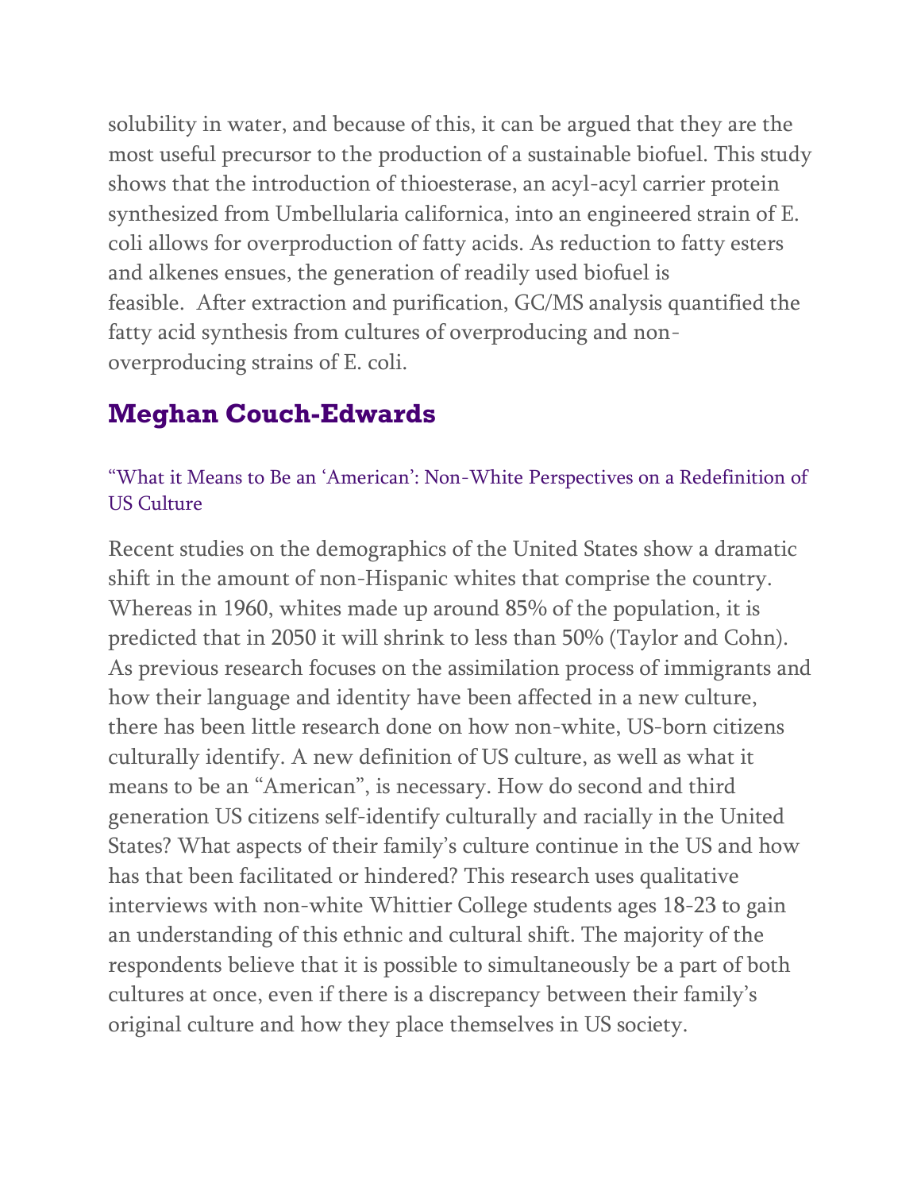solubility in water, and because of this, it can be argued that they are the most useful precursor to the production of a sustainable biofuel. This study shows that the introduction of thioesterase, an acyl-acyl carrier protein synthesized from Umbellularia californica, into an engineered strain of E. coli allows for overproduction of fatty acids. As reduction to fatty esters and alkenes ensues, the generation of readily used biofuel is feasible.  After extraction and purification, GC/MS analysis quantified the fatty acid synthesis from cultures of overproducing and non-overproducing strains of E. coli.

## Meghan Couch-Edwards

“What it Means to Be an ‘American’: Non-White Perspectives on a Redefinition of US Culture

Recent studies on the demographics of the United States show a dramatic shift in the amount of non-Hispanic whites that comprise the country. Whereas in 1960, whites made up around 85% of the population, it is predicted that in 2050 it will shrink to less than 50% (Taylor and Cohn). As previous research focuses on the assimilation process of immigrants and how their language and identity have been affected in a new culture, there has been little research done on how non-white, US-born citizens culturally identify. A new definition of US culture, as well as what it means to be an “American”, is necessary. How do second and third generation US citizens self-identify culturally and racially in the United States? What aspects of their family’s culture continue in the US and how has that been facilitated or hindered? This research uses qualitative interviews with non-white Whittier College students ages 18-23 to gain an understanding of this ethnic and cultural shift. The majority of the respondents believe that it is possible to simultaneously be a part of both cultures at once, even if there is a discrepancy between their family’s original culture and how they place themselves in US society.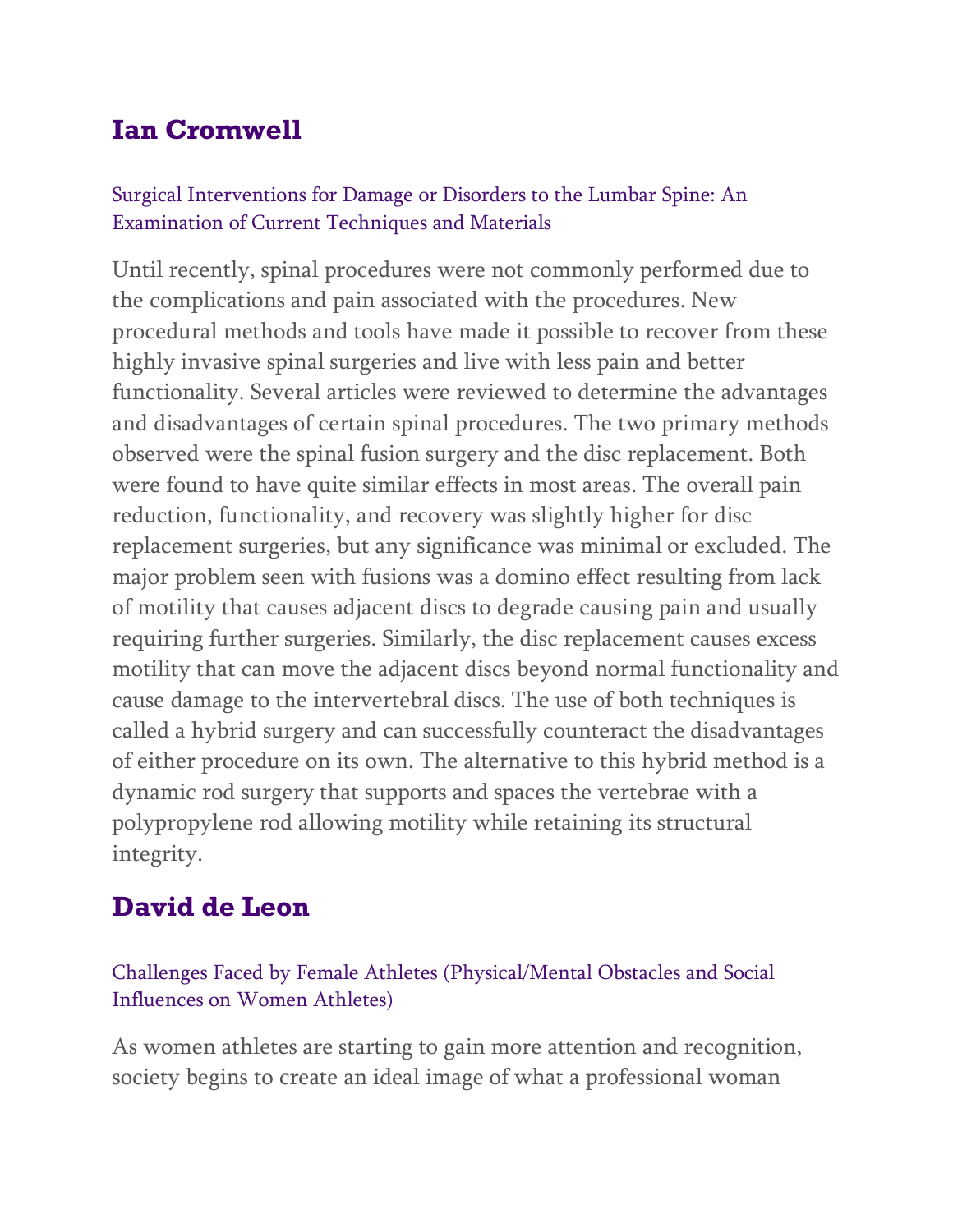## Ian Cromwell

Surgical Interventions for Damage or Disorders to the Lumbar Spine: An Examination of Current Techniques and Materials

Until recently, spinal procedures were not commonly performed due to the complications and pain associated with the procedures. New procedural methods and tools have made it possible to recover from these highly invasive spinal surgeries and live with less pain and better functionality. Several articles were reviewed to determine the advantages and disadvantages of certain spinal procedures. The two primary methods observed were the spinal fusion surgery and the disc replacement. Both were found to have quite similar effects in most areas. The overall pain reduction, functionality, and recovery was slightly higher for disc replacement surgeries, but any significance was minimal or excluded. The major problem seen with fusions was a domino effect resulting from lack of motility that causes adjacent discs to degrade causing pain and usually requiring further surgeries. Similarly, the disc replacement causes excess motility that can move the adjacent discs beyond normal functionality and cause damage to the intervertebral discs. The use of both techniques is called a hybrid surgery and can successfully counteract the disadvantages of either procedure on its own. The alternative to this hybrid method is a dynamic rod surgery that supports and spaces the vertebrae with a polypropylene rod allowing motility while retaining its structural integrity.

## David de Leon

Challenges Faced by Female Athletes (Physical/Mental Obstacles and Social Influences on Women Athletes)

As women athletes are starting to gain more attention and recognition, society begins to create an ideal image of what a professional woman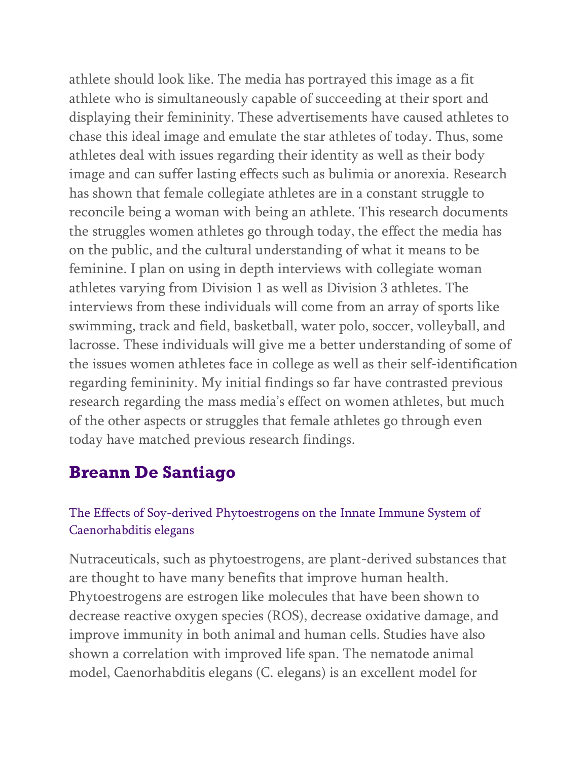athlete should look like. The media has portrayed this image as a fit athlete who is simultaneously capable of succeeding at their sport and displaying their femininity. These advertisements have caused athletes to chase this ideal image and emulate the star athletes of today. Thus, some athletes deal with issues regarding their identity as well as their body image and can suffer lasting effects such as bulimia or anorexia. Research has shown that female collegiate athletes are in a constant struggle to reconcile being a woman with being an athlete. This research documents the struggles women athletes go through today, the effect the media has on the public, and the cultural understanding of what it means to be feminine. I plan on using in depth interviews with collegiate woman athletes varying from Division 1 as well as Division 3 athletes. The interviews from these individuals will come from an array of sports like swimming, track and field, basketball, water polo, soccer, volleyball, and lacrosse. These individuals will give me a better understanding of some of the issues women athletes face in college as well as their self-identification regarding femininity. My initial findings so far have contrasted previous research regarding the mass media's effect on women athletes, but much of the other aspects or struggles that female athletes go through even today have matched previous research findings.

## Breann De Santiago

### The Effects of Soy-derived Phytoestrogens on the Innate Immune System of Caenorhabditis elegans

Nutraceuticals, such as phytoestrogens, are plant-derived substances that are thought to have many benefits that improve human health. Phytoestrogens are estrogen like molecules that have been shown to decrease reactive oxygen species (ROS), decrease oxidative damage, and improve immunity in both animal and human cells. Studies have also shown a correlation with improved life span. The nematode animal model, Caenorhabditis elegans (C. elegans) is an excellent model for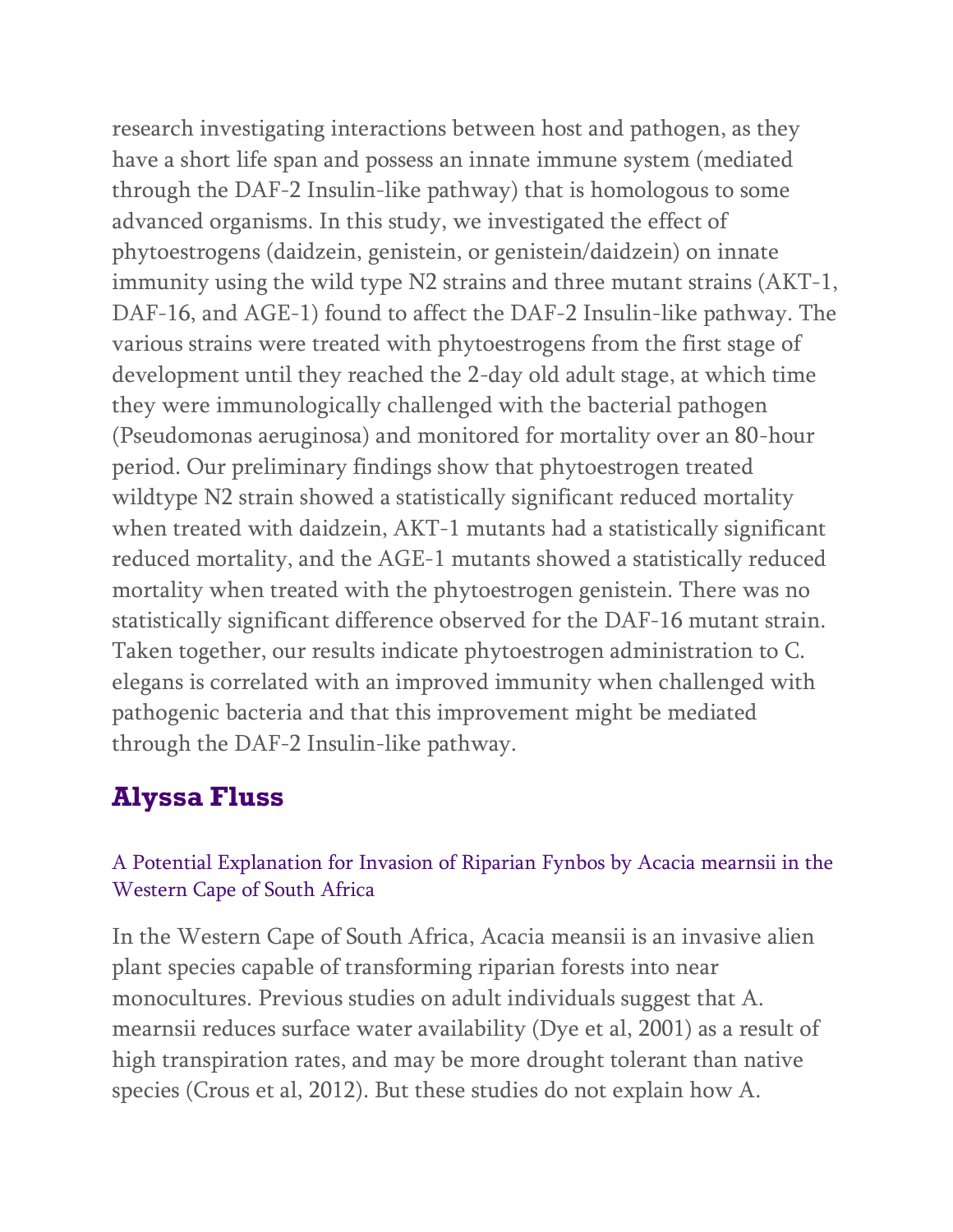research investigating interactions between host and pathogen, as they have a short life span and possess an innate immune system (mediated through the DAF-2 Insulin-like pathway) that is homologous to some advanced organisms. In this study, we investigated the effect of phytoestrogens (daidzein, genistein, or genistein/daidzein) on innate immunity using the wild type N2 strains and three mutant strains (AKT-1, DAF-16, and AGE-1) found to affect the DAF-2 Insulin-like pathway. The various strains were treated with phytoestrogens from the first stage of development until they reached the 2-day old adult stage, at which time they were immunologically challenged with the bacterial pathogen (Pseudomonas aeruginosa) and monitored for mortality over an 80-hour period. Our preliminary findings show that phytoestrogen treated wildtype N2 strain showed a statistically significant reduced mortality when treated with daidzein, AKT-1 mutants had a statistically significant reduced mortality, and the AGE-1 mutants showed a statistically reduced mortality when treated with the phytoestrogen genistein. There was no statistically significant difference observed for the DAF-16 mutant strain. Taken together, our results indicate phytoestrogen administration to C. elegans is correlated with an improved immunity when challenged with pathogenic bacteria and that this improvement might be mediated through the DAF-2 Insulin-like pathway.

## Alyssa Fluss

### A Potential Explanation for Invasion of Riparian Fynbos by Acacia mearnsii in the Western Cape of South Africa

In the Western Cape of South Africa, Acacia meansii is an invasive alien plant species capable of transforming riparian forests into near monocultures. Previous studies on adult individuals suggest that A. mearnsii reduces surface water availability (Dye et al, 2001) as a result of high transpiration rates, and may be more drought tolerant than native species (Crous et al, 2012). But these studies do not explain how A.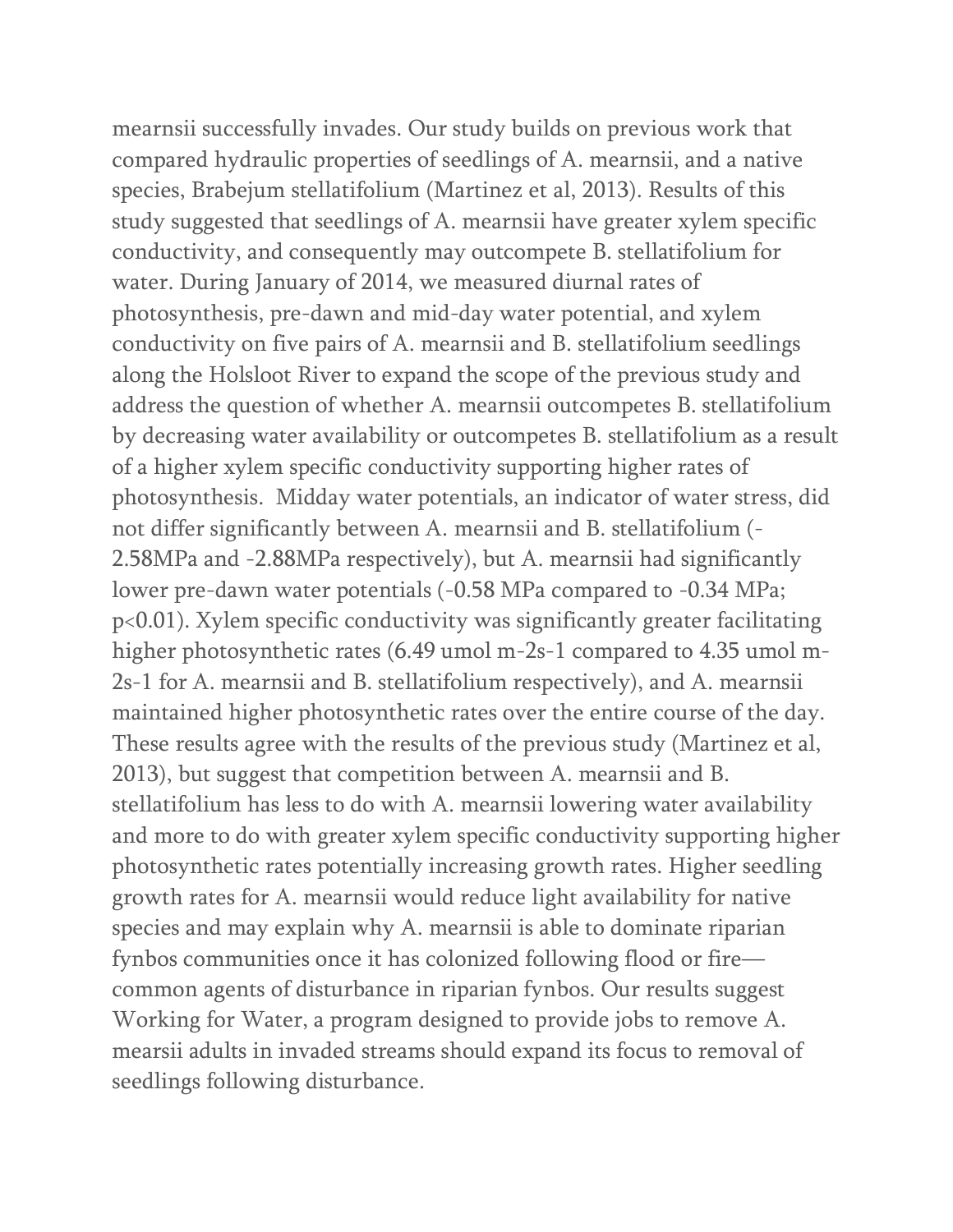mearnsii successfully invades. Our study builds on previous work that compared hydraulic properties of seedlings of A. mearnsii, and a native species, Brabejum stellatifolium (Martinez et al, 2013). Results of this study suggested that seedlings of A. mearnsii have greater xylem specific conductivity, and consequently may outcompete B. stellatifolium for water. During January of 2014, we measured diurnal rates of photosynthesis, pre-dawn and mid-day water potential, and xylem conductivity on five pairs of A. mearnsii and B. stellatifolium seedlings along the Holsloot River to expand the scope of the previous study and address the question of whether A. mearnsii outcompetes B. stellatifolium by decreasing water availability or outcompetes B. stellatifolium as a result of a higher xylem specific conductivity supporting higher rates of photosynthesis. Midday water potentials, an indicator of water stress, did not differ significantly between A. mearnsii and B. stellatifolium (-2.58MPa and -2.88MPa respectively), but A. mearnsii had significantly lower pre-dawn water potentials (-0.58 MPa compared to -0.34 MPa; $p<0.01$). Xylem specific conductivity was significantly greater facilitating higher photosynthetic rates (6.49 umol m-2s-1 compared to 4.35 umol m-2s-1 for A. mearnsii and B. stellatifolium respectively), and A. mearnsii maintained higher photosynthetic rates over the entire course of the day. These results agree with the results of the previous study (Martinez et al, 2013), but suggest that competition between A. mearnsii and B. stellatifolium has less to do with A. mearnsii lowering water availability and more to do with greater xylem specific conductivity supporting higher photosynthetic rates potentially increasing growth rates. Higher seedling growth rates for A. mearnsii would reduce light availability for native species and may explain why A. mearnsii is able to dominate riparian fynbos communities once it has colonized following flood or fire—common agents of disturbance in riparian fynbos. Our results suggest Working for Water, a program designed to provide jobs to remove A. mearsii adults in invaded streams should expand its focus to removal of seedlings following disturbance.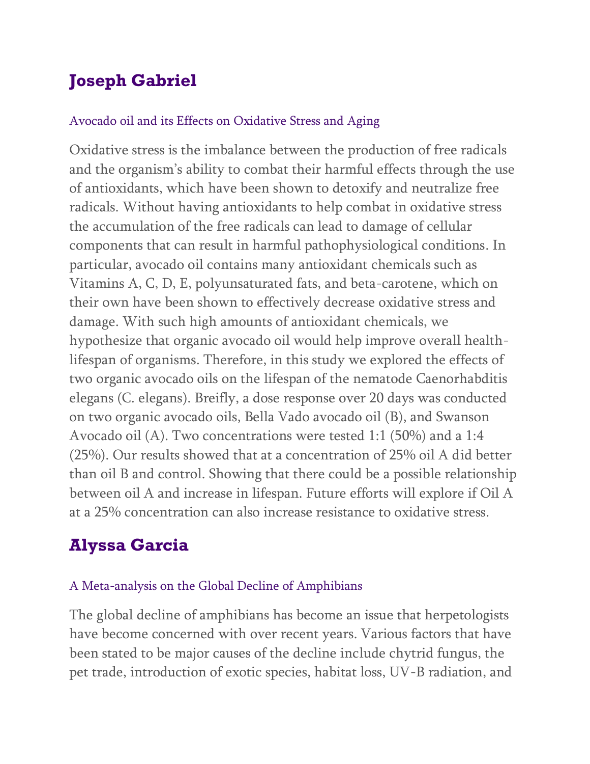## Joseph Gabriel

### Avocado oil and its Effects on Oxidative Stress and Aging

Oxidative stress is the imbalance between the production of free radicals and the organism's ability to combat their harmful effects through the use of antioxidants, which have been shown to detoxify and neutralize free radicals. Without having antioxidants to help combat in oxidative stress the accumulation of the free radicals can lead to damage of cellular components that can result in harmful pathophysiological conditions. In particular, avocado oil contains many antioxidant chemicals such as Vitamins A, C, D, E, polyunsaturated fats, and beta-carotene, which on their own have been shown to effectively decrease oxidative stress and damage. With such high amounts of antioxidant chemicals, we hypothesize that organic avocado oil would help improve overall health-lifespan of organisms. Therefore, in this study we explored the effects of two organic avocado oils on the lifespan of the nematode Caenorhabditis elegans (C. elegans). Breifly, a dose response over 20 days was conducted on two organic avocado oils, Bella Vado avocado oil (B), and Swanson Avocado oil (A). Two concentrations were tested 1:1 (50%) and a 1:4 (25%). Our results showed that at a concentration of 25% oil A did better than oil B and control. Showing that there could be a possible relationship between oil A and increase in lifespan. Future efforts will explore if Oil A at a 25% concentration can also increase resistance to oxidative stress.

## Alyssa Garcia

### A Meta-analysis on the Global Decline of Amphibians

The global decline of amphibians has become an issue that herpetologists have become concerned with over recent years. Various factors that have been stated to be major causes of the decline include chytrid fungus, the pet trade, introduction of exotic species, habitat loss, UV-B radiation, and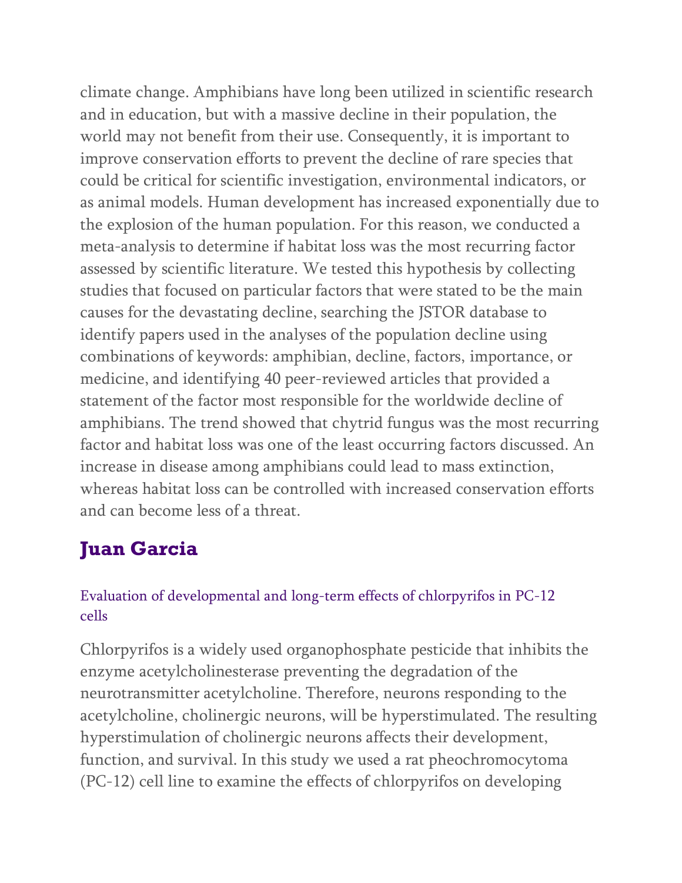climate change. Amphibians have long been utilized in scientific research and in education, but with a massive decline in their population, the world may not benefit from their use. Consequently, it is important to improve conservation efforts to prevent the decline of rare species that could be critical for scientific investigation, environmental indicators, or as animal models. Human development has increased exponentially due to the explosion of the human population. For this reason, we conducted a meta-analysis to determine if habitat loss was the most recurring factor assessed by scientific literature. We tested this hypothesis by collecting studies that focused on particular factors that were stated to be the main causes for the devastating decline, searching the JSTOR database to identify papers used in the analyses of the population decline using combinations of keywords: amphibian, decline, factors, importance, or medicine, and identifying 40 peer-reviewed articles that provided a statement of the factor most responsible for the worldwide decline of amphibians. The trend showed that chytrid fungus was the most recurring factor and habitat loss was one of the least occurring factors discussed. An increase in disease among amphibians could lead to mass extinction, whereas habitat loss can be controlled with increased conservation efforts and can become less of a threat.

## Juan Garcia

### Evaluation of developmental and long-term effects of chlorpyrifos in PC-12 cells

Chlorpyrifos is a widely used organophosphate pesticide that inhibits the enzyme acetylcholinesterase preventing the degradation of the neurotransmitter acetylcholine. Therefore, neurons responding to the acetylcholine, cholinergic neurons, will be hyperstimulated. The resulting hyperstimulation of cholinergic neurons affects their development, function, and survival. In this study we used a rat pheochromocytoma (PC-12) cell line to examine the effects of chlorpyrifos on developing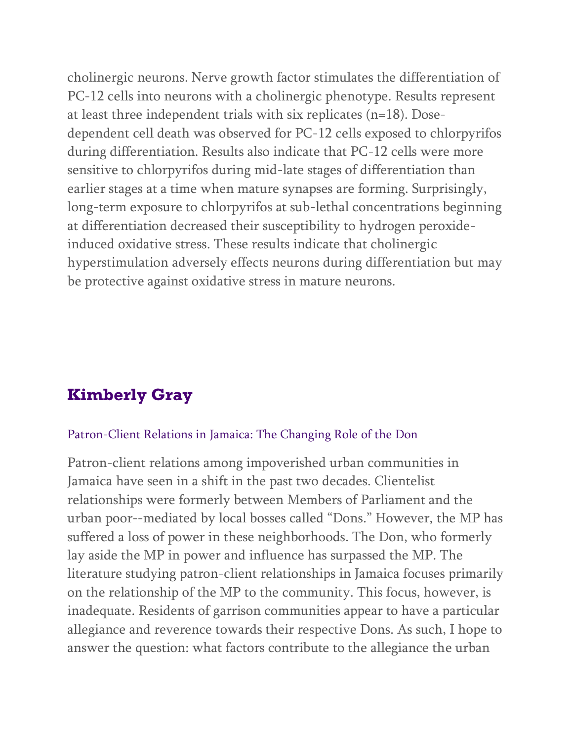cholinergic neurons. Nerve growth factor stimulates the differentiation of PC-12 cells into neurons with a cholinergic phenotype. Results represent at least three independent trials with six replicates (n=18). Dose-dependent cell death was observed for PC-12 cells exposed to chlorpyrifos during differentiation. Results also indicate that PC-12 cells were more sensitive to chlorpyrifos during mid-late stages of differentiation than earlier stages at a time when mature synapses are forming. Surprisingly, long-term exposure to chlorpyrifos at sub-lethal concentrations beginning at differentiation decreased their susceptibility to hydrogen peroxide-induced oxidative stress. These results indicate that cholinergic hyperstimulation adversely effects neurons during differentiation but may be protective against oxidative stress in mature neurons.

## Kimberly Gray

### Patron-Client Relations in Jamaica: The Changing Role of the Don

Patron-client relations among impoverished urban communities in Jamaica have seen in a shift in the past two decades. Clientelist relationships were formerly between Members of Parliament and the urban poor--mediated by local bosses called "Dons." However, the MP has suffered a loss of power in these neighborhoods. The Don, who formerly lay aside the MP in power and influence has surpassed the MP. The literature studying patron-client relationships in Jamaica focuses primarily on the relationship of the MP to the community. This focus, however, is inadequate. Residents of garrison communities appear to have a particular allegiance and reverence towards their respective Dons. As such, I hope to answer the question: what factors contribute to the allegiance the urban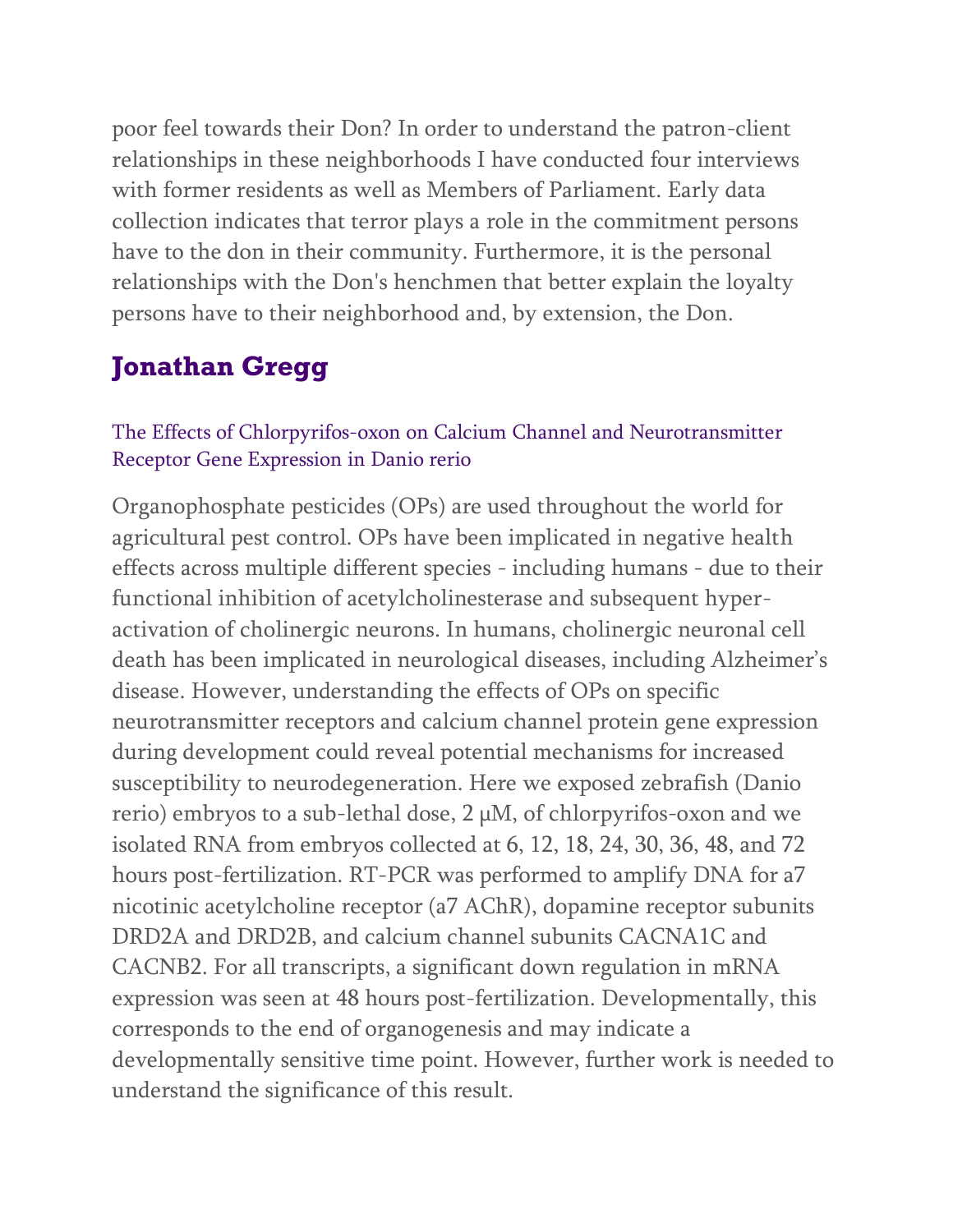poor feel towards their Don? In order to understand the patron-client relationships in these neighborhoods I have conducted four interviews with former residents as well as Members of Parliament. Early data collection indicates that terror plays a role in the commitment persons have to the don in their community. Furthermore, it is the personal relationships with the Don's henchmen that better explain the loyalty persons have to their neighborhood and, by extension, the Don.

## Jonathan Gregg

### The Effects of Chlorpyrifos-oxon on Calcium Channel and Neurotransmitter Receptor Gene Expression in Danio rerio

Organophosphate pesticides (OPs) are used throughout the world for agricultural pest control. OPs have been implicated in negative health effects across multiple different species - including humans - due to their functional inhibition of acetylcholinesterase and subsequent hyper-activation of cholinergic neurons. In humans, cholinergic neuronal cell death has been implicated in neurological diseases, including Alzheimer's disease. However, understanding the effects of OPs on specific neurotransmitter receptors and calcium channel protein gene expression during development could reveal potential mechanisms for increased susceptibility to neurodegeneration. Here we exposed zebrafish (Danio rerio) embryos to a sub-lethal dose, 2 μM, of chlorpyrifos-oxon and we isolated RNA from embryos collected at 6, 12, 18, 24, 30, 36, 48, and 72 hours post-fertilization. RT-PCR was performed to amplify DNA for a7 nicotinic acetylcholine receptor (a7 AChR), dopamine receptor subunits DRD2A and DRD2B, and calcium channel subunits CACNA1C and CACNB2. For all transcripts, a significant down regulation in mRNA expression was seen at 48 hours post-fertilization. Developmentally, this corresponds to the end of organogenesis and may indicate a developmentally sensitive time point. However, further work is needed to understand the significance of this result.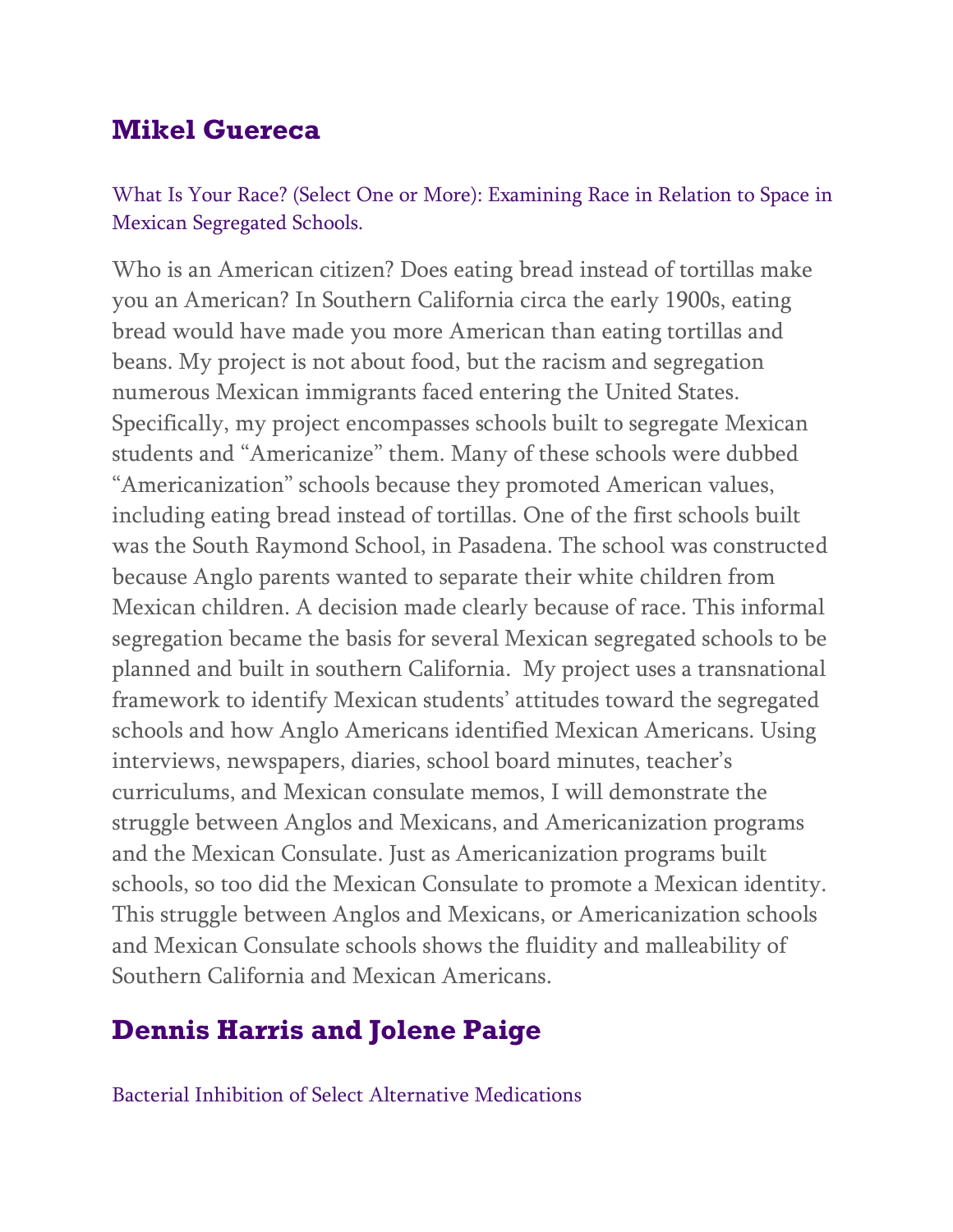## Mikel Guereca

What Is Your Race? (Select One or More): Examining Race in Relation to Space in Mexican Segregated Schools.

Who is an American citizen? Does eating bread instead of tortillas make you an American? In Southern California circa the early 1900s, eating bread would have made you more American than eating tortillas and beans. My project is not about food, but the racism and segregation numerous Mexican immigrants faced entering the United States. Specifically, my project encompasses schools built to segregate Mexican students and "Americanize" them. Many of these schools were dubbed "Americanization" schools because they promoted American values, including eating bread instead of tortillas. One of the first schools built was the South Raymond School, in Pasadena. The school was constructed because Anglo parents wanted to separate their white children from Mexican children. A decision made clearly because of race. This informal segregation became the basis for several Mexican segregated schools to be planned and built in southern California. My project uses a transnational framework to identify Mexican students' attitudes toward the segregated schools and how Anglo Americans identified Mexican Americans. Using interviews, newspapers, diaries, school board minutes, teacher's curriculums, and Mexican consulate memos, I will demonstrate the struggle between Anglos and Mexicans, and Americanization programs and the Mexican Consulate. Just as Americanization programs built schools, so too did the Mexican Consulate to promote a Mexican identity. This struggle between Anglos and Mexicans, or Americanization schools and Mexican Consulate schools shows the fluidity and malleability of Southern California and Mexican Americans.

## Dennis Harris and Jolene Paige

Bacterial Inhibition of Select Alternative Medications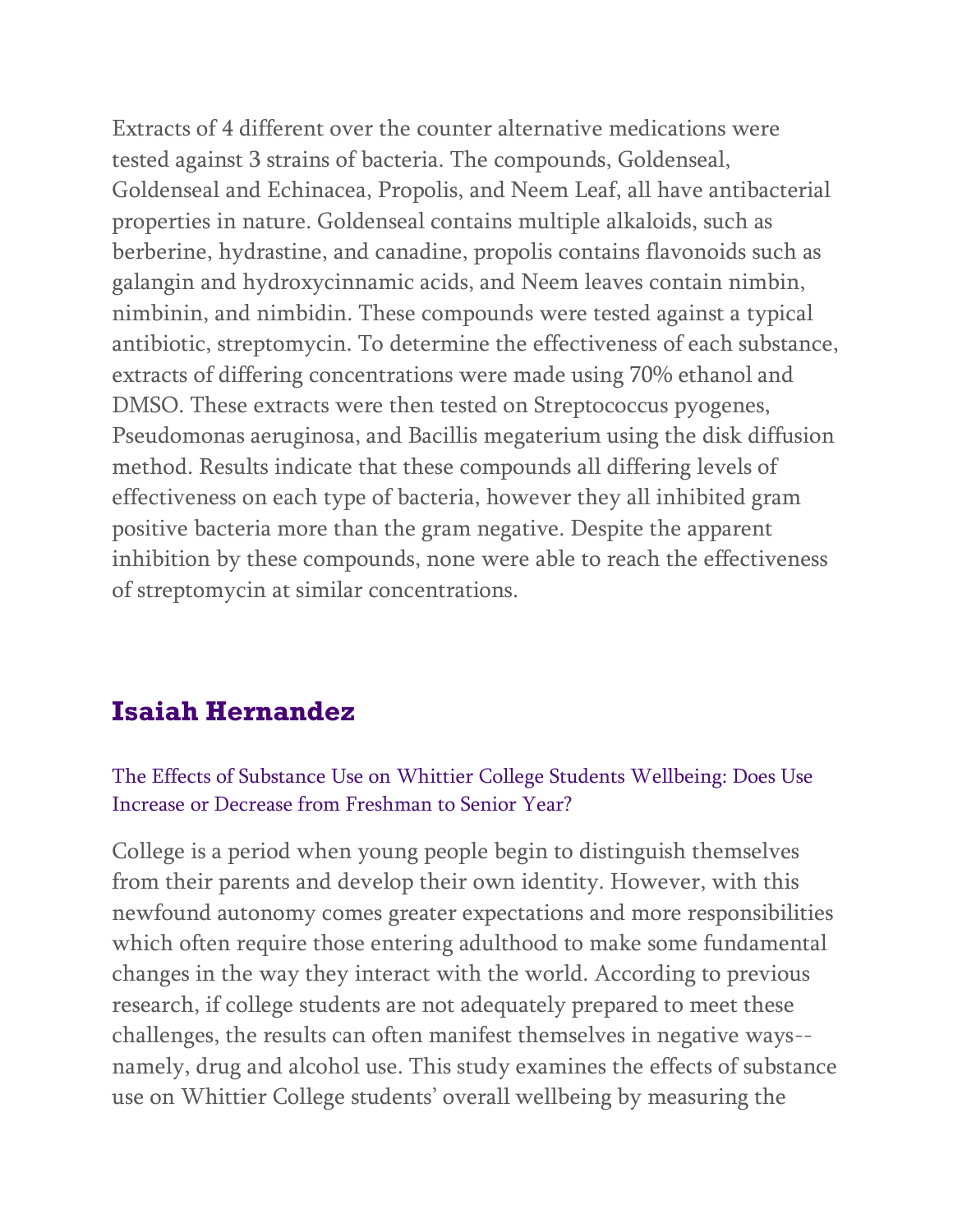Extracts of 4 different over the counter alternative medications were tested against 3 strains of bacteria. The compounds, Goldenseal, Goldenseal and Echinacea, Propolis, and Neem Leaf, all have antibacterial properties in nature. Goldenseal contains multiple alkaloids, such as berberine, hydrastine, and canadine, propolis contains flavonoids such as galangin and hydroxycinnamic acids, and Neem leaves contain nimbin, nimbinin, and nimbidin. These compounds were tested against a typical antibiotic, streptomycin. To determine the effectiveness of each substance, extracts of differing concentrations were made using 70% ethanol and DMSO. These extracts were then tested on Streptococcus pyogenes, Pseudomonas aeruginosa, and Bacillis megaterium using the disk diffusion method. Results indicate that these compounds all differing levels of effectiveness on each type of bacteria, however they all inhibited gram positive bacteria more than the gram negative. Despite the apparent inhibition by these compounds, none were able to reach the effectiveness of streptomycin at similar concentrations.

## Isaiah Hernandez

### The Effects of Substance Use on Whittier College Students Wellbeing: Does Use Increase or Decrease from Freshman to Senior Year?

College is a period when young people begin to distinguish themselves from their parents and develop their own identity. However, with this newfound autonomy comes greater expectations and more responsibilities which often require those entering adulthood to make some fundamental changes in the way they interact with the world. According to previous research, if college students are not adequately prepared to meet these challenges, the results can often manifest themselves in negative ways--namely, drug and alcohol use. This study examines the effects of substance use on Whittier College students' overall wellbeing by measuring the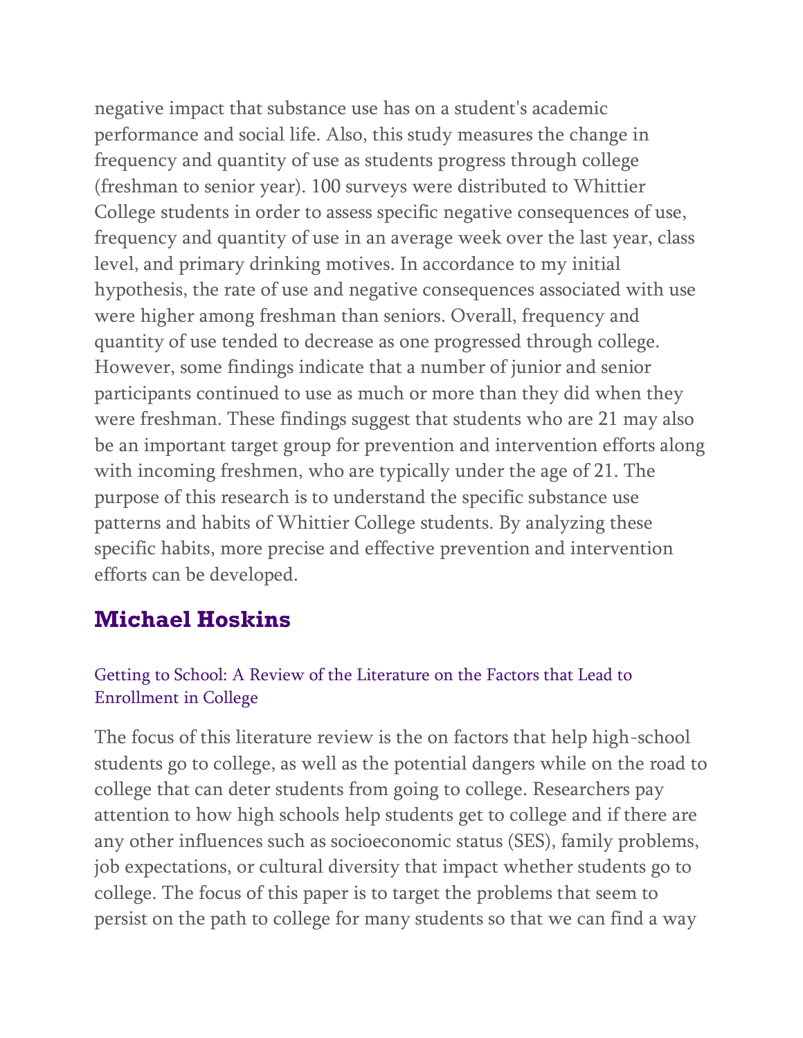negative impact that substance use has on a student's academic performance and social life. Also, this study measures the change in frequency and quantity of use as students progress through college (freshman to senior year). 100 surveys were distributed to Whittier College students in order to assess specific negative consequences of use, frequency and quantity of use in an average week over the last year, class level, and primary drinking motives. In accordance to my initial hypothesis, the rate of use and negative consequences associated with use were higher among freshman than seniors. Overall, frequency and quantity of use tended to decrease as one progressed through college. However, some findings indicate that a number of junior and senior participants continued to use as much or more than they did when they were freshman. These findings suggest that students who are 21 may also be an important target group for prevention and intervention efforts along with incoming freshmen, who are typically under the age of 21. The purpose of this research is to understand the specific substance use patterns and habits of Whittier College students. By analyzing these specific habits, more precise and effective prevention and intervention efforts can be developed.

## Michael Hoskins

### Getting to School: A Review of the Literature on the Factors that Lead to Enrollment in College

The focus of this literature review is the on factors that help high-school students go to college, as well as the potential dangers while on the road to college that can deter students from going to college. Researchers pay attention to how high schools help students get to college and if there are any other influences such as socioeconomic status (SES), family problems, job expectations, or cultural diversity that impact whether students go to college. The focus of this paper is to target the problems that seem to persist on the path to college for many students so that we can find a way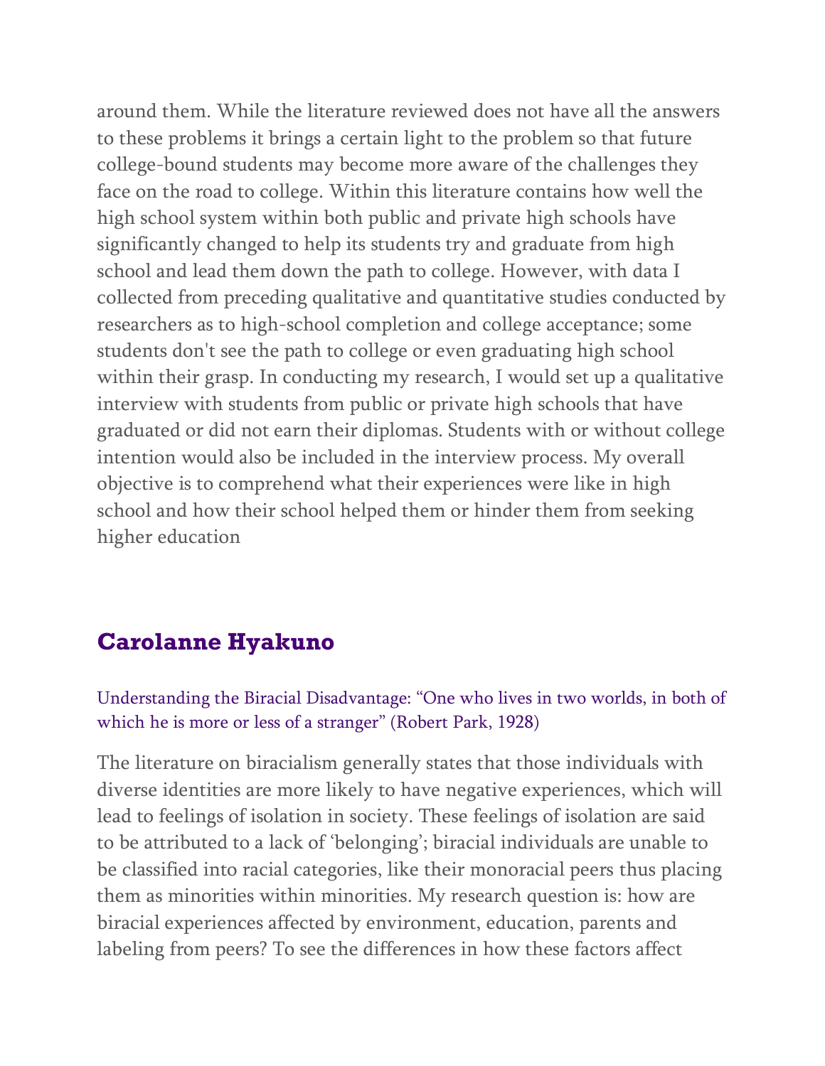around them. While the literature reviewed does not have all the answers to these problems it brings a certain light to the problem so that future college-bound students may become more aware of the challenges they face on the road to college. Within this literature contains how well the high school system within both public and private high schools have significantly changed to help its students try and graduate from high school and lead them down the path to college. However, with data I collected from preceding qualitative and quantitative studies conducted by researchers as to high-school completion and college acceptance; some students don't see the path to college or even graduating high school within their grasp. In conducting my research, I would set up a qualitative interview with students from public or private high schools that have graduated or did not earn their diplomas. Students with or without college intention would also be included in the interview process. My overall objective is to comprehend what their experiences were like in high school and how their school helped them or hinder them from seeking higher education

## Carolanne Hyakuno

### Understanding the Biracial Disadvantage: “One who lives in two worlds, in both of which he is more or less of a stranger” (Robert Park, 1928)

The literature on biracialism generally states that those individuals with diverse identities are more likely to have negative experiences, which will lead to feelings of isolation in society. These feelings of isolation are said to be attributed to a lack of ‘belonging’; biracial individuals are unable to be classified into racial categories, like their monoracial peers thus placing them as minorities within minorities. My research question is: how are biracial experiences affected by environment, education, parents and labeling from peers? To see the differences in how these factors affect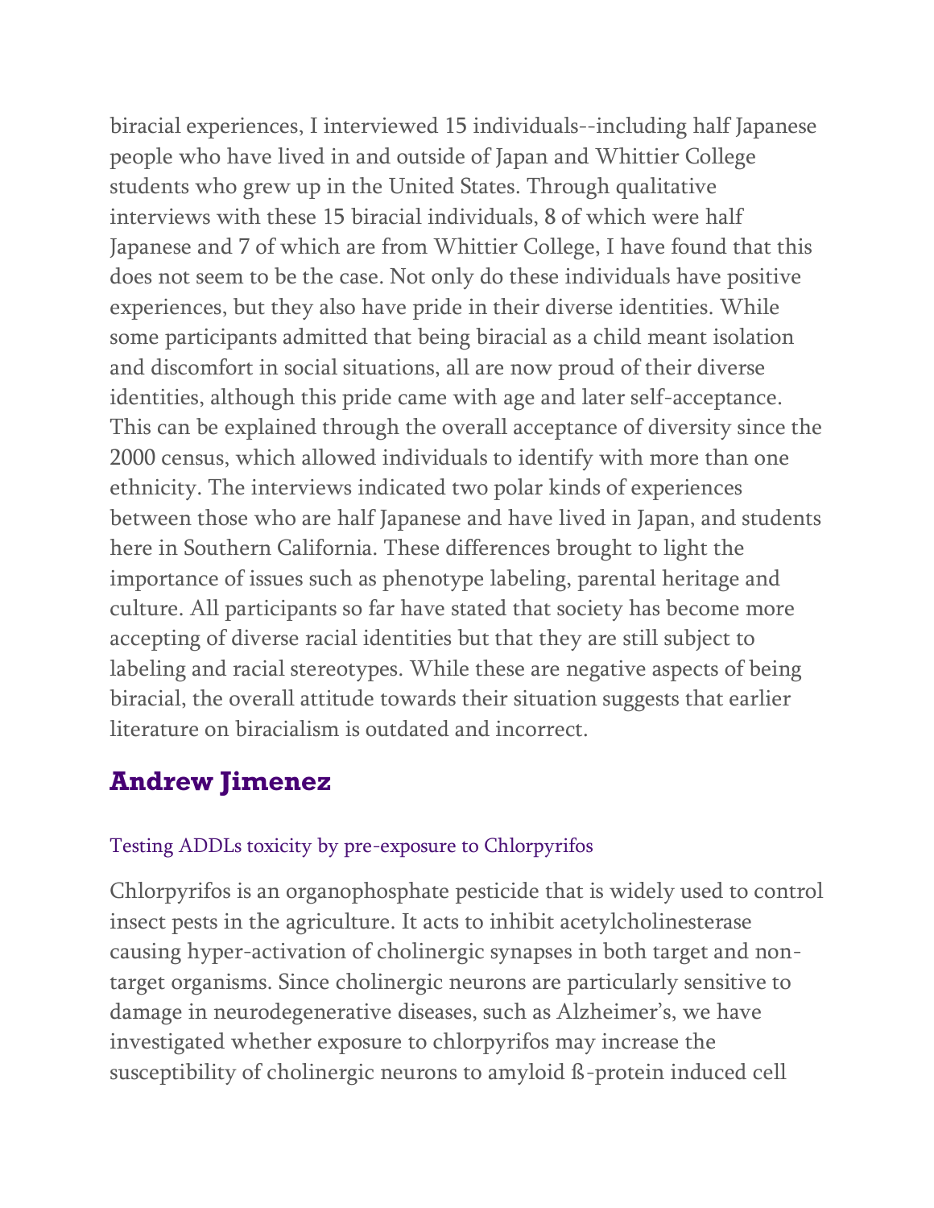biracial experiences, I interviewed 15 individuals--including half Japanese people who have lived in and outside of Japan and Whittier College students who grew up in the United States. Through qualitative interviews with these 15 biracial individuals, 8 of which were half Japanese and 7 of which are from Whittier College, I have found that this does not seem to be the case. Not only do these individuals have positive experiences, but they also have pride in their diverse identities. While some participants admitted that being biracial as a child meant isolation and discomfort in social situations, all are now proud of their diverse identities, although this pride came with age and later self-acceptance. This can be explained through the overall acceptance of diversity since the 2000 census, which allowed individuals to identify with more than one ethnicity. The interviews indicated two polar kinds of experiences between those who are half Japanese and have lived in Japan, and students here in Southern California. These differences brought to light the importance of issues such as phenotype labeling, parental heritage and culture. All participants so far have stated that society has become more accepting of diverse racial identities but that they are still subject to labeling and racial stereotypes. While these are negative aspects of being biracial, the overall attitude towards their situation suggests that earlier literature on biracialism is outdated and incorrect.

## Andrew Jimenez

### Testing ADDLs toxicity by pre-exposure to Chlorpyrifos

Chlorpyrifos is an organophosphate pesticide that is widely used to control insect pests in the agriculture. It acts to inhibit acetylcholinesterase causing hyper-activation of cholinergic synapses in both target and non-target organisms. Since cholinergic neurons are particularly sensitive to damage in neurodegenerative diseases, such as Alzheimer's, we have investigated whether exposure to chlorpyrifos may increase the susceptibility of cholinergic neurons to amyloid ß-protein induced cell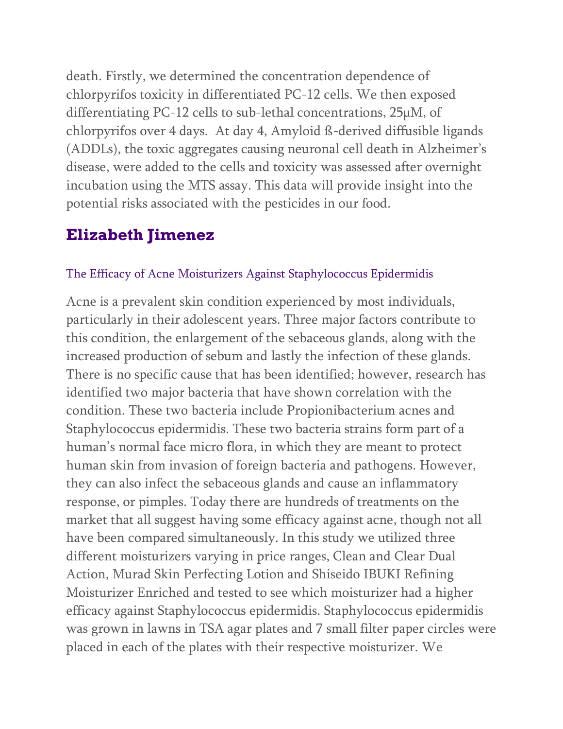death. Firstly, we determined the concentration dependence of chlorpyrifos toxicity in differentiated PC-12 cells. We then exposed differentiating PC-12 cells to sub-lethal concentrations, 25μM, of chlorpyrifos over 4 days. At day 4, Amyloid ß-derived diffusible ligands (ADDLs), the toxic aggregates causing neuronal cell death in Alzheimer's disease, were added to the cells and toxicity was assessed after overnight incubation using the MTS assay. This data will provide insight into the potential risks associated with the pesticides in our food.

## Elizabeth Jimenez

### The Efficacy of Acne Moisturizers Against Staphylococcus Epidermidis

Acne is a prevalent skin condition experienced by most individuals, particularly in their adolescent years. Three major factors contribute to this condition, the enlargement of the sebaceous glands, along with the increased production of sebum and lastly the infection of these glands. There is no specific cause that has been identified; however, research has identified two major bacteria that have shown correlation with the condition. These two bacteria include Propionibacterium acnes and Staphylococcus epidermidis. These two bacteria strains form part of a human's normal face micro flora, in which they are meant to protect human skin from invasion of foreign bacteria and pathogens. However, they can also infect the sebaceous glands and cause an inflammatory response, or pimples. Today there are hundreds of treatments on the market that all suggest having some efficacy against acne, though not all have been compared simultaneously. In this study we utilized three different moisturizers varying in price ranges, Clean and Clear Dual Action, Murad Skin Perfecting Lotion and Shiseido IBUKI Refining Moisturizer Enriched and tested to see which moisturizer had a higher efficacy against Staphylococcus epidermidis. Staphylococcus epidermidis was grown in lawns in TSA agar plates and 7 small filter paper circles were placed in each of the plates with their respective moisturizer. We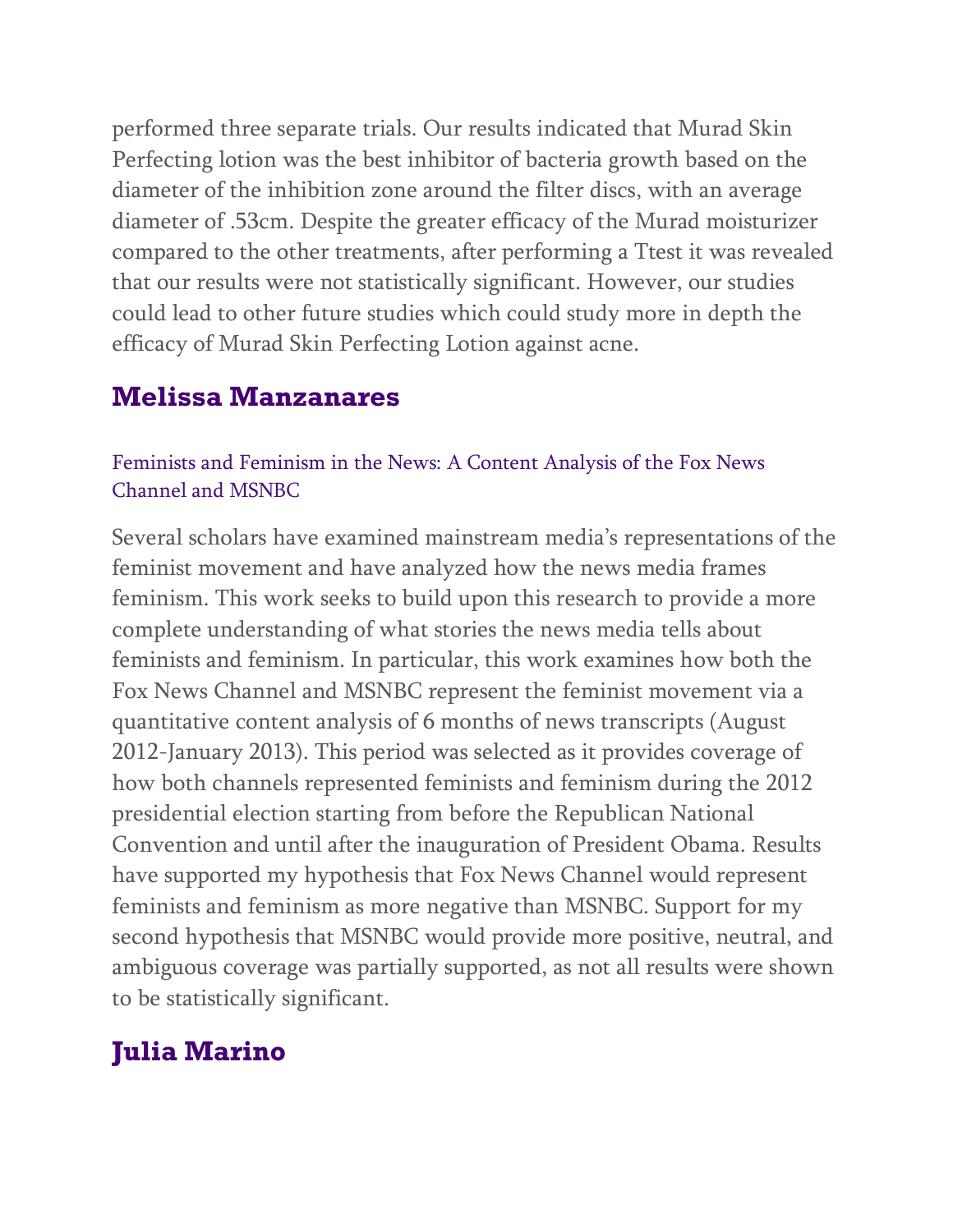performed three separate trials. Our results indicated that Murad Skin Perfecting lotion was the best inhibitor of bacteria growth based on the diameter of the inhibition zone around the filter discs, with an average diameter of .53cm. Despite the greater efficacy of the Murad moisturizer compared to the other treatments, after performing a Ttest it was revealed that our results were not statistically significant. However, our studies could lead to other future studies which could study more in depth the efficacy of Murad Skin Perfecting Lotion against acne.

## Melissa Manzanares

### Feminists and Feminism in the News: A Content Analysis of the Fox News Channel and MSNBC

Several scholars have examined mainstream media's representations of the feminist movement and have analyzed how the news media frames feminism. This work seeks to build upon this research to provide a more complete understanding of what stories the news media tells about feminists and feminism. In particular, this work examines how both the Fox News Channel and MSNBC represent the feminist movement via a quantitative content analysis of 6 months of news transcripts (August 2012-January 2013). This period was selected as it provides coverage of how both channels represented feminists and feminism during the 2012 presidential election starting from before the Republican National Convention and until after the inauguration of President Obama. Results have supported my hypothesis that Fox News Channel would represent feminists and feminism as more negative than MSNBC. Support for my second hypothesis that MSNBC would provide more positive, neutral, and ambiguous coverage was partially supported, as not all results were shown to be statistically significant.

## Julia Marino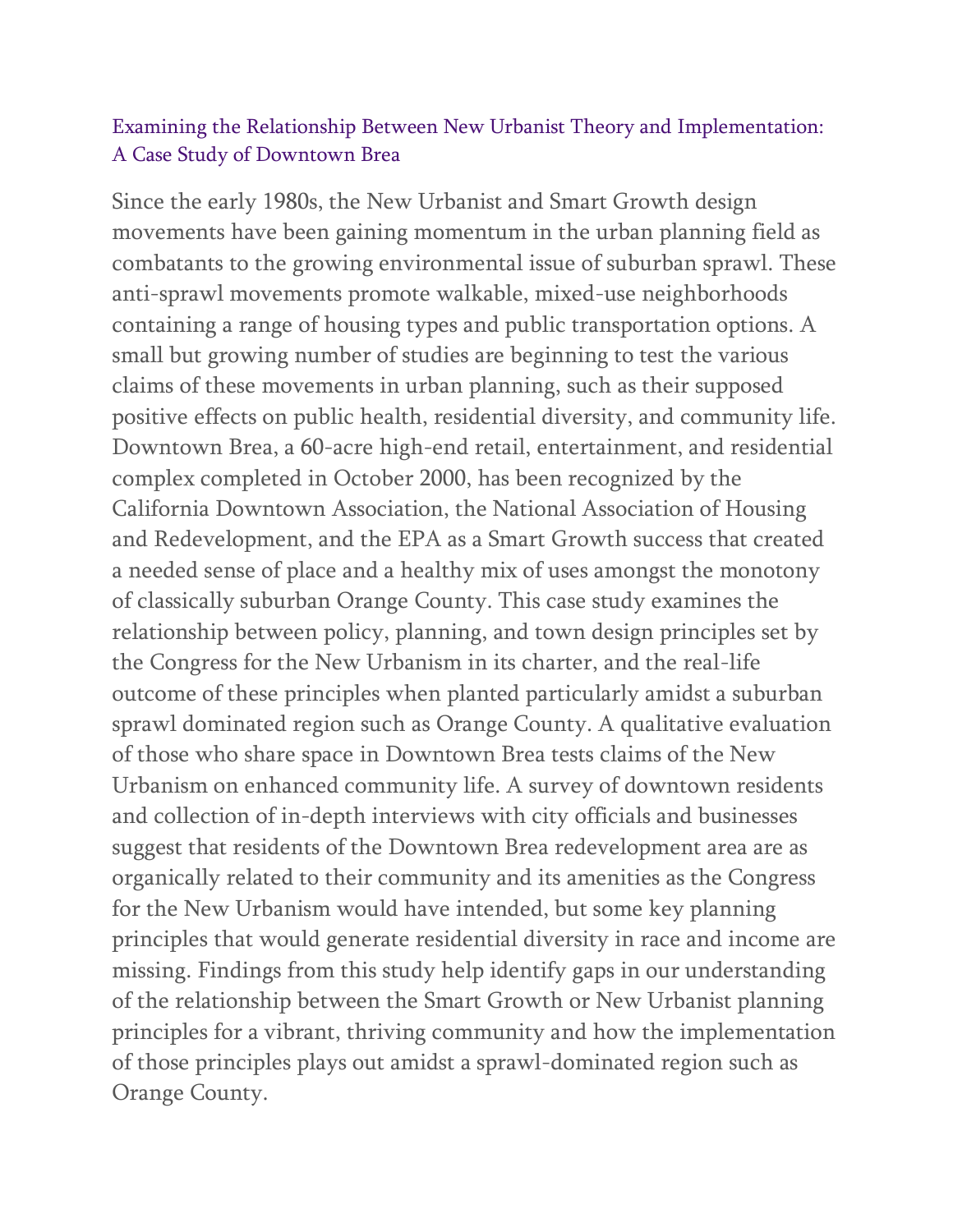## Examining the Relationship Between New Urbanist Theory and Implementation: A Case Study of Downtown Brea

Since the early 1980s, the New Urbanist and Smart Growth design movements have been gaining momentum in the urban planning field as combatants to the growing environmental issue of suburban sprawl. These anti-sprawl movements promote walkable, mixed-use neighborhoods containing a range of housing types and public transportation options. A small but growing number of studies are beginning to test the various claims of these movements in urban planning, such as their supposed positive effects on public health, residential diversity, and community life. Downtown Brea, a 60-acre high-end retail, entertainment, and residential complex completed in October 2000, has been recognized by the California Downtown Association, the National Association of Housing and Redevelopment, and the EPA as a Smart Growth success that created a needed sense of place and a healthy mix of uses amongst the monotony of classically suburban Orange County. This case study examines the relationship between policy, planning, and town design principles set by the Congress for the New Urbanism in its charter, and the real-life outcome of these principles when planted particularly amidst a suburban sprawl dominated region such as Orange County. A qualitative evaluation of those who share space in Downtown Brea tests claims of the New Urbanism on enhanced community life. A survey of downtown residents and collection of in-depth interviews with city officials and businesses suggest that residents of the Downtown Brea redevelopment area are as organically related to their community and its amenities as the Congress for the New Urbanism would have intended, but some key planning principles that would generate residential diversity in race and income are missing. Findings from this study help identify gaps in our understanding of the relationship between the Smart Growth or New Urbanist planning principles for a vibrant, thriving community and how the implementation of those principles plays out amidst a sprawl-dominated region such as Orange County.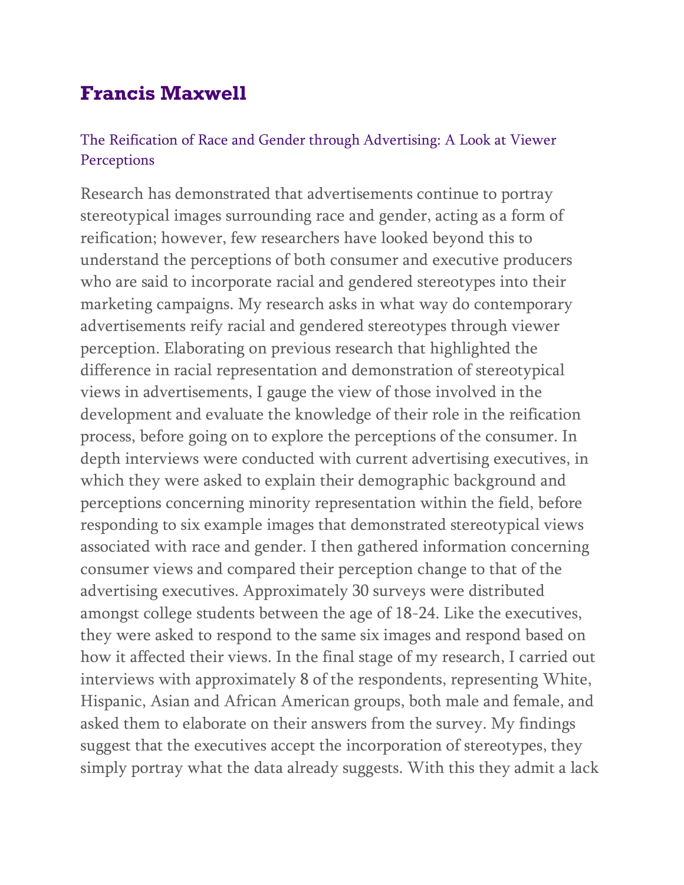## Francis Maxwell

### The Reification of Race and Gender through Advertising: A Look at Viewer Perceptions

Research has demonstrated that advertisements continue to portray stereotypical images surrounding race and gender, acting as a form of reification; however, few researchers have looked beyond this to understand the perceptions of both consumer and executive producers who are said to incorporate racial and gendered stereotypes into their marketing campaigns. My research asks in what way do contemporary advertisements reify racial and gendered stereotypes through viewer perception. Elaborating on previous research that highlighted the difference in racial representation and demonstration of stereotypical views in advertisements, I gauge the view of those involved in the development and evaluate the knowledge of their role in the reification process, before going on to explore the perceptions of the consumer. In depth interviews were conducted with current advertising executives, in which they were asked to explain their demographic background and perceptions concerning minority representation within the field, before responding to six example images that demonstrated stereotypical views associated with race and gender. I then gathered information concerning consumer views and compared their perception change to that of the advertising executives. Approximately 30 surveys were distributed amongst college students between the age of 18-24. Like the executives, they were asked to respond to the same six images and respond based on how it affected their views. In the final stage of my research, I carried out interviews with approximately 8 of the respondents, representing White, Hispanic, Asian and African American groups, both male and female, and asked them to elaborate on their answers from the survey. My findings suggest that the executives accept the incorporation of stereotypes, they simply portray what the data already suggests. With this they admit a lack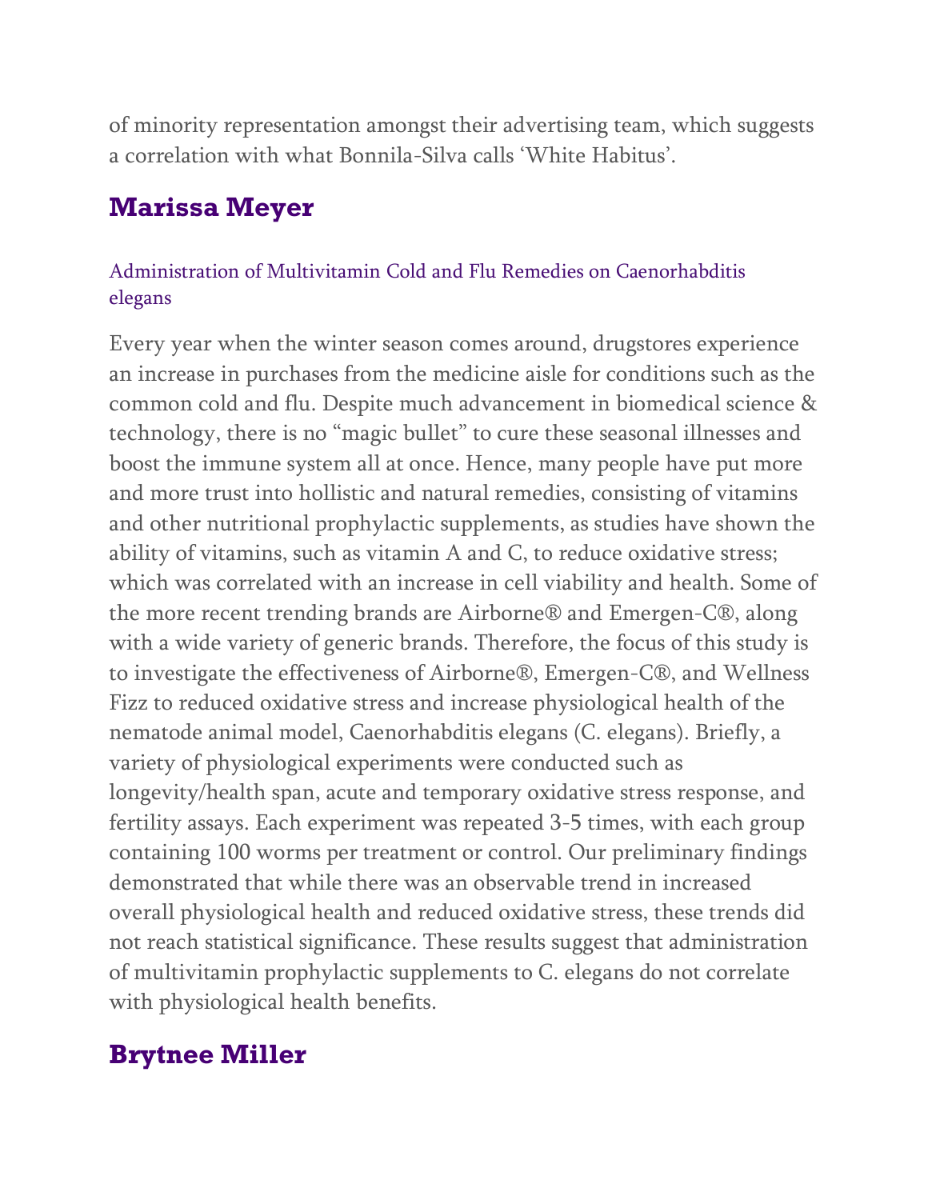of minority representation amongst their advertising team, which suggests a correlation with what Bonnila-Silva calls ‘White Habitus’.

## Marissa Meyer

### Administration of Multivitamin Cold and Flu Remedies on Caenorhabditis elegans

Every year when the winter season comes around, drugstores experience an increase in purchases from the medicine aisle for conditions such as the common cold and flu. Despite much advancement in biomedical science & technology, there is no “magic bullet” to cure these seasonal illnesses and boost the immune system all at once. Hence, many people have put more and more trust into hollistic and natural remedies, consisting of vitamins and other nutritional prophylactic supplements, as studies have shown the ability of vitamins, such as vitamin A and C, to reduce oxidative stress; which was correlated with an increase in cell viability and health. Some of the more recent trending brands are Airborne® and Emergen-C®, along with a wide variety of generic brands. Therefore, the focus of this study is to investigate the effectiveness of Airborne®, Emergen-C®, and Wellness Fizz to reduced oxidative stress and increase physiological health of the nematode animal model, Caenorhabditis elegans (C. elegans). Briefly, a variety of physiological experiments were conducted such as longevity/health span, acute and temporary oxidative stress response, and fertility assays. Each experiment was repeated 3-5 times, with each group containing 100 worms per treatment or control. Our preliminary findings demonstrated that while there was an observable trend in increased overall physiological health and reduced oxidative stress, these trends did not reach statistical significance. These results suggest that administration of multivitamin prophylactic supplements to C. elegans do not correlate with physiological health benefits.

## Brytnee Miller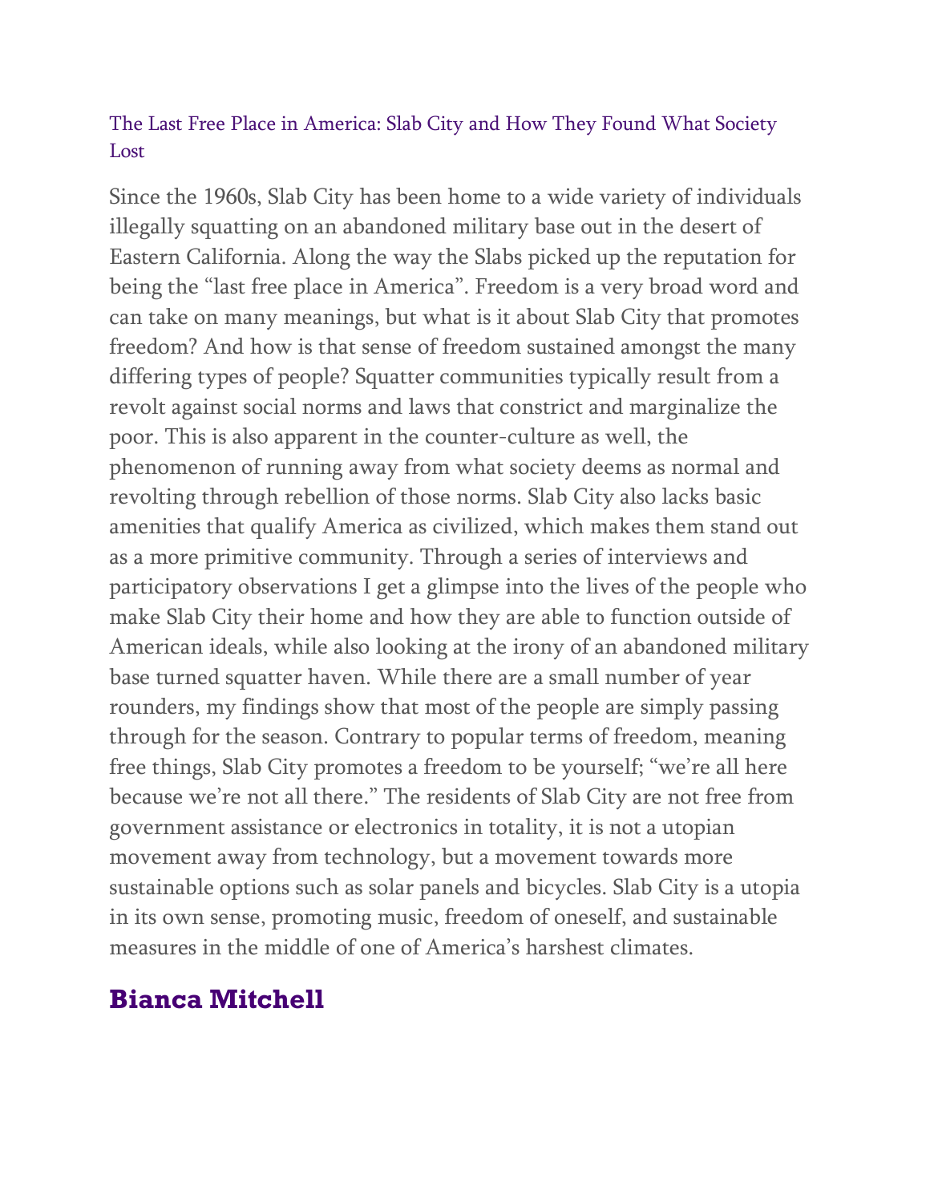## The Last Free Place in America: Slab City and How They Found What Society Lost

Since the 1960s, Slab City has been home to a wide variety of individuals illegally squatting on an abandoned military base out in the desert of Eastern California. Along the way the Slabs picked up the reputation for being the "last free place in America". Freedom is a very broad word and can take on many meanings, but what is it about Slab City that promotes freedom? And how is that sense of freedom sustained amongst the many differing types of people? Squatter communities typically result from a revolt against social norms and laws that constrict and marginalize the poor. This is also apparent in the counter-culture as well, the phenomenon of running away from what society deems as normal and revolting through rebellion of those norms. Slab City also lacks basic amenities that qualify America as civilized, which makes them stand out as a more primitive community. Through a series of interviews and participatory observations I get a glimpse into the lives of the people who make Slab City their home and how they are able to function outside of American ideals, while also looking at the irony of an abandoned military base turned squatter haven. While there are a small number of year rounders, my findings show that most of the people are simply passing through for the season. Contrary to popular terms of freedom, meaning free things, Slab City promotes a freedom to be yourself; "we're all here because we're not all there." The residents of Slab City are not free from government assistance or electronics in totality, it is not a utopian movement away from technology, but a movement towards more sustainable options such as solar panels and bicycles. Slab City is a utopia in its own sense, promoting music, freedom of oneself, and sustainable measures in the middle of one of America's harshest climates.

### **Bianca Mitchell**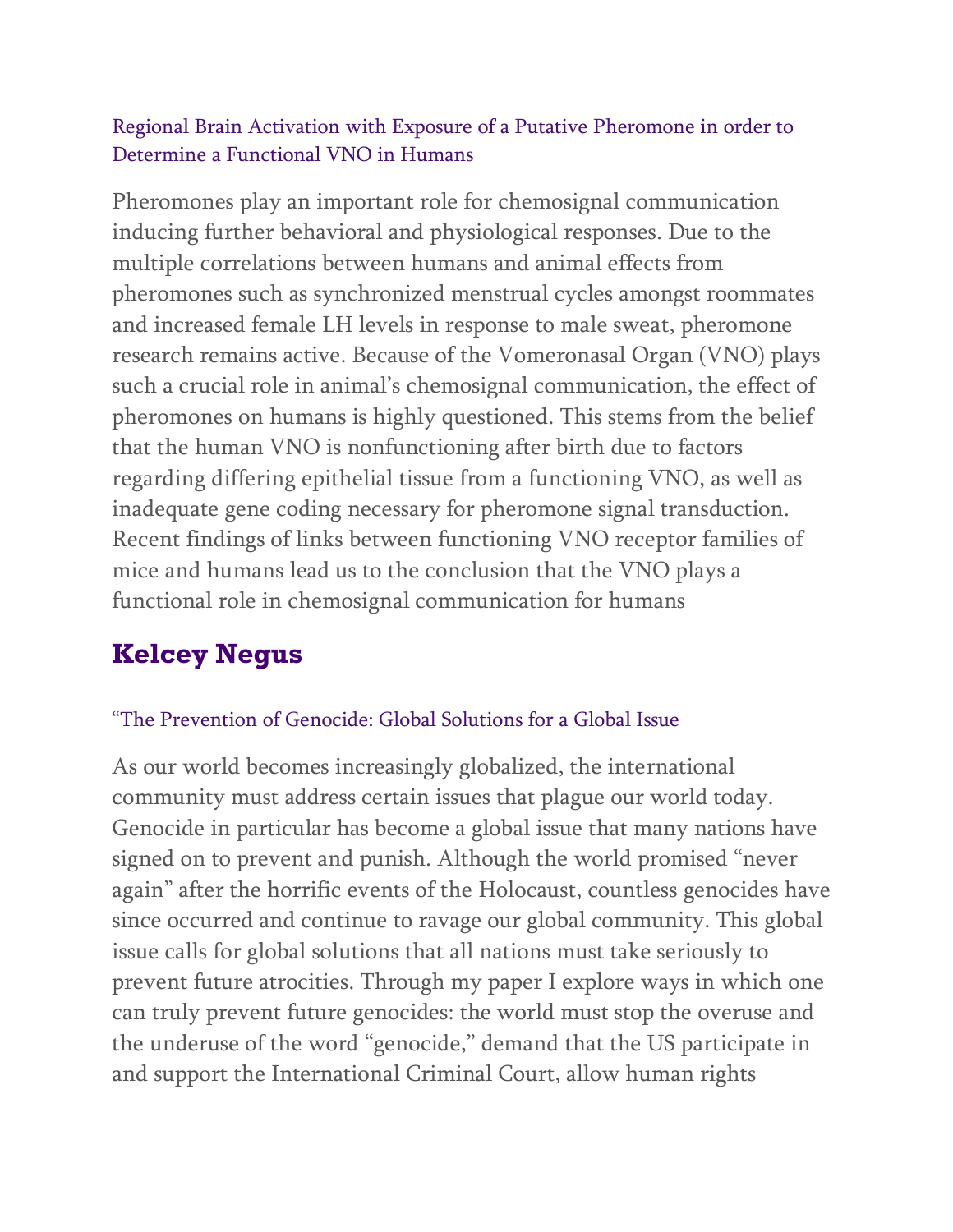### Regional Brain Activation with Exposure of a Putative Pheromone in order to Determine a Functional VNO in Humans

Pheromones play an important role for chemosignal communication inducing further behavioral and physiological responses. Due to the multiple correlations between humans and animal effects from pheromones such as synchronized menstrual cycles amongst roommates and increased female LH levels in response to male sweat, pheromone research remains active. Because of the Vomeronasal Organ (VNO) plays such a crucial role in animal's chemosignal communication, the effect of pheromones on humans is highly questioned. This stems from the belief that the human VNO is nonfunctioning after birth due to factors regarding differing epithelial tissue from a functioning VNO, as well as inadequate gene coding necessary for pheromone signal transduction. Recent findings of links between functioning VNO receptor families of mice and humans lead us to the conclusion that the VNO plays a functional role in chemosignal communication for humans

## Kelcey Negus

### "The Prevention of Genocide: Global Solutions for a Global Issue

As our world becomes increasingly globalized, the international community must address certain issues that plague our world today. Genocide in particular has become a global issue that many nations have signed on to prevent and punish. Although the world promised "never again" after the horrific events of the Holocaust, countless genocides have since occurred and continue to ravage our global community. This global issue calls for global solutions that all nations must take seriously to prevent future atrocities. Through my paper I explore ways in which one can truly prevent future genocides: the world must stop the overuse and the underuse of the word "genocide," demand that the US participate in and support the International Criminal Court, allow human rights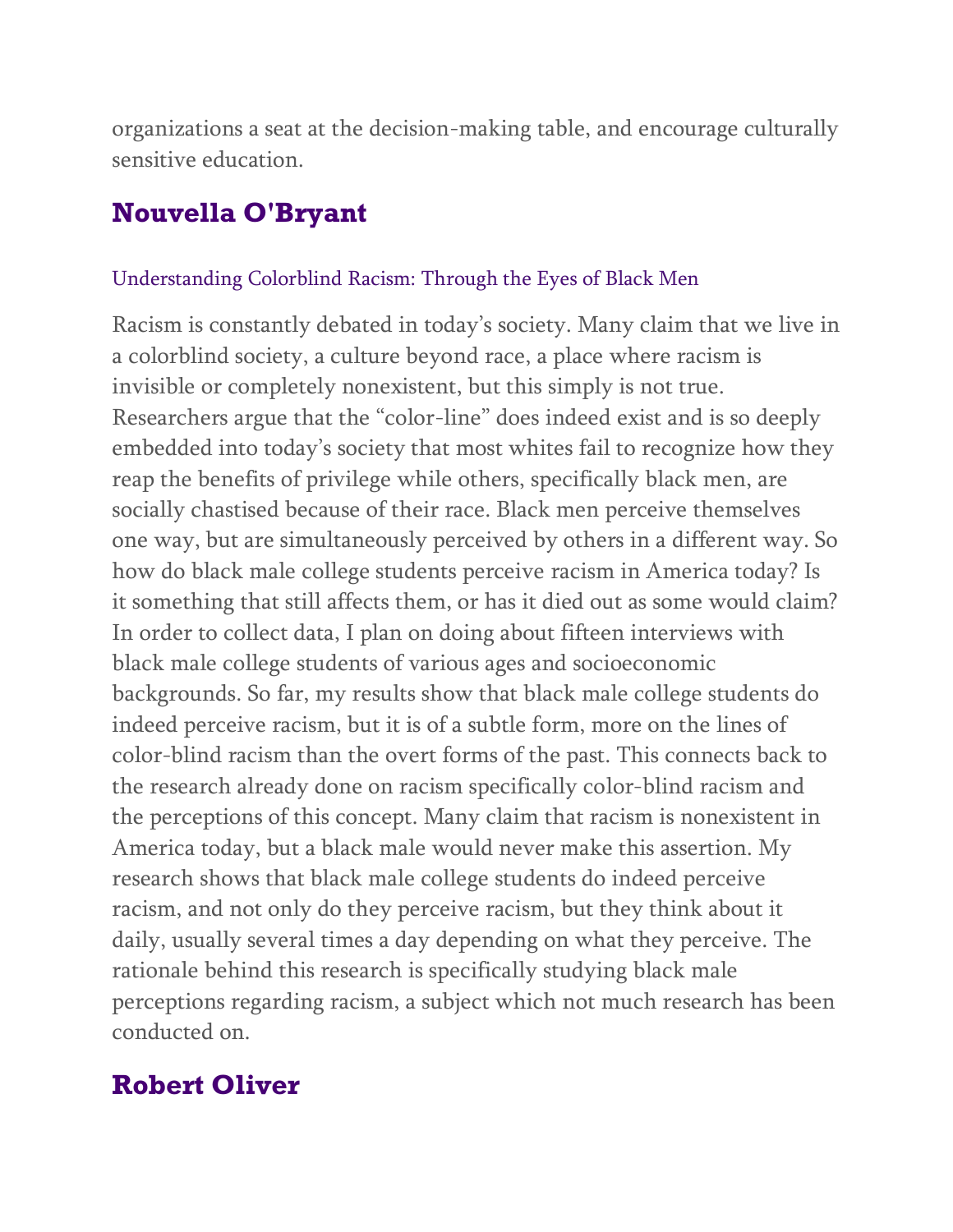organizations a seat at the decision-making table, and encourage culturally sensitive education.

## Nouvella O'Bryant

### Understanding Colorblind Racism: Through the Eyes of Black Men

Racism is constantly debated in today's society. Many claim that we live in a colorblind society, a culture beyond race, a place where racism is invisible or completely nonexistent, but this simply is not true. Researchers argue that the "color-line" does indeed exist and is so deeply embedded into today's society that most whites fail to recognize how they reap the benefits of privilege while others, specifically black men, are socially chastised because of their race. Black men perceive themselves one way, but are simultaneously perceived by others in a different way. So how do black male college students perceive racism in America today? Is it something that still affects them, or has it died out as some would claim? In order to collect data, I plan on doing about fifteen interviews with black male college students of various ages and socioeconomic backgrounds. So far, my results show that black male college students do indeed perceive racism, but it is of a subtle form, more on the lines of color-blind racism than the overt forms of the past. This connects back to the research already done on racism specifically color-blind racism and the perceptions of this concept. Many claim that racism is nonexistent in America today, but a black male would never make this assertion. My research shows that black male college students do indeed perceive racism, and not only do they perceive racism, but they think about it daily, usually several times a day depending on what they perceive. The rationale behind this research is specifically studying black male perceptions regarding racism, a subject which not much research has been conducted on.

## Robert Oliver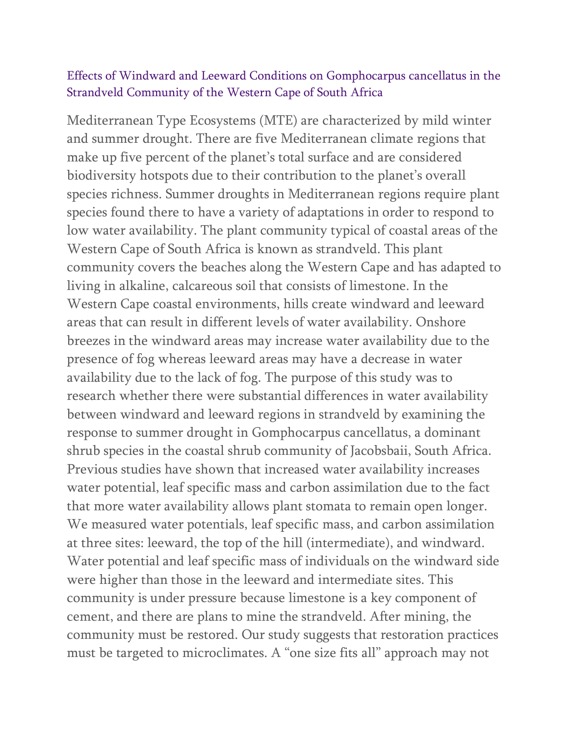## Effects of Windward and Leeward Conditions on Gomphocarpus cancellatus in the Strandveld Community of the Western Cape of South Africa

Mediterranean Type Ecosystems (MTE) are characterized by mild winter and summer drought. There are five Mediterranean climate regions that make up five percent of the planet's total surface and are considered biodiversity hotspots due to their contribution to the planet's overall species richness. Summer droughts in Mediterranean regions require plant species found there to have a variety of adaptations in order to respond to low water availability. The plant community typical of coastal areas of the Western Cape of South Africa is known as strandveld. This plant community covers the beaches along the Western Cape and has adapted to living in alkaline, calcareous soil that consists of limestone. In the Western Cape coastal environments, hills create windward and leeward areas that can result in different levels of water availability. Onshore breezes in the windward areas may increase water availability due to the presence of fog whereas leeward areas may have a decrease in water availability due to the lack of fog. The purpose of this study was to research whether there were substantial differences in water availability between windward and leeward regions in strandveld by examining the response to summer drought in Gomphocarpus cancellatus, a dominant shrub species in the coastal shrub community of Jacobsbaii, South Africa. Previous studies have shown that increased water availability increases water potential, leaf specific mass and carbon assimilation due to the fact that more water availability allows plant stomata to remain open longer. We measured water potentials, leaf specific mass, and carbon assimilation at three sites: leeward, the top of the hill (intermediate), and windward. Water potential and leaf specific mass of individuals on the windward side were higher than those in the leeward and intermediate sites. This community is under pressure because limestone is a key component of cement, and there are plans to mine the strandveld. After mining, the community must be restored. Our study suggests that restoration practices must be targeted to microclimates. A "one size fits all" approach may not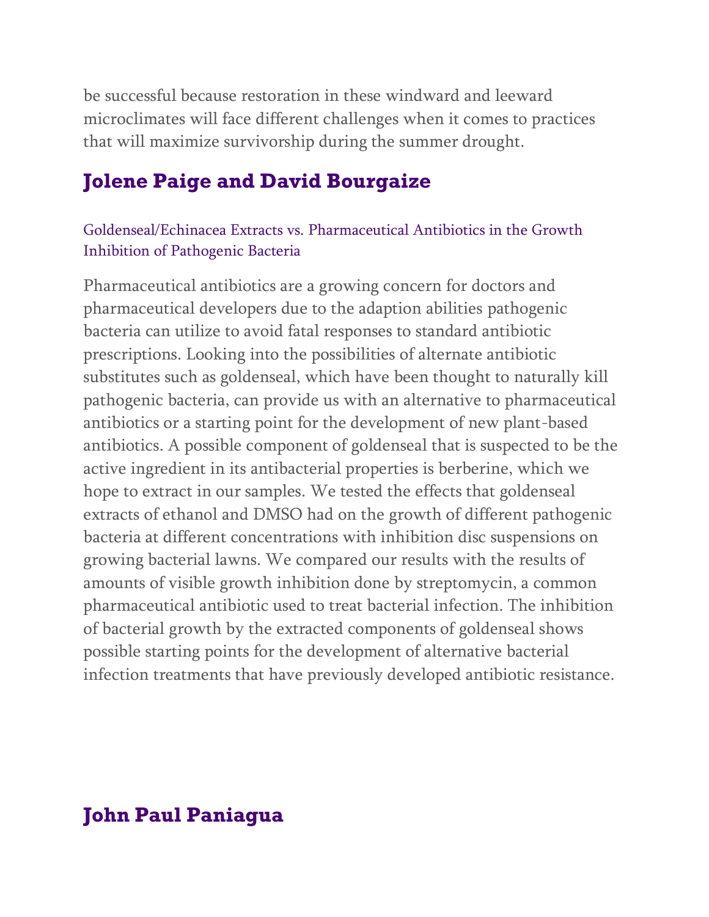be successful because restoration in these windward and leeward microclimates will face different challenges when it comes to practices that will maximize survivorship during the summer drought.

## Jolene Paige and David Bourgaize

### Goldenseal/Echinacea Extracts vs. Pharmaceutical Antibiotics in the Growth Inhibition of Pathogenic Bacteria

Pharmaceutical antibiotics are a growing concern for doctors and pharmaceutical developers due to the adaption abilities pathogenic bacteria can utilize to avoid fatal responses to standard antibiotic prescriptions. Looking into the possibilities of alternate antibiotic substitutes such as goldenseal, which have been thought to naturally kill pathogenic bacteria, can provide us with an alternative to pharmaceutical antibiotics or a starting point for the development of new plant-based antibiotics. A possible component of goldenseal that is suspected to be the active ingredient in its antibacterial properties is berberine, which we hope to extract in our samples. We tested the effects that goldenseal extracts of ethanol and DMSO had on the growth of different pathogenic bacteria at different concentrations with inhibition disc suspensions on growing bacterial lawns. We compared our results with the results of amounts of visible growth inhibition done by streptomycin, a common pharmaceutical antibiotic used to treat bacterial infection. The inhibition of bacterial growth by the extracted components of goldenseal shows possible starting points for the development of alternative bacterial infection treatments that have previously developed antibiotic resistance.

## John Paul Paniagua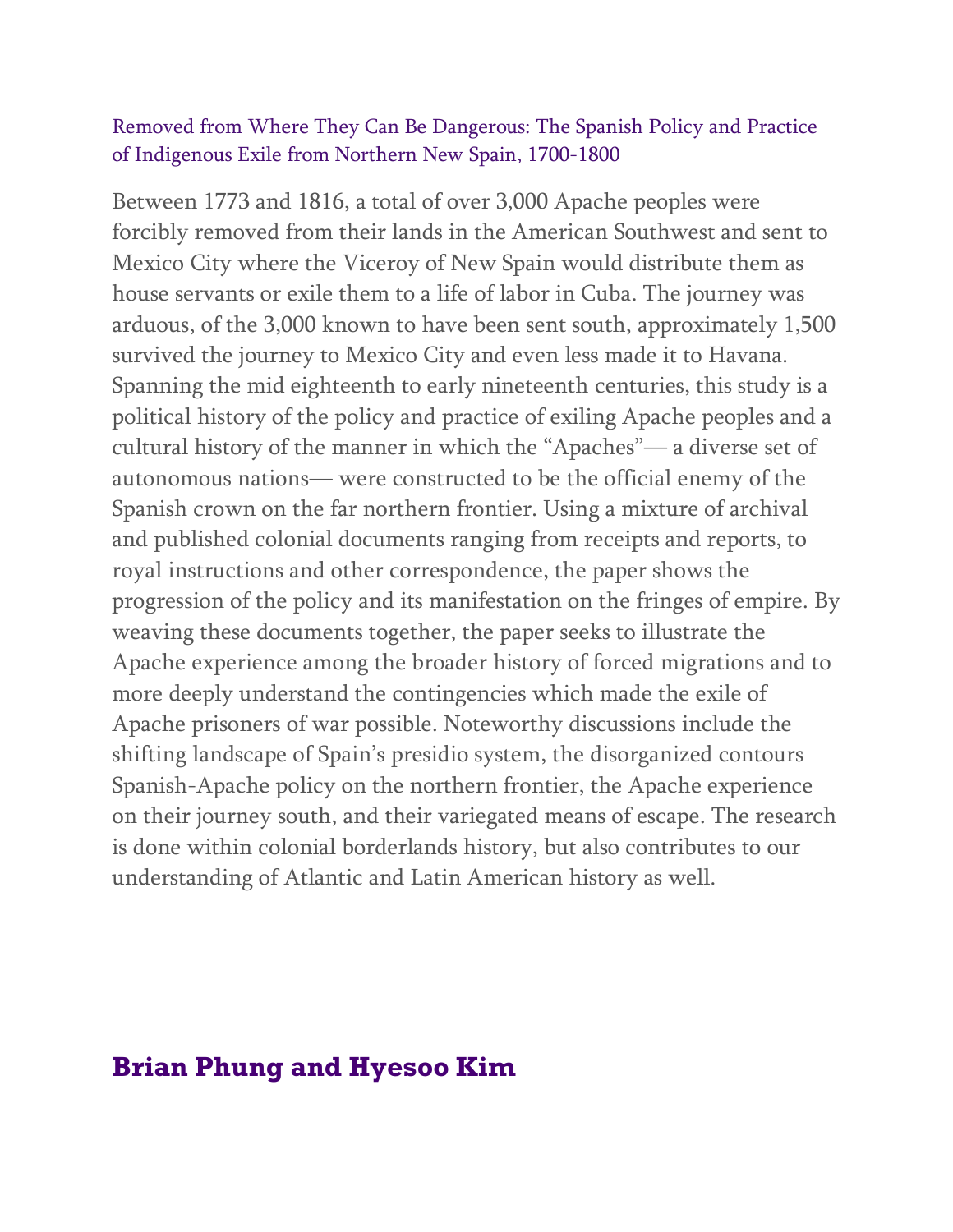Removed from Where They Can Be Dangerous: The Spanish Policy and Practice of Indigenous Exile from Northern New Spain, 1700-1800

Between 1773 and 1816, a total of over 3,000 Apache peoples were forcibly removed from their lands in the American Southwest and sent to Mexico City where the Viceroy of New Spain would distribute them as house servants or exile them to a life of labor in Cuba. The journey was arduous, of the 3,000 known to have been sent south, approximately 1,500 survived the journey to Mexico City and even less made it to Havana. Spanning the mid eighteenth to early nineteenth centuries, this study is a political history of the policy and practice of exiling Apache peoples and a cultural history of the manner in which the "Apaches"— a diverse set of autonomous nations— were constructed to be the official enemy of the Spanish crown on the far northern frontier. Using a mixture of archival and published colonial documents ranging from receipts and reports, to royal instructions and other correspondence, the paper shows the progression of the policy and its manifestation on the fringes of empire. By weaving these documents together, the paper seeks to illustrate the Apache experience among the broader history of forced migrations and to more deeply understand the contingencies which made the exile of Apache prisoners of war possible. Noteworthy discussions include the shifting landscape of Spain's presidio system, the disorganized contours Spanish-Apache policy on the northern frontier, the Apache experience on their journey south, and their variegated means of escape. The research is done within colonial borderlands history, but also contributes to our understanding of Atlantic and Latin American history as well.

## Brian Phung and Hyesoo Kim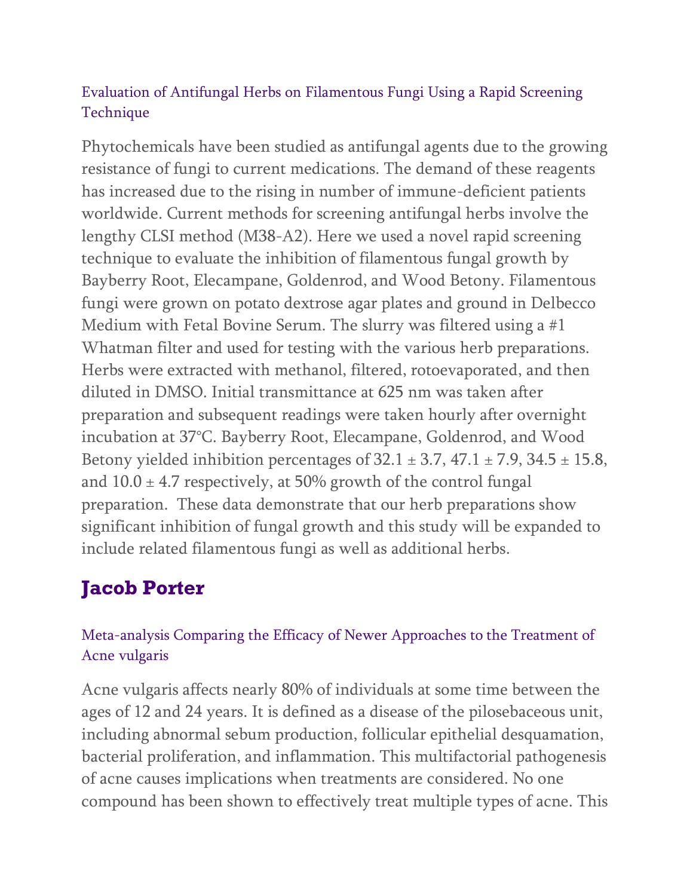### Evaluation of Antifungal Herbs on Filamentous Fungi Using a Rapid Screening Technique

Phytochemicals have been studied as antifungal agents due to the growing resistance of fungi to current medications. The demand of these reagents has increased due to the rising in number of immune-deficient patients worldwide. Current methods for screening antifungal herbs involve the lengthy CLSI method (M38-A2). Here we used a novel rapid screening technique to evaluate the inhibition of filamentous fungal growth by Bayberry Root, Elecampane, Goldenrod, and Wood Betony. Filamentous fungi were grown on potato dextrose agar plates and ground in Delbecco Medium with Fetal Bovine Serum. The slurry was filtered using a #1 Whatman filter and used for testing with the various herb preparations. Herbs were extracted with methanol, filtered, rotoevaporated, and then diluted in DMSO. Initial transmittance at 625 nm was taken after preparation and subsequent readings were taken hourly after overnight incubation at 37°C. Bayberry Root, Elecampane, Goldenrod, and Wood Betony yielded inhibition percentages of $32.1 \pm 3.7$, $47.1 \pm 7.9$, $34.5 \pm 15.8$, and $10.0 \pm 4.7$ respectively, at 50% growth of the control fungal preparation. These data demonstrate that our herb preparations show significant inhibition of fungal growth and this study will be expanded to include related filamentous fungi as well as additional herbs.

## Jacob Porter

### Meta-analysis Comparing the Efficacy of Newer Approaches to the Treatment of Acne vulgaris

Acne vulgaris affects nearly 80% of individuals at some time between the ages of 12 and 24 years. It is defined as a disease of the pilosebaceous unit, including abnormal sebum production, follicular epithelial desquamation, bacterial proliferation, and inflammation. This multifactorial pathogenesis of acne causes implications when treatments are considered. No one compound has been shown to effectively treat multiple types of acne. This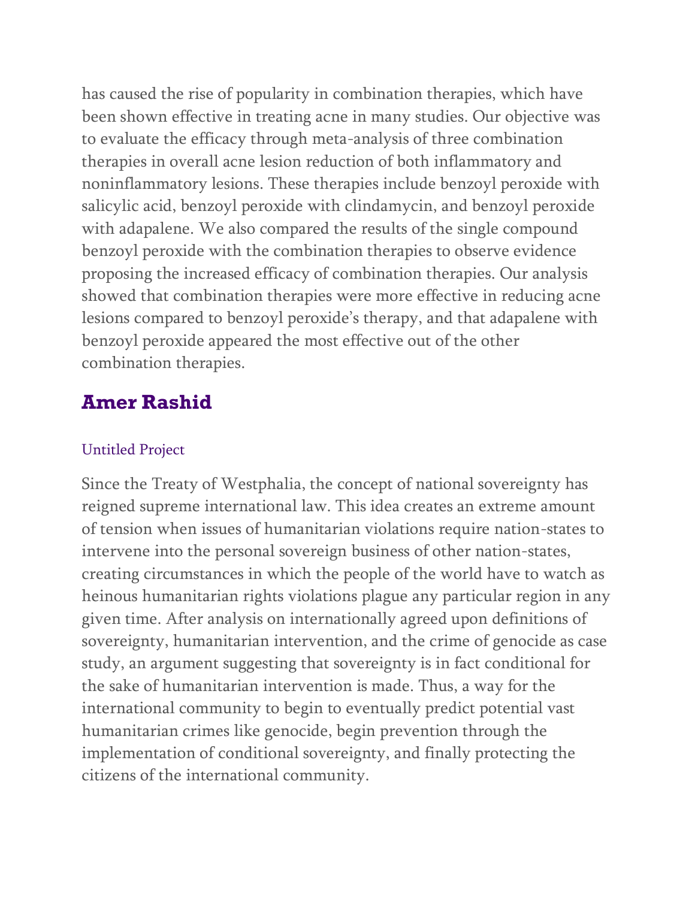has caused the rise of popularity in combination therapies, which have been shown effective in treating acne in many studies. Our objective was to evaluate the efficacy through meta-analysis of three combination therapies in overall acne lesion reduction of both inflammatory and noninflammatory lesions. These therapies include benzoyl peroxide with salicylic acid, benzoyl peroxide with clindamycin, and benzoyl peroxide with adapalene. We also compared the results of the single compound benzoyl peroxide with the combination therapies to observe evidence proposing the increased efficacy of combination therapies. Our analysis showed that combination therapies were more effective in reducing acne lesions compared to benzoyl peroxide's therapy, and that adapalene with benzoyl peroxide appeared the most effective out of the other combination therapies.

## Amer Rashid

Untitled Project

Since the Treaty of Westphalia, the concept of national sovereignty has reigned supreme international law. This idea creates an extreme amount of tension when issues of humanitarian violations require nation-states to intervene into the personal sovereign business of other nation-states, creating circumstances in which the people of the world have to watch as heinous humanitarian rights violations plague any particular region in any given time. After analysis on internationally agreed upon definitions of sovereignty, humanitarian intervention, and the crime of genocide as case study, an argument suggesting that sovereignty is in fact conditional for the sake of humanitarian intervention is made. Thus, a way for the international community to begin to eventually predict potential vast humanitarian crimes like genocide, begin prevention through the implementation of conditional sovereignty, and finally protecting the citizens of the international community.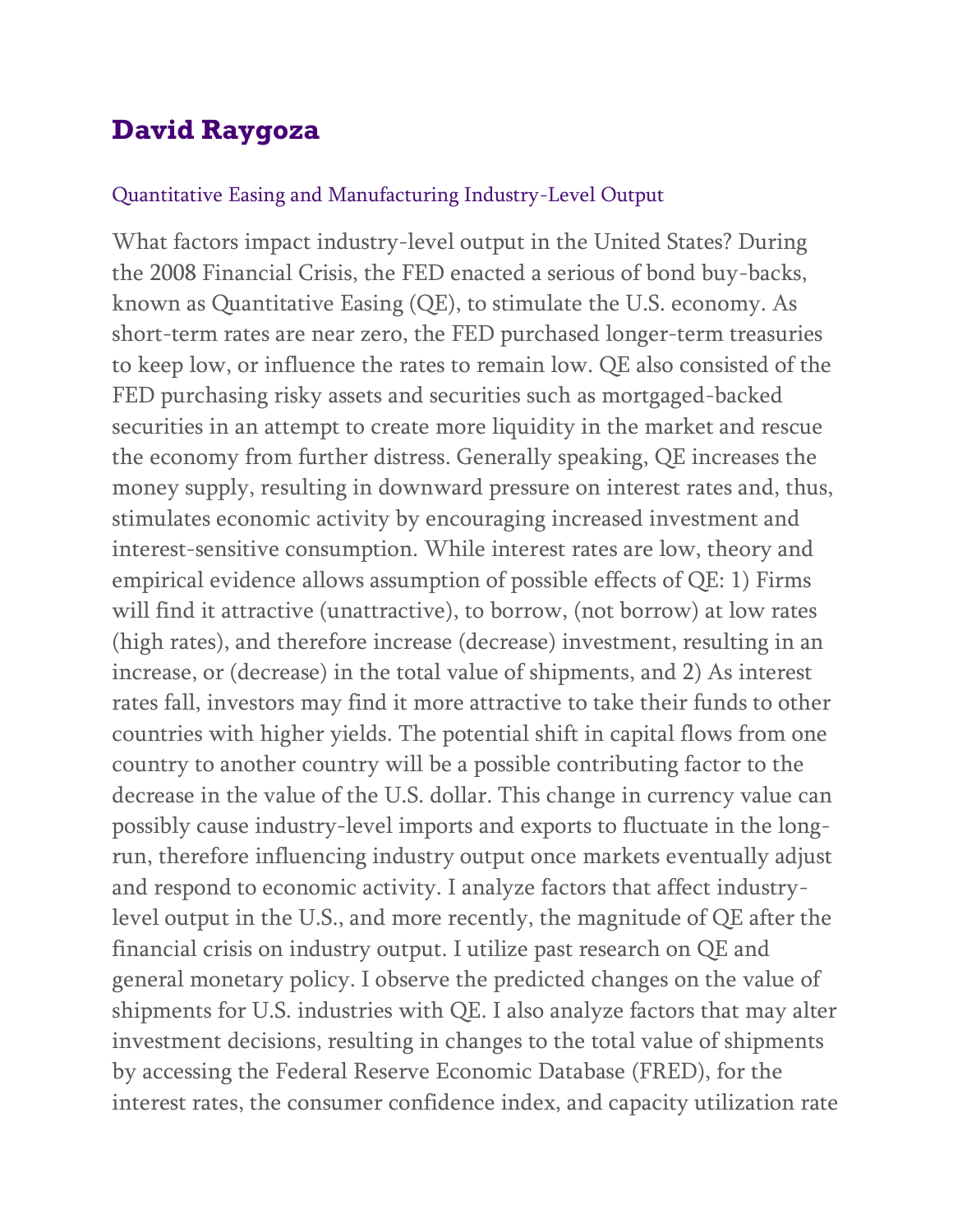## David Raygoza

Quantitative Easing and Manufacturing Industry-Level Output

What factors impact industry-level output in the United States? During the 2008 Financial Crisis, the FED enacted a serious of bond buy-backs, known as Quantitative Easing (QE), to stimulate the U.S. economy. As short-term rates are near zero, the FED purchased longer-term treasuries to keep low, or influence the rates to remain low. QE also consisted of the FED purchasing risky assets and securities such as mortgaged-backed securities in an attempt to create more liquidity in the market and rescue the economy from further distress. Generally speaking, QE increases the money supply, resulting in downward pressure on interest rates and, thus, stimulates economic activity by encouraging increased investment and interest-sensitive consumption. While interest rates are low, theory and empirical evidence allows assumption of possible effects of QE: 1) Firms will find it attractive (unattractive), to borrow, (not borrow) at low rates (high rates), and therefore increase (decrease) investment, resulting in an increase, or (decrease) in the total value of shipments, and 2) As interest rates fall, investors may find it more attractive to take their funds to other countries with higher yields. The potential shift in capital flows from one country to another country will be a possible contributing factor to the decrease in the value of the U.S. dollar. This change in currency value can possibly cause industry-level imports and exports to fluctuate in the long-run, therefore influencing industry output once markets eventually adjust and respond to economic activity. I analyze factors that affect industry-level output in the U.S., and more recently, the magnitude of QE after the financial crisis on industry output. I utilize past research on QE and general monetary policy. I observe the predicted changes on the value of shipments for U.S. industries with QE. I also analyze factors that may alter investment decisions, resulting in changes to the total value of shipments by accessing the Federal Reserve Economic Database (FRED), for the interest rates, the consumer confidence index, and capacity utilization rate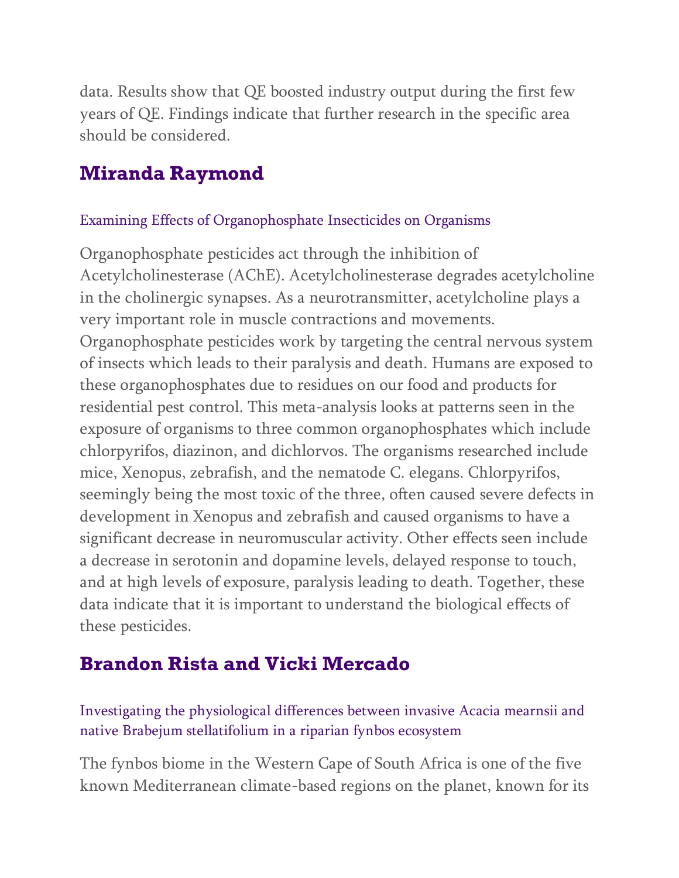data. Results show that QE boosted industry output during the first few years of QE. Findings indicate that further research in the specific area should be considered.

## Miranda Raymond

### Examining Effects of Organophosphate Insecticides on Organisms

Organophosphate pesticides act through the inhibition of Acetylcholinesterase (AChE). Acetylcholinesterase degrades acetylcholine in the cholinergic synapses. As a neurotransmitter, acetylcholine plays a very important role in muscle contractions and movements. Organophosphate pesticides work by targeting the central nervous system of insects which leads to their paralysis and death. Humans are exposed to these organophosphates due to residues on our food and products for residential pest control. This meta-analysis looks at patterns seen in the exposure of organisms to three common organophosphates which include chlorpyrifos, diazinon, and dichlorvos. The organisms researched include mice, Xenopus, zebrafish, and the nematode C. elegans. Chlorpyrifos, seemingly being the most toxic of the three, often caused severe defects in development in Xenopus and zebrafish and caused organisms to have a significant decrease in neuromuscular activity. Other effects seen include a decrease in serotonin and dopamine levels, delayed response to touch, and at high levels of exposure, paralysis leading to death. Together, these data indicate that it is important to understand the biological effects of these pesticides.

## Brandon Rista and Vicki Mercado

### Investigating the physiological differences between invasive Acacia mearnsii and native Brabejum stellatifolium in a riparian fynbos ecosystem

The fynbos biome in the Western Cape of South Africa is one of the five known Mediterranean climate-based regions on the planet, known for its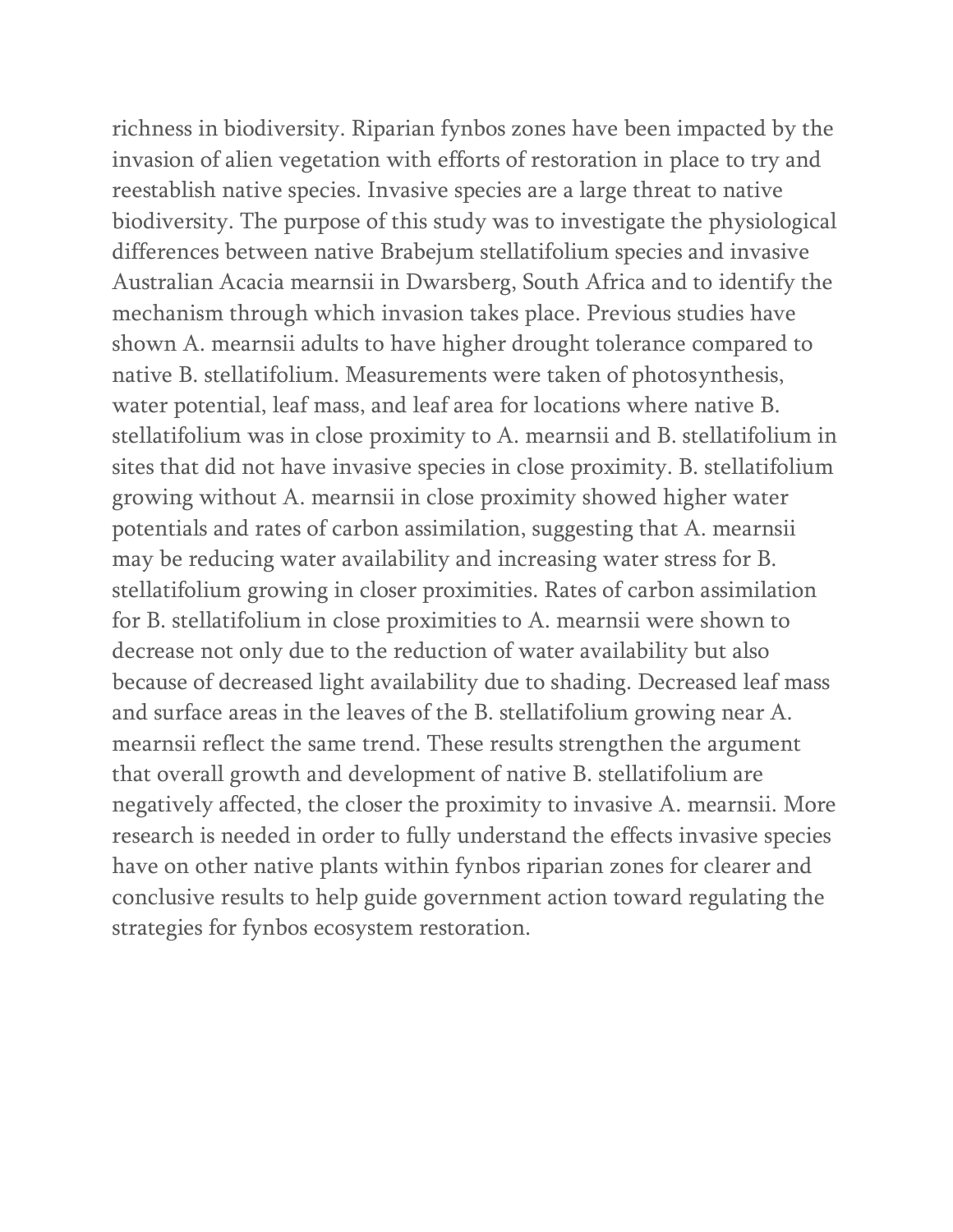richness in biodiversity. Riparian fynbos zones have been impacted by the invasion of alien vegetation with efforts of restoration in place to try and reestablish native species. Invasive species are a large threat to native biodiversity. The purpose of this study was to investigate the physiological differences between native Brabejum stellatifolium species and invasive Australian Acacia mearnsii in Dwarsberg, South Africa and to identify the mechanism through which invasion takes place. Previous studies have shown A. mearnsii adults to have higher drought tolerance compared to native B. stellatifolium. Measurements were taken of photosynthesis, water potential, leaf mass, and leaf area for locations where native B. stellatifolium was in close proximity to A. mearnsii and B. stellatifolium in sites that did not have invasive species in close proximity. B. stellatifolium growing without A. mearnsii in close proximity showed higher water potentials and rates of carbon assimilation, suggesting that A. mearnsii may be reducing water availability and increasing water stress for B. stellatifolium growing in closer proximities. Rates of carbon assimilation for B. stellatifolium in close proximities to A. mearnsii were shown to decrease not only due to the reduction of water availability but also because of decreased light availability due to shading. Decreased leaf mass and surface areas in the leaves of the B. stellatifolium growing near A. mearnsii reflect the same trend. These results strengthen the argument that overall growth and development of native B. stellatifolium are negatively affected, the closer the proximity to invasive A. mearnsii. More research is needed in order to fully understand the effects invasive species have on other native plants within fynbos riparian zones for clearer and conclusive results to help guide government action toward regulating the strategies for fynbos ecosystem restoration.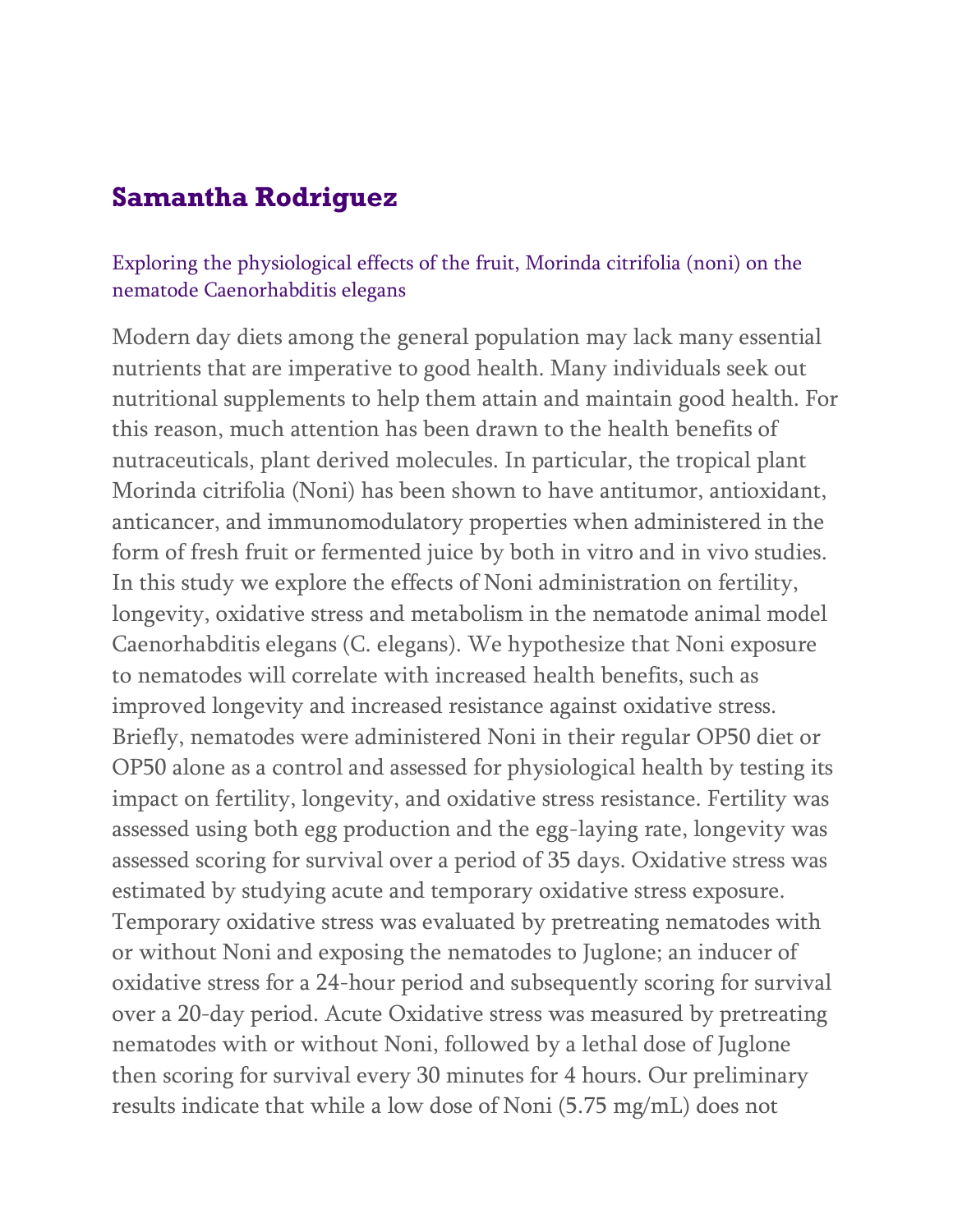## Samantha Rodriguez

### Exploring the physiological effects of the fruit, Morinda citrifolia (noni) on the nematode Caenorhabditis elegans

Modern day diets among the general population may lack many essential nutrients that are imperative to good health. Many individuals seek out nutritional supplements to help them attain and maintain good health. For this reason, much attention has been drawn to the health benefits of nutraceuticals, plant derived molecules. In particular, the tropical plant Morinda citrifolia (Noni) has been shown to have antitumor, antioxidant, anticancer, and immunomodulatory properties when administered in the form of fresh fruit or fermented juice by both in vitro and in vivo studies. In this study we explore the effects of Noni administration on fertility, longevity, oxidative stress and metabolism in the nematode animal model Caenorhabditis elegans (C. elegans). We hypothesize that Noni exposure to nematodes will correlate with increased health benefits, such as improved longevity and increased resistance against oxidative stress. Briefly, nematodes were administered Noni in their regular OP50 diet or OP50 alone as a control and assessed for physiological health by testing its impact on fertility, longevity, and oxidative stress resistance. Fertility was assessed using both egg production and the egg-laying rate, longevity was assessed scoring for survival over a period of 35 days. Oxidative stress was estimated by studying acute and temporary oxidative stress exposure. Temporary oxidative stress was evaluated by pretreating nematodes with or without Noni and exposing the nematodes to Juglone; an inducer of oxidative stress for a 24-hour period and subsequently scoring for survival over a 20-day period. Acute Oxidative stress was measured by pretreating nematodes with or without Noni, followed by a lethal dose of Juglone then scoring for survival every 30 minutes for 4 hours. Our preliminary results indicate that while a low dose of Noni (5.75 mg/mL) does not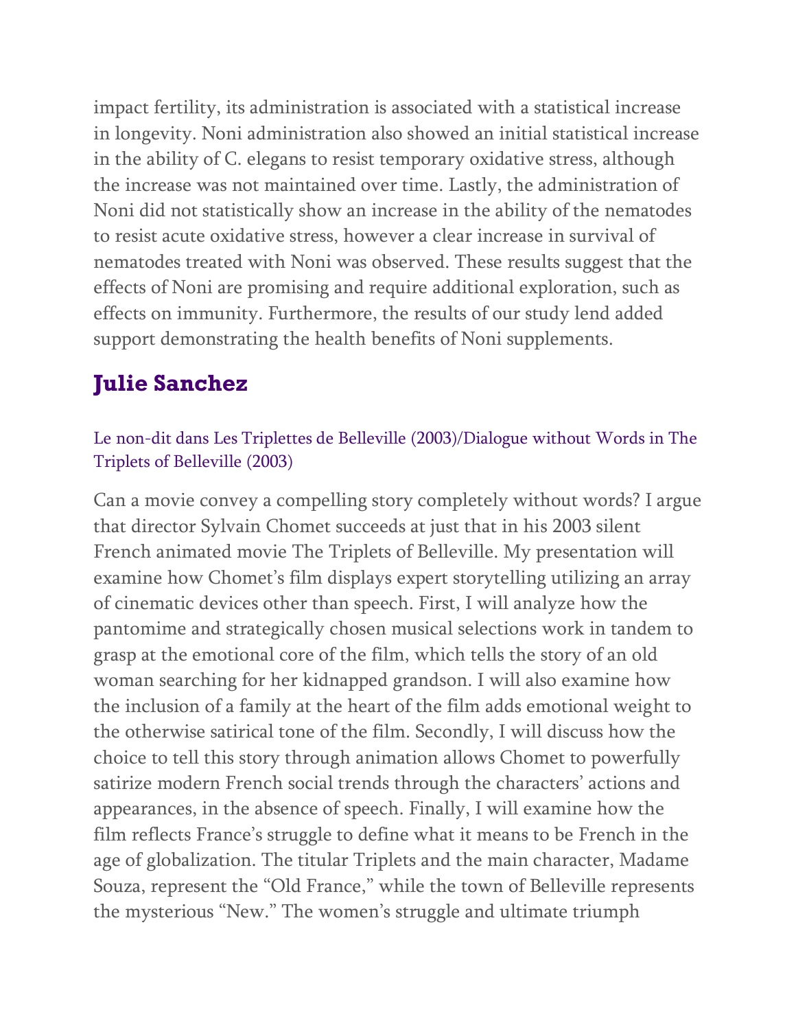impact fertility, its administration is associated with a statistical increase in longevity. Noni administration also showed an initial statistical increase in the ability of C. elegans to resist temporary oxidative stress, although the increase was not maintained over time. Lastly, the administration of Noni did not statistically show an increase in the ability of the nematodes to resist acute oxidative stress, however a clear increase in survival of nematodes treated with Noni was observed. These results suggest that the effects of Noni are promising and require additional exploration, such as effects on immunity. Furthermore, the results of our study lend added support demonstrating the health benefits of Noni supplements.

## Julie Sanchez

### Le non-dit dans Les Triplettes de Belleville (2003)/Dialogue without Words in The Triplets of Belleville (2003)

Can a movie convey a compelling story completely without words? I argue that director Sylvain Chomet succeeds at just that in his 2003 silent French animated movie The Triplets of Belleville. My presentation will examine how Chomet's film displays expert storytelling utilizing an array of cinematic devices other than speech. First, I will analyze how the pantomime and strategically chosen musical selections work in tandem to grasp at the emotional core of the film, which tells the story of an old woman searching for her kidnapped grandson. I will also examine how the inclusion of a family at the heart of the film adds emotional weight to the otherwise satirical tone of the film. Secondly, I will discuss how the choice to tell this story through animation allows Chomet to powerfully satirize modern French social trends through the characters' actions and appearances, in the absence of speech. Finally, I will examine how the film reflects France's struggle to define what it means to be French in the age of globalization. The titular Triplets and the main character, Madame Souza, represent the "Old France," while the town of Belleville represents the mysterious "New." The women's struggle and ultimate triumph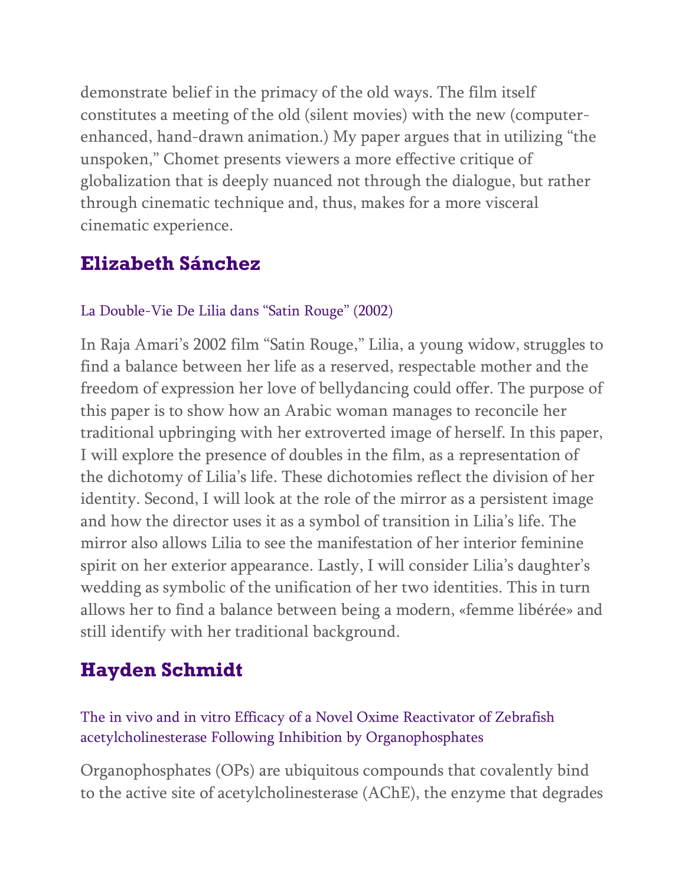demonstrate belief in the primacy of the old ways. The film itself constitutes a meeting of the old (silent movies) with the new (computer-enhanced, hand-drawn animation.) My paper argues that in utilizing "the unspoken," Chomet presents viewers a more effective critique of globalization that is deeply nuanced not through the dialogue, but rather through cinematic technique and, thus, makes for a more visceral cinematic experience.

## Elizabeth Sánchez

La Double-Vie De Lilia dans "Satin Rouge" (2002)

In Raja Amari's 2002 film "Satin Rouge," Lilia, a young widow, struggles to find a balance between her life as a reserved, respectable mother and the freedom of expression her love of bellydancing could offer. The purpose of this paper is to show how an Arabic woman manages to reconcile her traditional upbringing with her extroverted image of herself. In this paper, I will explore the presence of doubles in the film, as a representation of the dichotomy of Lilia's life. These dichotomies reflect the division of her identity. Second, I will look at the role of the mirror as a persistent image and how the director uses it as a symbol of transition in Lilia's life. The mirror also allows Lilia to see the manifestation of her interior feminine spirit on her exterior appearance. Lastly, I will consider Lilia's daughter's wedding as symbolic of the unification of her two identities. This in turn allows her to find a balance between being a modern, «femme libérée» and still identify with her traditional background.

## Hayden Schmidt

The in vivo and in vitro Efficacy of a Novel Oxime Reactivator of Zebrafish acetylcholinesterase Following Inhibition by Organophosphates

Organophosphates (OPs) are ubiquitous compounds that covalently bind to the active site of acetylcholinesterase (AChE), the enzyme that degrades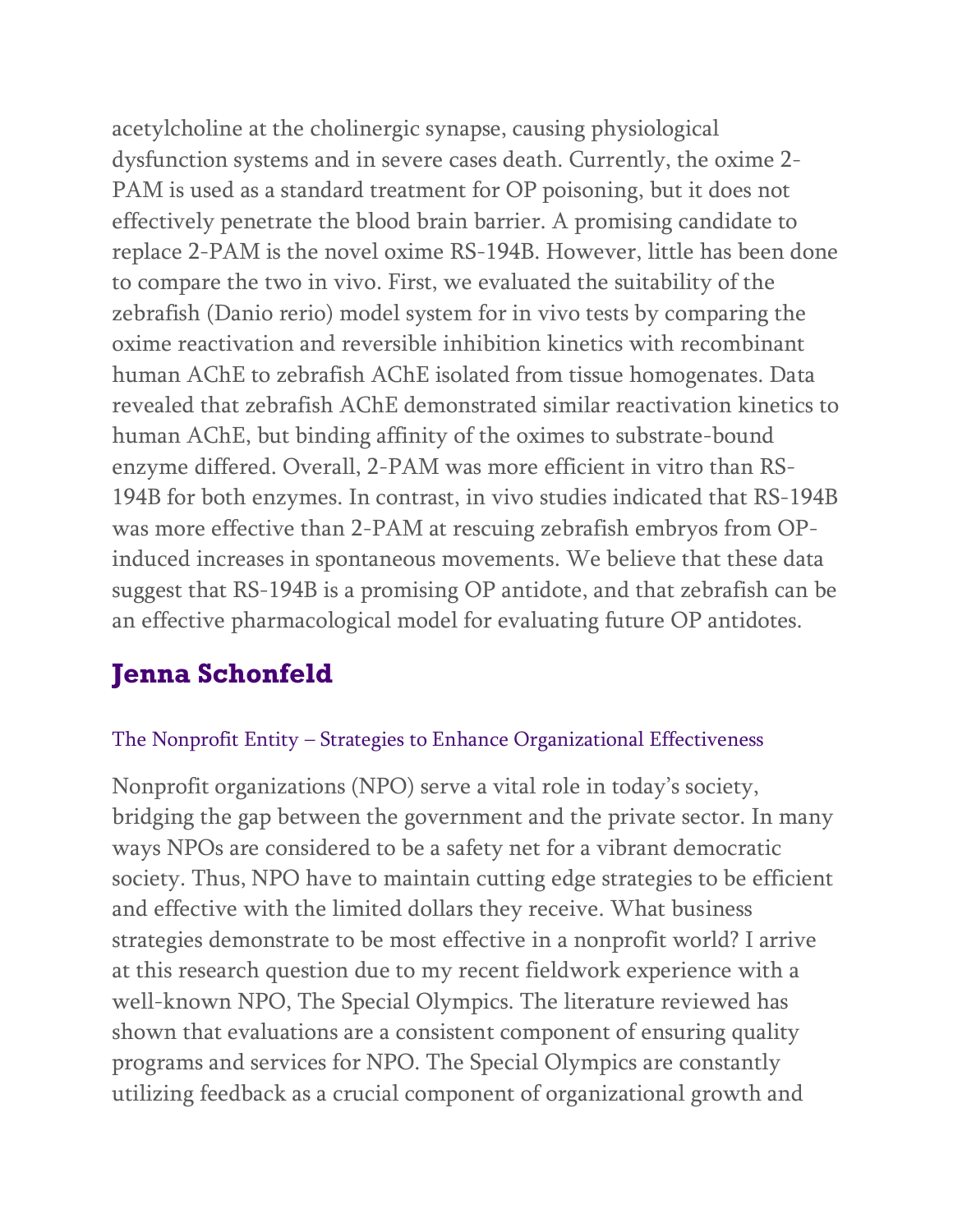acetylcholine at the cholinergic synapse, causing physiological dysfunction systems and in severe cases death. Currently, the oxime 2-PAM is used as a standard treatment for OP poisoning, but it does not effectively penetrate the blood brain barrier. A promising candidate to replace 2-PAM is the novel oxime RS-194B. However, little has been done to compare the two in vivo. First, we evaluated the suitability of the zebrafish (Danio rerio) model system for in vivo tests by comparing the oxime reactivation and reversible inhibition kinetics with recombinant human AChE to zebrafish AChE isolated from tissue homogenates. Data revealed that zebrafish AChE demonstrated similar reactivation kinetics to human AChE, but binding affinity of the oximes to substrate-bound enzyme differed. Overall, 2-PAM was more efficient in vitro than RS-194B for both enzymes. In contrast, in vivo studies indicated that RS-194B was more effective than 2-PAM at rescuing zebrafish embryos from OP-induced increases in spontaneous movements. We believe that these data suggest that RS-194B is a promising OP antidote, and that zebrafish can be an effective pharmacological model for evaluating future OP antidotes.

## Jenna Schonfeld

### The Nonprofit Entity – Strategies to Enhance Organizational Effectiveness

Nonprofit organizations (NPO) serve a vital role in today's society, bridging the gap between the government and the private sector. In many ways NPOs are considered to be a safety net for a vibrant democratic society. Thus, NPO have to maintain cutting edge strategies to be efficient and effective with the limited dollars they receive. What business strategies demonstrate to be most effective in a nonprofit world? I arrive at this research question due to my recent fieldwork experience with a well-known NPO, The Special Olympics. The literature reviewed has shown that evaluations are a consistent component of ensuring quality programs and services for NPO. The Special Olympics are constantly utilizing feedback as a crucial component of organizational growth and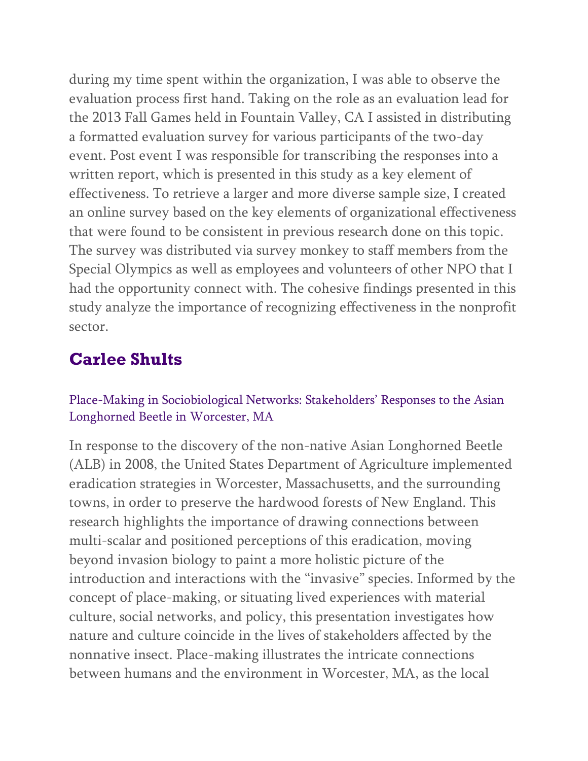during my time spent within the organization, I was able to observe the evaluation process first hand. Taking on the role as an evaluation lead for the 2013 Fall Games held in Fountain Valley, CA I assisted in distributing a formatted evaluation survey for various participants of the two-day event. Post event I was responsible for transcribing the responses into a written report, which is presented in this study as a key element of effectiveness. To retrieve a larger and more diverse sample size, I created an online survey based on the key elements of organizational effectiveness that were found to be consistent in previous research done on this topic. The survey was distributed via survey monkey to staff members from the Special Olympics as well as employees and volunteers of other NPO that I had the opportunity connect with. The cohesive findings presented in this study analyze the importance of recognizing effectiveness in the nonprofit sector.

## Carlee Shults

### Place-Making in Sociobiological Networks: Stakeholders' Responses to the Asian Longhorned Beetle in Worcester, MA

In response to the discovery of the non-native Asian Longhorned Beetle (ALB) in 2008, the United States Department of Agriculture implemented eradication strategies in Worcester, Massachusetts, and the surrounding towns, in order to preserve the hardwood forests of New England. This research highlights the importance of drawing connections between multi-scalar and positioned perceptions of this eradication, moving beyond invasion biology to paint a more holistic picture of the introduction and interactions with the "invasive" species. Informed by the concept of place-making, or situating lived experiences with material culture, social networks, and policy, this presentation investigates how nature and culture coincide in the lives of stakeholders affected by the nonnative insect. Place-making illustrates the intricate connections between humans and the environment in Worcester, MA, as the local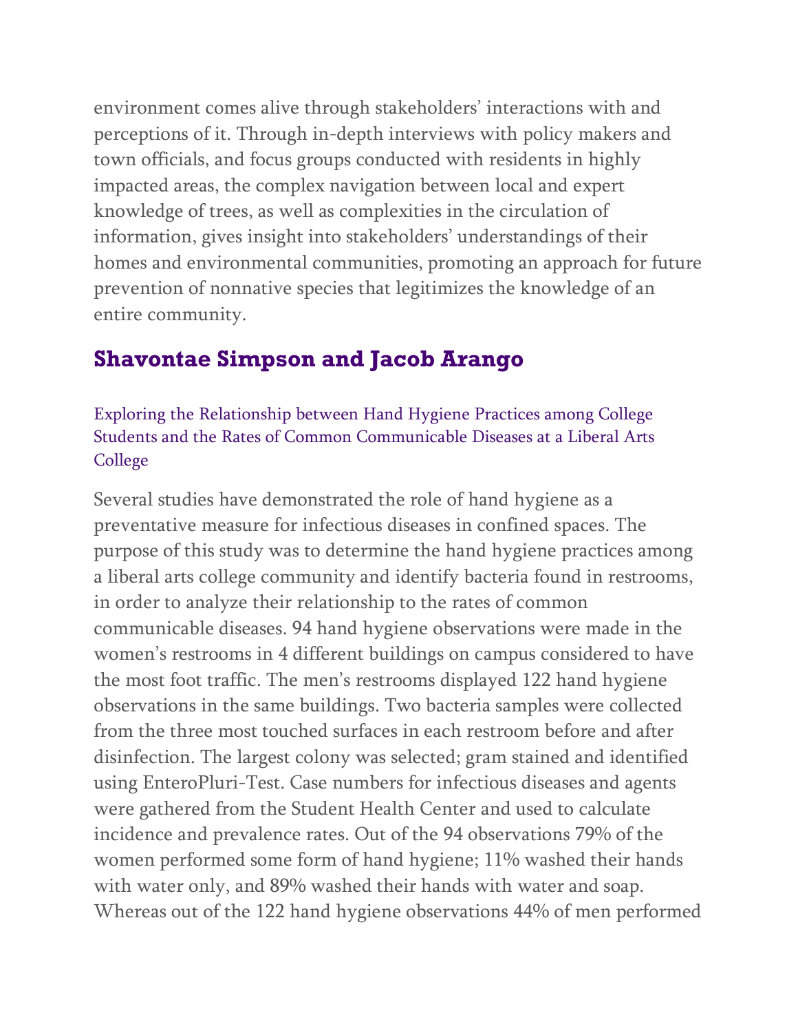environment comes alive through stakeholders' interactions with and perceptions of it. Through in-depth interviews with policy makers and town officials, and focus groups conducted with residents in highly impacted areas, the complex navigation between local and expert knowledge of trees, as well as complexities in the circulation of information, gives insight into stakeholders' understandings of their homes and environmental communities, promoting an approach for future prevention of nonnative species that legitimizes the knowledge of an entire community.

## Shavontae Simpson and Jacob Arango

Exploring the Relationship between Hand Hygiene Practices among College Students and the Rates of Common Communicable Diseases at a Liberal Arts College

Several studies have demonstrated the role of hand hygiene as a preventative measure for infectious diseases in confined spaces. The purpose of this study was to determine the hand hygiene practices among a liberal arts college community and identify bacteria found in restrooms, in order to analyze their relationship to the rates of common communicable diseases. 94 hand hygiene observations were made in the women's restrooms in 4 different buildings on campus considered to have the most foot traffic. The men's restrooms displayed 122 hand hygiene observations in the same buildings. Two bacteria samples were collected from the three most touched surfaces in each restroom before and after disinfection. The largest colony was selected; gram stained and identified using EnteroPluri-Test. Case numbers for infectious diseases and agents were gathered from the Student Health Center and used to calculate incidence and prevalence rates. Out of the 94 observations 79% of the women performed some form of hand hygiene; 11% washed their hands with water only, and 89% washed their hands with water and soap. Whereas out of the 122 hand hygiene observations 44% of men performed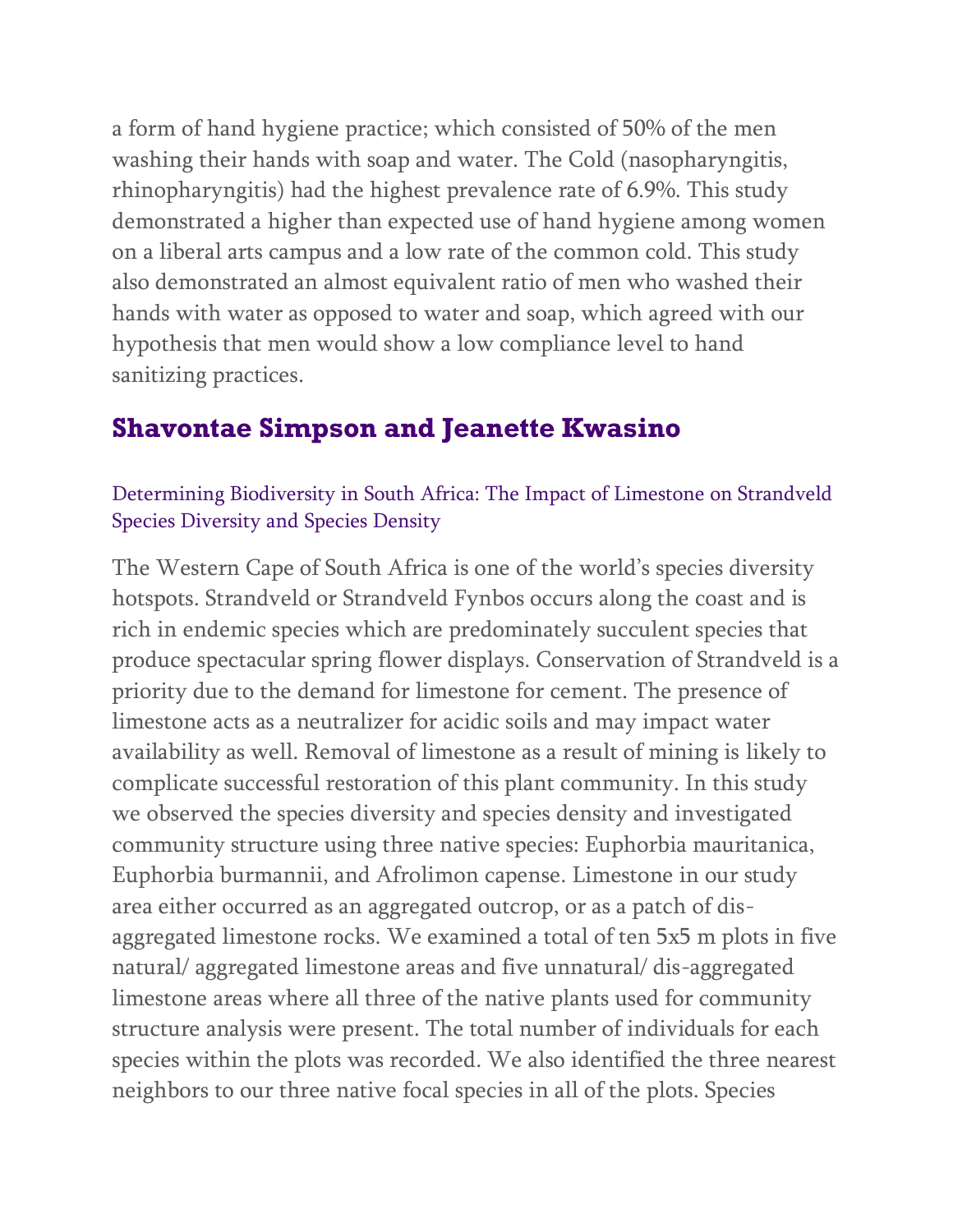a form of hand hygiene practice; which consisted of 50% of the men washing their hands with soap and water. The Cold (nasopharyngitis, rhinopharyngitis) had the highest prevalence rate of 6.9%. This study demonstrated a higher than expected use of hand hygiene among women on a liberal arts campus and a low rate of the common cold. This study also demonstrated an almost equivalent ratio of men who washed their hands with water as opposed to water and soap, which agreed with our hypothesis that men would show a low compliance level to hand sanitizing practices.

## Shavontae Simpson and Jeanette Kwasino

### Determining Biodiversity in South Africa: The Impact of Limestone on Strandveld Species Diversity and Species Density

The Western Cape of South Africa is one of the world's species diversity hotspots. Strandveld or Strandveld Fynbos occurs along the coast and is rich in endemic species which are predominately succulent species that produce spectacular spring flower displays. Conservation of Strandveld is a priority due to the demand for limestone for cement. The presence of limestone acts as a neutralizer for acidic soils and may impact water availability as well. Removal of limestone as a result of mining is likely to complicate successful restoration of this plant community. In this study we observed the species diversity and species density and investigated community structure using three native species: Euphorbia mauritanica, Euphorbia burmannii, and Afrolimon capense. Limestone in our study area either occurred as an aggregated outcrop, or as a patch of dis-aggregated limestone rocks. We examined a total of ten 5x5 m plots in five natural/ aggregated limestone areas and five unnatural/ dis-aggregated limestone areas where all three of the native plants used for community structure analysis were present. The total number of individuals for each species within the plots was recorded. We also identified the three nearest neighbors to our three native focal species in all of the plots. Species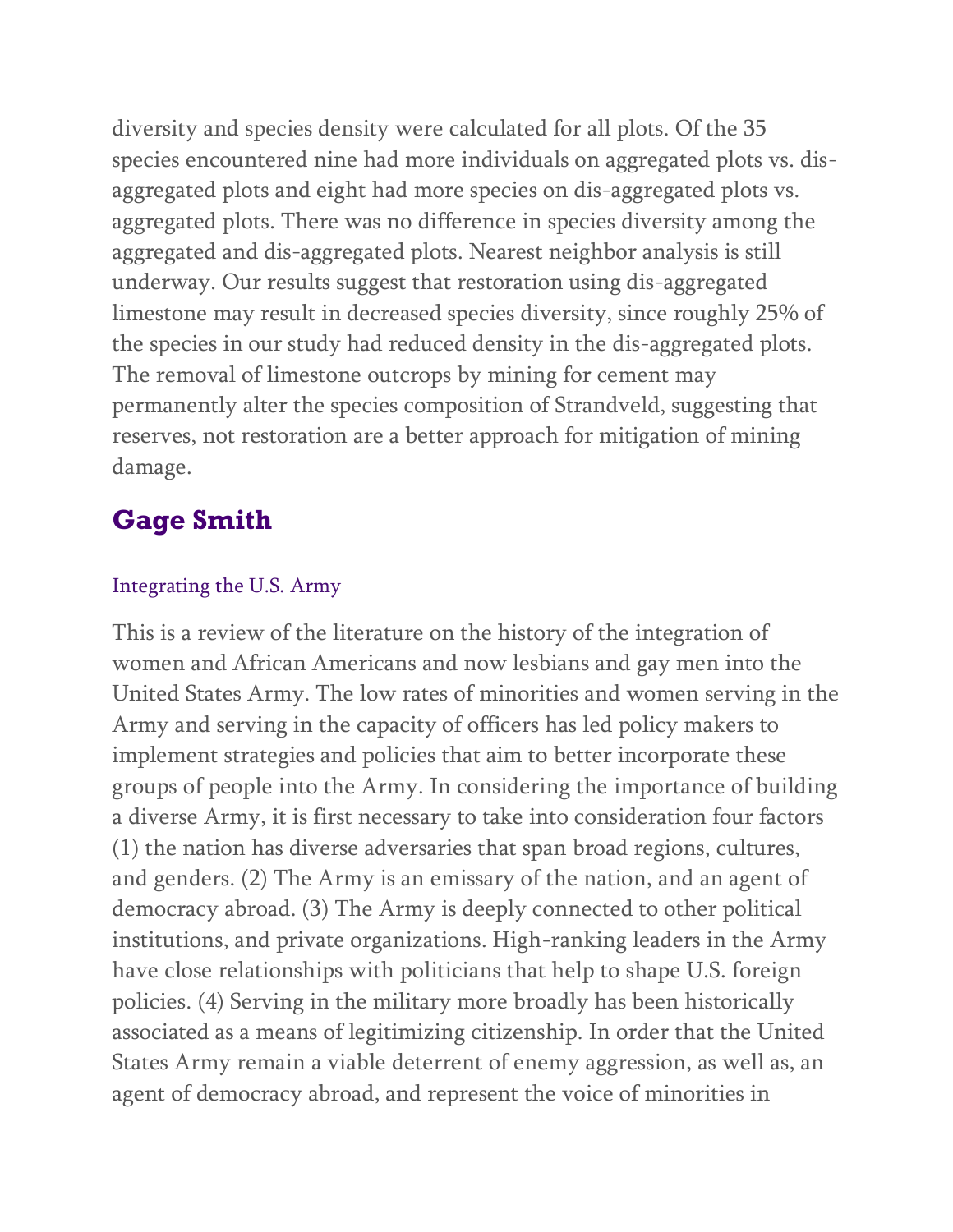diversity and species density were calculated for all plots. Of the 35 species encountered nine had more individuals on aggregated plots vs. dis-aggregated plots and eight had more species on dis-aggregated plots vs. aggregated plots. There was no difference in species diversity among the aggregated and dis-aggregated plots. Nearest neighbor analysis is still underway. Our results suggest that restoration using dis-aggregated limestone may result in decreased species diversity, since roughly 25% of the species in our study had reduced density in the dis-aggregated plots. The removal of limestone outcrops by mining for cement may permanently alter the species composition of Strandveld, suggesting that reserves, not restoration are a better approach for mitigation of mining damage.

## Gage Smith

### Integrating the U.S. Army

This is a review of the literature on the history of the integration of women and African Americans and now lesbians and gay men into the United States Army. The low rates of minorities and women serving in the Army and serving in the capacity of officers has led policy makers to implement strategies and policies that aim to better incorporate these groups of people into the Army. In considering the importance of building a diverse Army, it is first necessary to take into consideration four factors (1) the nation has diverse adversaries that span broad regions, cultures, and genders. (2) The Army is an emissary of the nation, and an agent of democracy abroad. (3) The Army is deeply connected to other political institutions, and private organizations. High-ranking leaders in the Army have close relationships with politicians that help to shape U.S. foreign policies. (4) Serving in the military more broadly has been historically associated as a means of legitimizing citizenship. In order that the United States Army remain a viable deterrent of enemy aggression, as well as, an agent of democracy abroad, and represent the voice of minorities in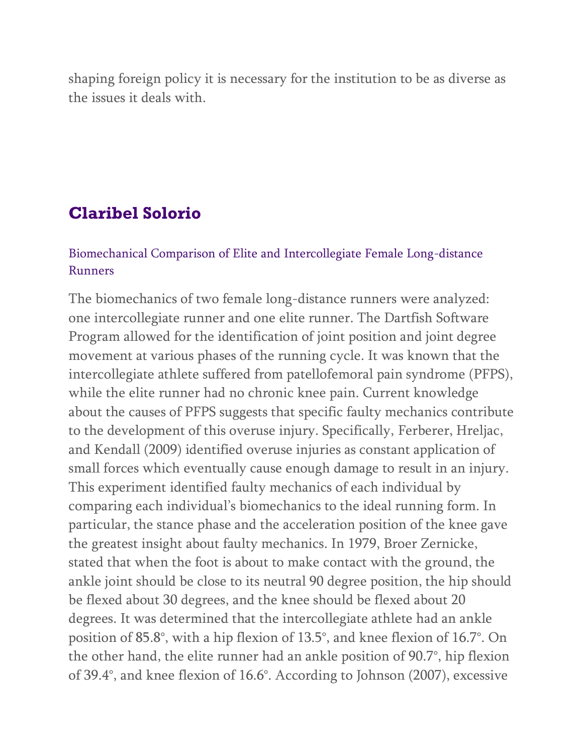shaping foreign policy it is necessary for the institution to be as diverse as the issues it deals with.

## Claribel Solorio

### Biomechanical Comparison of Elite and Intercollegiate Female Long-distance Runners

The biomechanics of two female long-distance runners were analyzed: one intercollegiate runner and one elite runner. The Dartfish Software Program allowed for the identification of joint position and joint degree movement at various phases of the running cycle. It was known that the intercollegiate athlete suffered from patellofemoral pain syndrome (PFPS), while the elite runner had no chronic knee pain. Current knowledge about the causes of PFPS suggests that specific faulty mechanics contribute to the development of this overuse injury. Specifically, Ferberer, Hreljac, and Kendall (2009) identified overuse injuries as constant application of small forces which eventually cause enough damage to result in an injury. This experiment identified faulty mechanics of each individual by comparing each individual's biomechanics to the ideal running form. In particular, the stance phase and the acceleration position of the knee gave the greatest insight about faulty mechanics. In 1979, Broer Zernicke, stated that when the foot is about to make contact with the ground, the ankle joint should be close to its neutral 90 degree position, the hip should be flexed about 30 degrees, and the knee should be flexed about 20 degrees. It was determined that the intercollegiate athlete had an ankle position of 85.8°, with a hip flexion of 13.5°, and knee flexion of 16.7°. On the other hand, the elite runner had an ankle position of 90.7°, hip flexion of 39.4°, and knee flexion of 16.6°. According to Johnson (2007), excessive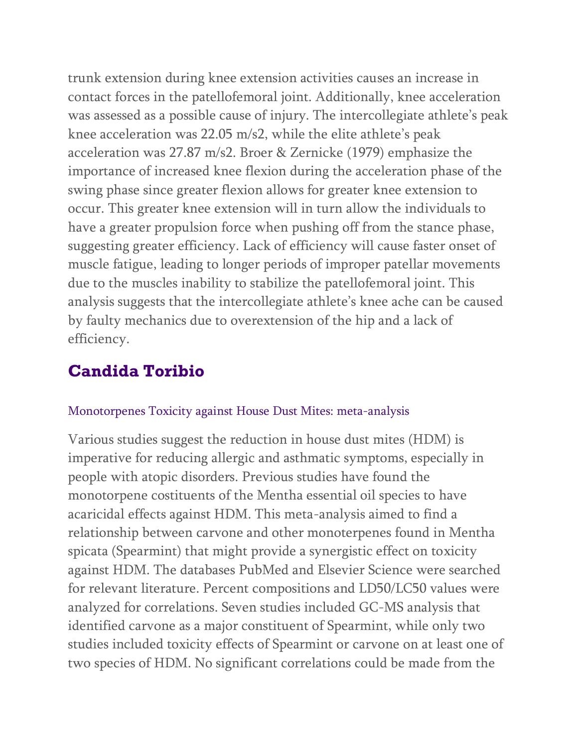trunk extension during knee extension activities causes an increase in contact forces in the patellofemoral joint. Additionally, knee acceleration was assessed as a possible cause of injury. The intercollegiate athlete's peak knee acceleration was 22.05 $m/s^2$, while the elite athlete's peak acceleration was 27.87 $m/s^2$. Broer & Zernicke (1979) emphasize the importance of increased knee flexion during the acceleration phase of the swing phase since greater flexion allows for greater knee extension to occur. This greater knee extension will in turn allow the individuals to have a greater propulsion force when pushing off from the stance phase, suggesting greater efficiency. Lack of efficiency will cause faster onset of muscle fatigue, leading to longer periods of improper patellar movements due to the muscles inability to stabilize the patellofemoral joint. This analysis suggests that the intercollegiate athlete's knee ache can be caused by faulty mechanics due to overextension of the hip and a lack of efficiency.

## Candida Toribio

### Monotorpenes Toxicity against House Dust Mites: meta-analysis

Various studies suggest the reduction in house dust mites (HDM) is imperative for reducing allergic and asthmatic symptoms, especially in people with atopic disorders. Previous studies have found the monotorpene costituents of the Mentha essential oil species to have acaricidal effects against HDM. This meta-analysis aimed to find a relationship between carvone and other monoterpenes found in Mentha spicata (Spearmint) that might provide a synergistic effect on toxicity against HDM. The databases PubMed and Elsevier Science were searched for relevant literature. Percent compositions and $LD_{50}/LC_{50}$ values were analyzed for correlations. Seven studies included GC-MS analysis that identified carvone as a major constituent of Spearmint, while only two studies included toxicity effects of Spearmint or carvone on at least one of two species of HDM. No significant correlations could be made from the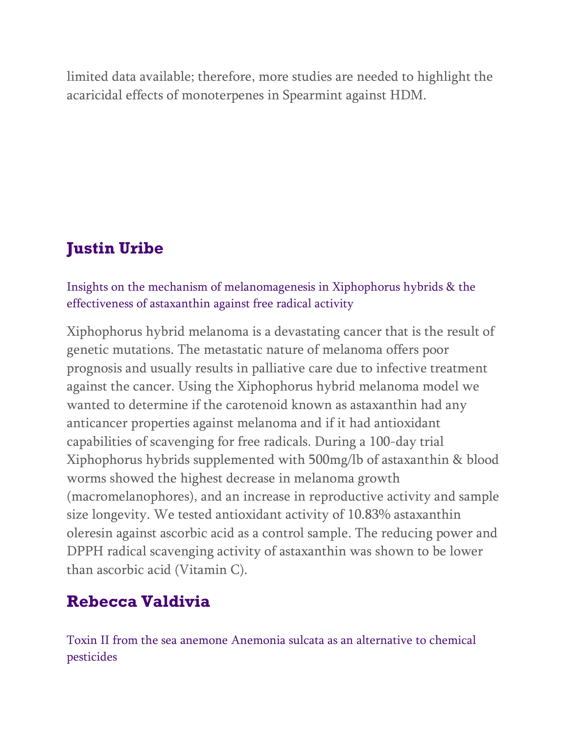limited data available; therefore, more studies are needed to highlight the acaricidal effects of monoterpenes in Spearmint against HDM.

## Justin Uribe

Insights on the mechanism of melanomagenesis in Xiphophorus hybrids & the effectiveness of astaxanthin against free radical activity

Xiphophorus hybrid melanoma is a devastating cancer that is the result of genetic mutations. The metastatic nature of melanoma offers poor prognosis and usually results in palliative care due to infective treatment against the cancer. Using the Xiphophorus hybrid melanoma model we wanted to determine if the carotenoid known as astaxanthin had any anticancer properties against melanoma and if it had antioxidant capabilities of scavenging for free radicals. During a 100-day trial Xiphophorus hybrids supplemented with 500mg/lb of astaxanthin & blood worms showed the highest decrease in melanoma growth (macromelanophores), and an increase in reproductive activity and sample size longevity. We tested antioxidant activity of 10.83% astaxanthin oleresin against ascorbic acid as a control sample. The reducing power and DPPH radical scavenging activity of astaxanthin was shown to be lower than ascorbic acid (Vitamin C).

## Rebecca Valdivia

Toxin II from the sea anemone Anemonia sulcata as an alternative to chemical pesticides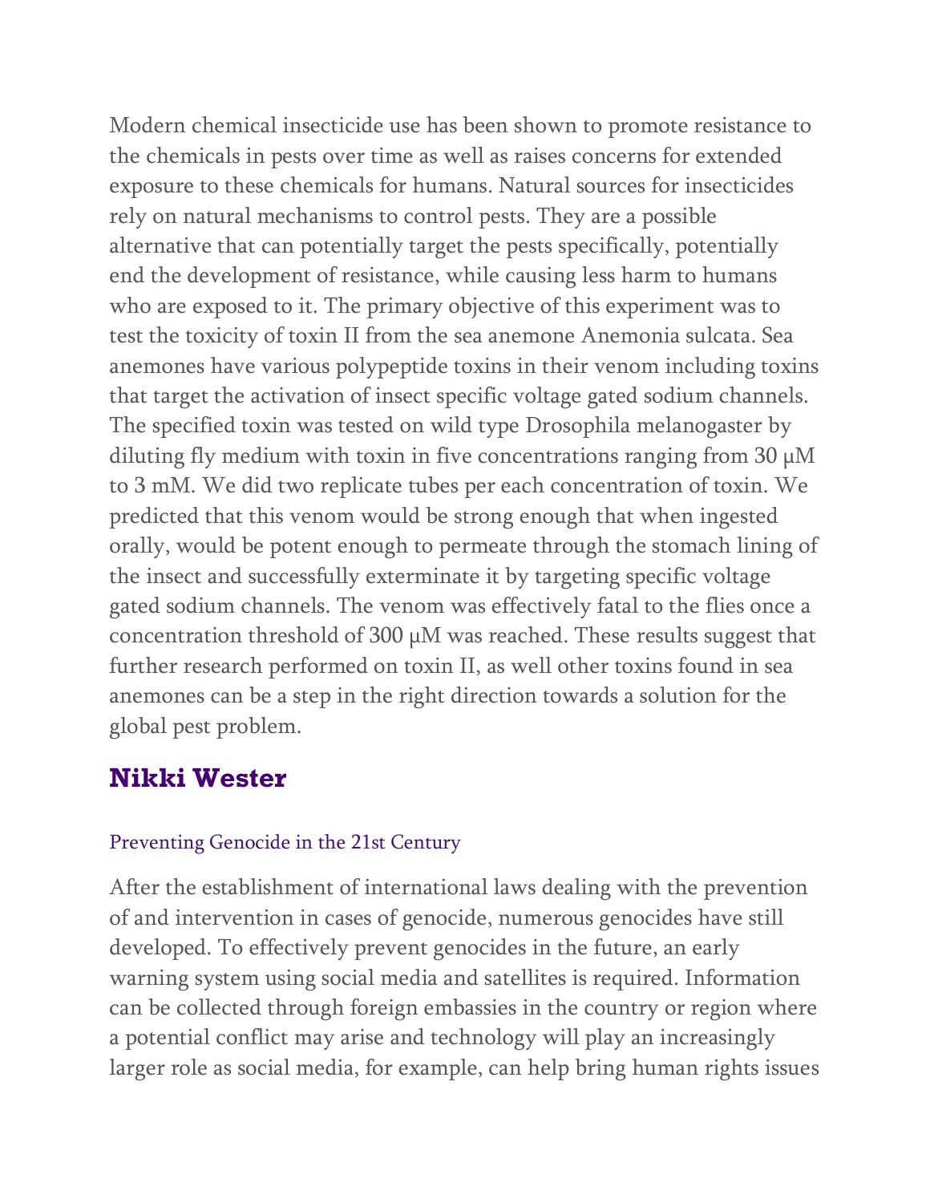Modern chemical insecticide use has been shown to promote resistance to the chemicals in pests over time as well as raises concerns for extended exposure to these chemicals for humans. Natural sources for insecticides rely on natural mechanisms to control pests. They are a possible alternative that can potentially target the pests specifically, potentially end the development of resistance, while causing less harm to humans who are exposed to it. The primary objective of this experiment was to test the toxicity of toxin II from the sea anemone Anemonia sulcata. Sea anemones have various polypeptide toxins in their venom including toxins that target the activation of insect specific voltage gated sodium channels. The specified toxin was tested on wild type Drosophila melanogaster by diluting fly medium with toxin in five concentrations ranging from 30 μM to 3 mM. We did two replicate tubes per each concentration of toxin. We predicted that this venom would be strong enough that when ingested orally, would be potent enough to permeate through the stomach lining of the insect and successfully exterminate it by targeting specific voltage gated sodium channels. The venom was effectively fatal to the flies once a concentration threshold of 300 μM was reached. These results suggest that further research performed on toxin II, as well other toxins found in sea anemones can be a step in the right direction towards a solution for the global pest problem.

## Nikki Wester

### Preventing Genocide in the 21st Century

After the establishment of international laws dealing with the prevention of and intervention in cases of genocide, numerous genocides have still developed. To effectively prevent genocides in the future, an early warning system using social media and satellites is required. Information can be collected through foreign embassies in the country or region where a potential conflict may arise and technology will play an increasingly larger role as social media, for example, can help bring human rights issues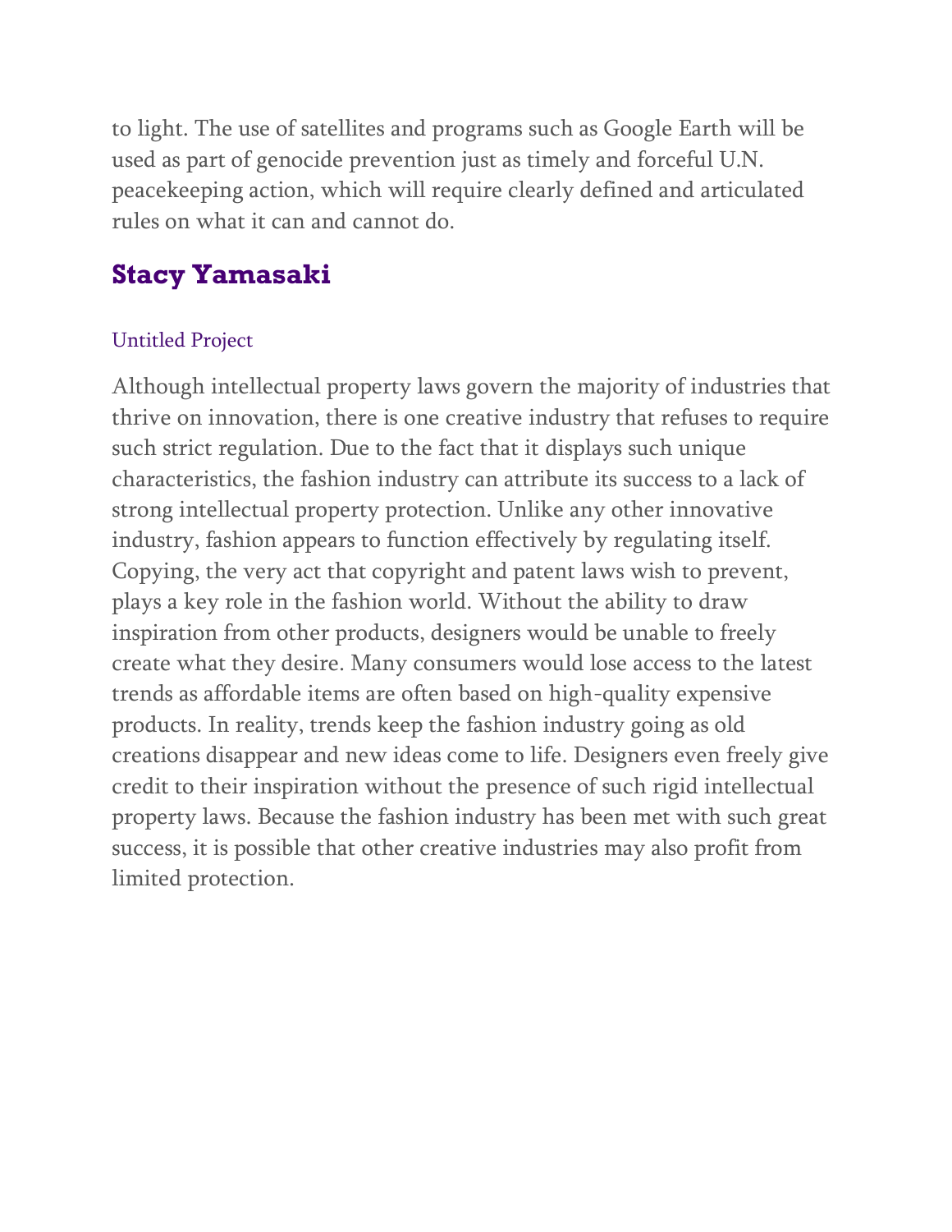to light. The use of satellites and programs such as Google Earth will be used as part of genocide prevention just as timely and forceful U.N. peacekeeping action, which will require clearly defined and articulated rules on what it can and cannot do.

## Stacy Yamasaki

### Untitled Project

Although intellectual property laws govern the majority of industries that thrive on innovation, there is one creative industry that refuses to require such strict regulation. Due to the fact that it displays such unique characteristics, the fashion industry can attribute its success to a lack of strong intellectual property protection. Unlike any other innovative industry, fashion appears to function effectively by regulating itself. Copying, the very act that copyright and patent laws wish to prevent, plays a key role in the fashion world. Without the ability to draw inspiration from other products, designers would be unable to freely create what they desire. Many consumers would lose access to the latest trends as affordable items are often based on high-quality expensive products. In reality, trends keep the fashion industry going as old creations disappear and new ideas come to life. Designers even freely give credit to their inspiration without the presence of such rigid intellectual property laws. Because the fashion industry has been met with such great success, it is possible that other creative industries may also profit from limited protection.